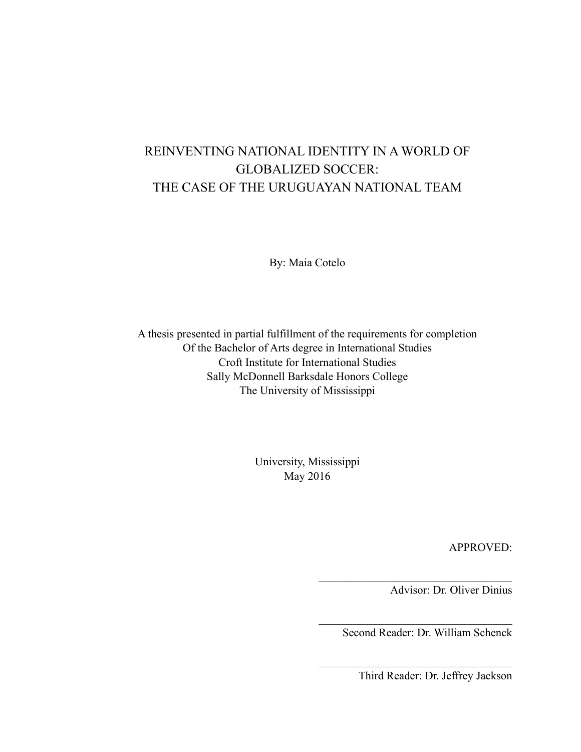# REINVENTING NATIONAL IDENTITY IN A WORLD OF GLOBALIZED SOCCER: THE CASE OF THE URUGUAYAN NATIONAL TEAM

By: Maia Cotelo

A thesis presented in partial fulfillment of the requirements for completion
Of the Bachelor of Arts degree in International Studies
Croft Institute for International Studies
Sally McDonnell Barksdale Honors College
The University of Mississippi

University, Mississippi
May 2016

APPROVED:

\_\_\_\_\_\_\_\_\_\_\_\_\_\_\_\_\_\_\_\_\_\_\_\_\_\_\_\_\_\_\_\_\_\_
Advisor: Dr. Oliver Dinius

\_\_\_\_\_\_\_\_\_\_\_\_\_\_\_\_\_\_\_\_\_\_\_\_\_\_\_\_\_\_\_\_\_\_
Second Reader: Dr. William Schenck

\_\_\_\_\_\_\_\_\_\_\_\_\_\_\_\_\_\_\_\_\_\_\_\_\_\_\_\_\_\_\_\_\_\_
Third Reader: Dr. Jeffrey Jackson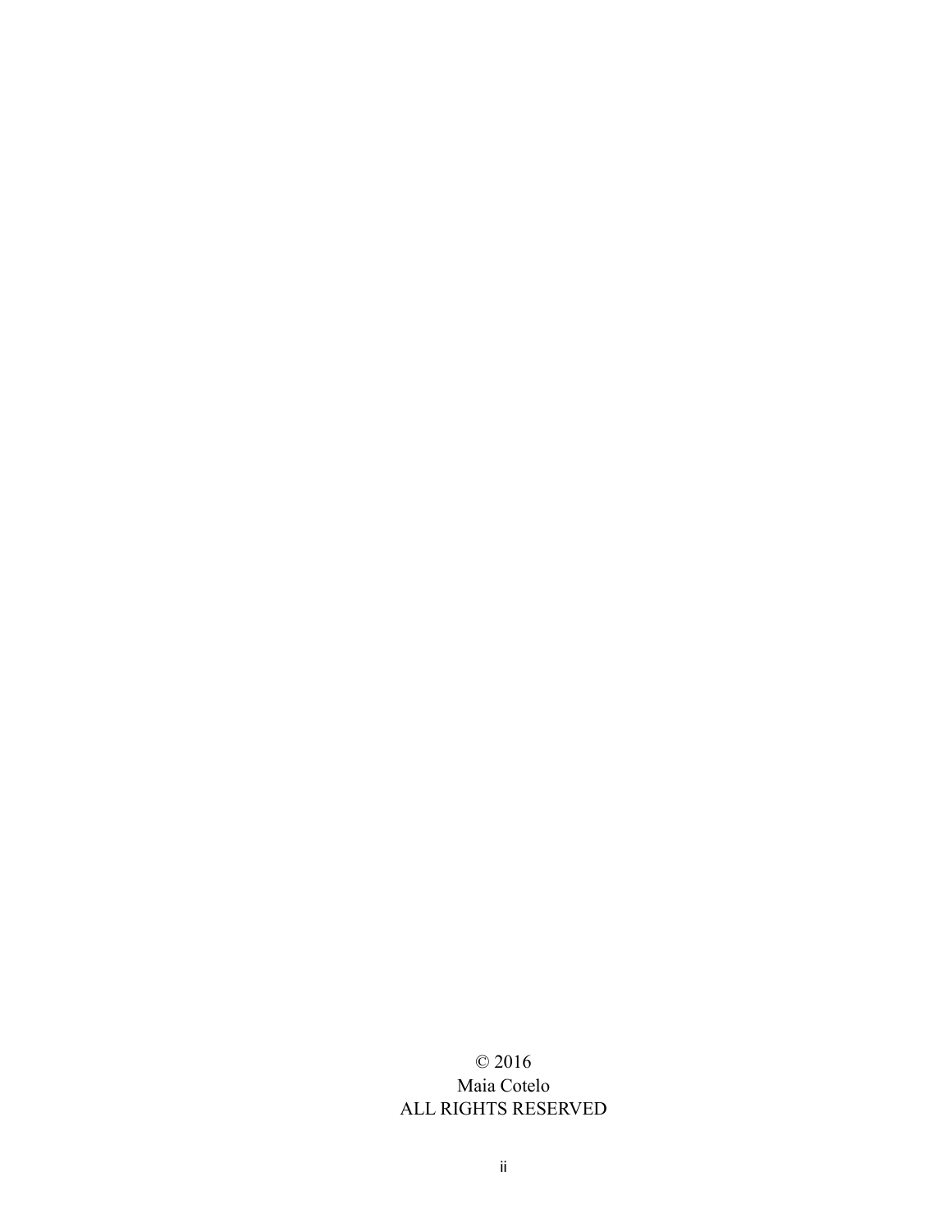© 2016
Maia Cotelo
ALL RIGHTS RESERVED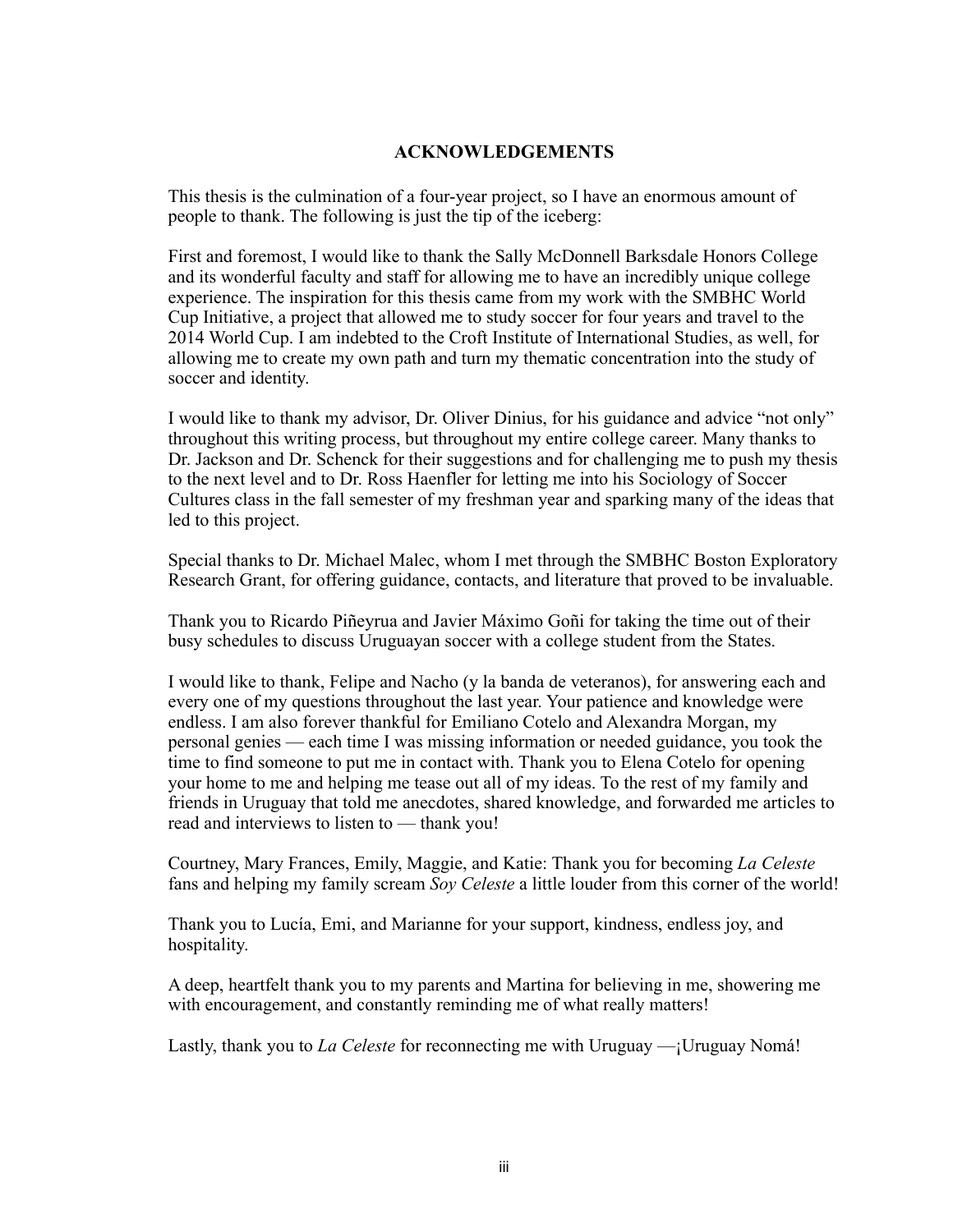# ACKNOWLEDGEMENTS

This thesis is the culmination of a four-year project, so I have an enormous amount of people to thank. The following is just the tip of the iceberg:

First and foremost, I would like to thank the Sally McDonnell Barksdale Honors College and its wonderful faculty and staff for allowing me to have an incredibly unique college experience. The inspiration for this thesis came from my work with the SMBHC World Cup Initiative, a project that allowed me to study soccer for four years and travel to the 2014 World Cup. I am indebted to the Croft Institute of International Studies, as well, for allowing me to create my own path and turn my thematic concentration into the study of soccer and identity.

I would like to thank my advisor, Dr. Oliver Dinius, for his guidance and advice "not only" throughout this writing process, but throughout my entire college career. Many thanks to Dr. Jackson and Dr. Schenck for their suggestions and for challenging me to push my thesis to the next level and to Dr. Ross Haenfler for letting me into his Sociology of Soccer Cultures class in the fall semester of my freshman year and sparking many of the ideas that led to this project.

Special thanks to Dr. Michael Malec, whom I met through the SMBHC Boston Exploratory Research Grant, for offering guidance, contacts, and literature that proved to be invaluable.

Thank you to Ricardo Piñeyrua and Javier Máximo Goñi for taking the time out of their busy schedules to discuss Uruguayan soccer with a college student from the States.

I would like to thank, Felipe and Nacho (y la banda de veteranos), for answering each and every one of my questions throughout the last year. Your patience and knowledge were endless. I am also forever thankful for Emiliano Cotelo and Alexandra Morgan, my personal genies — each time I was missing information or needed guidance, you took the time to find someone to put me in contact with. Thank you to Elena Cotelo for opening your home to me and helping me tease out all of my ideas. To the rest of my family and friends in Uruguay that told me anecdotes, shared knowledge, and forwarded me articles to read and interviews to listen to — thank you!

Courtney, Mary Frances, Emily, Maggie, and Katie: Thank you for becoming *La Celeste* fans and helping my family scream *Soy Celeste* a little louder from this corner of the world!

Thank you to Lucía, Emi, and Marianne for your support, kindness, endless joy, and hospitality.

A deep, heartfelt thank you to my parents and Martina for believing in me, showering me with encouragement, and constantly reminding me of what really matters!

Lastly, thank you to *La Celeste* for reconnecting me with Uruguay —¡Uruguay Nomá!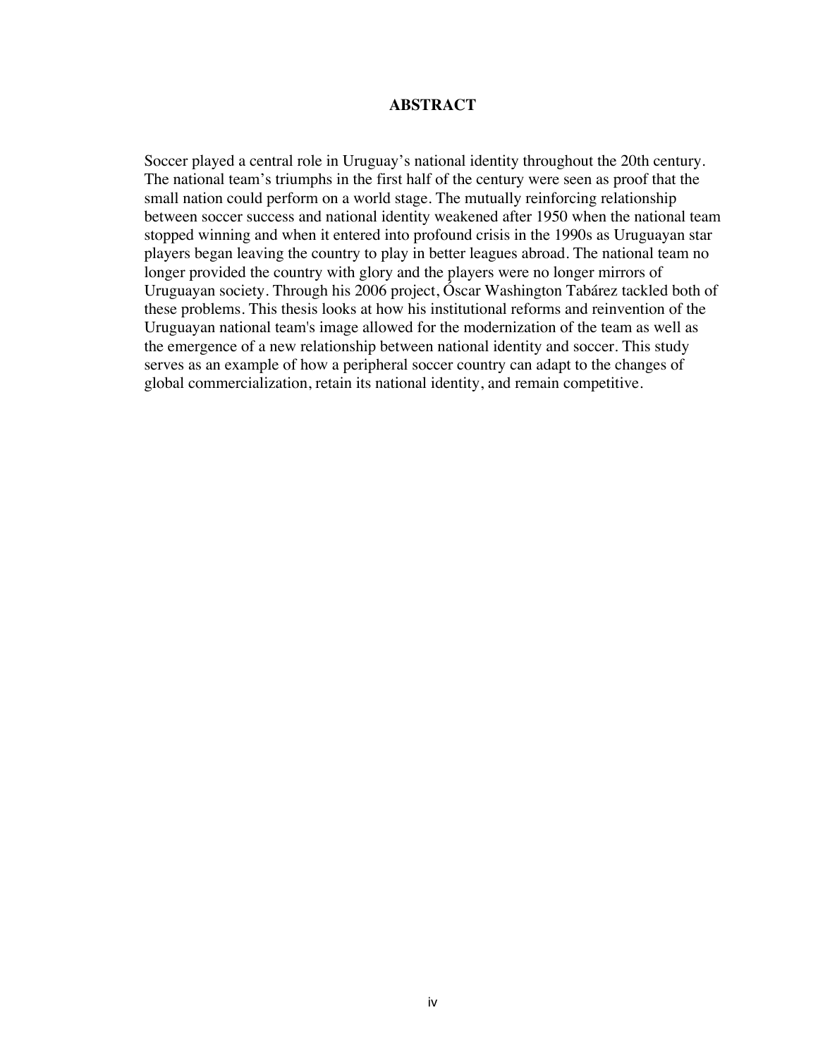## ABSTRACT

Soccer played a central role in Uruguay's national identity throughout the 20th century. The national team's triumphs in the first half of the century were seen as proof that the small nation could perform on a world stage. The mutually reinforcing relationship between soccer success and national identity weakened after 1950 when the national team stopped winning and when it entered into profound crisis in the 1990s as Uruguayan star players began leaving the country to play in better leagues abroad. The national team no longer provided the country with glory and the players were no longer mirrors of Uruguayan society. Through his 2006 project, Óscar Washington Tabárez tackled both of these problems. This thesis looks at how his institutional reforms and reinvention of the Uruguayan national team's image allowed for the modernization of the team as well as the emergence of a new relationship between national identity and soccer. This study serves as an example of how a peripheral soccer country can adapt to the changes of global commercialization, retain its national identity, and remain competitive.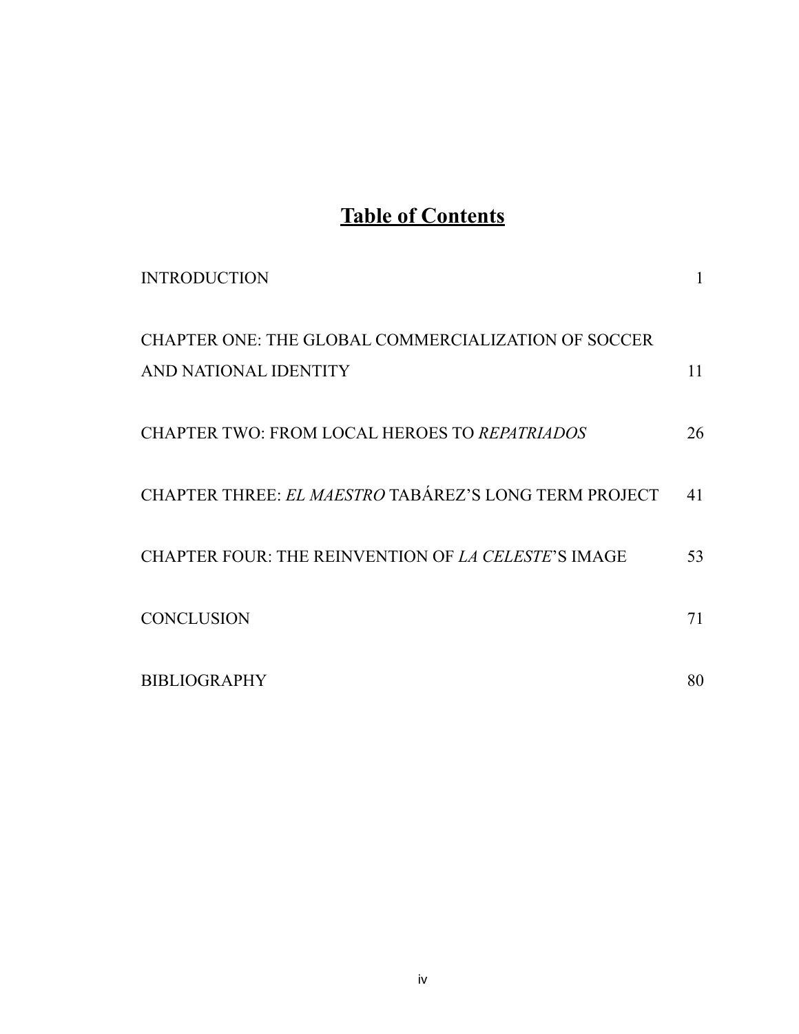# Table of Contents

| | |
|---|---|
| INTRODUCTION | 1 |
| CHAPTER ONE: THE GLOBAL COMMERCIALIZATION OF SOCCER AND NATIONAL IDENTITY | 11 |
| CHAPTER TWO: FROM LOCAL HEROES TO *REPATRIADOS* | 26 |
| CHAPTER THREE: *EL MAESTRO* TABÁREZ'S LONG TERM PROJECT | 41 |
| CHAPTER FOUR: THE REINVENTION OF *LA CELESTE*'S IMAGE | 53 |
| CONCLUSION | 71 |
| BIBLIOGRAPHY | 80 |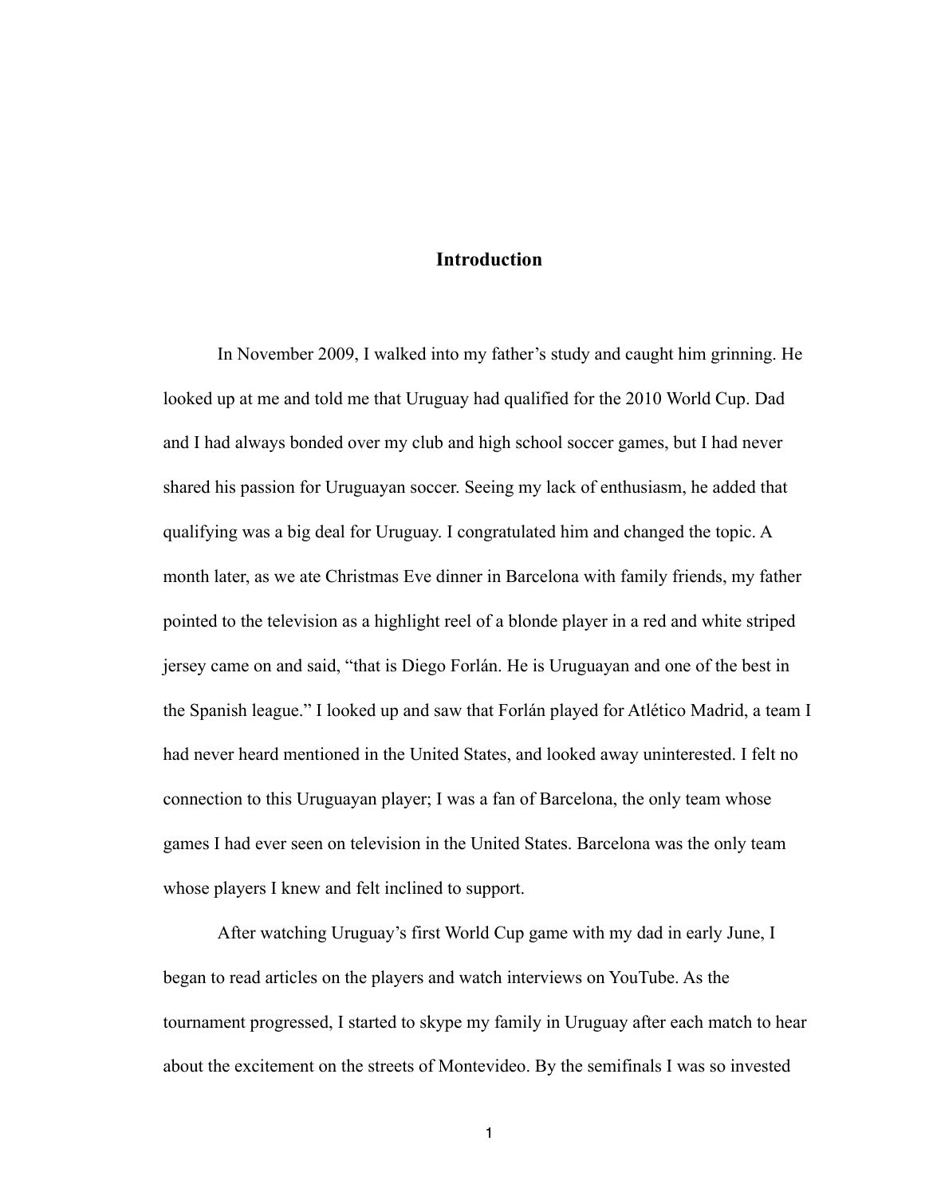# Introduction

In November 2009, I walked into my father's study and caught him grinning. He looked up at me and told me that Uruguay had qualified for the 2010 World Cup. Dad and I had always bonded over my club and high school soccer games, but I had never shared his passion for Uruguayan soccer. Seeing my lack of enthusiasm, he added that qualifying was a big deal for Uruguay. I congratulated him and changed the topic. A month later, as we ate Christmas Eve dinner in Barcelona with family friends, my father pointed to the television as a highlight reel of a blonde player in a red and white striped jersey came on and said, "that is Diego Forlán. He is Uruguayan and one of the best in the Spanish league." I looked up and saw that Forlán played for Atlético Madrid, a team I had never heard mentioned in the United States, and looked away uninterested. I felt no connection to this Uruguayan player; I was a fan of Barcelona, the only team whose games I had ever seen on television in the United States. Barcelona was the only team whose players I knew and felt inclined to support.

After watching Uruguay's first World Cup game with my dad in early June, I began to read articles on the players and watch interviews on YouTube. As the tournament progressed, I started to skype my family in Uruguay after each match to hear about the excitement on the streets of Montevideo. By the semifinals I was so invested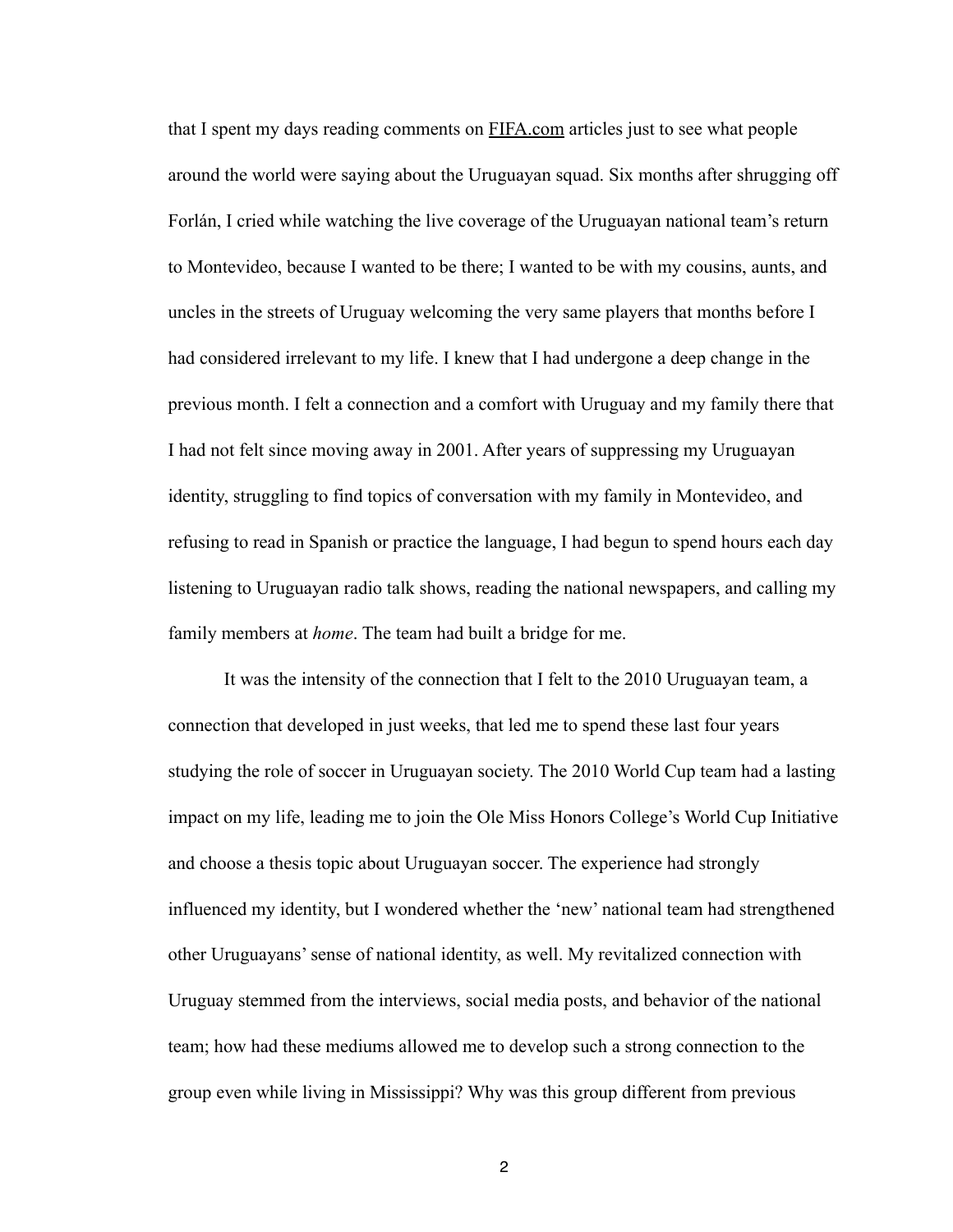that I spent my days reading comments on FIFA.com articles just to see what people around the world were saying about the Uruguayan squad. Six months after shrugging off Forlán, I cried while watching the live coverage of the Uruguayan national team's return to Montevideo, because I wanted to be there; I wanted to be with my cousins, aunts, and uncles in the streets of Uruguay welcoming the very same players that months before I had considered irrelevant to my life. I knew that I had undergone a deep change in the previous month. I felt a connection and a comfort with Uruguay and my family there that I had not felt since moving away in 2001. After years of suppressing my Uruguayan identity, struggling to find topics of conversation with my family in Montevideo, and refusing to read in Spanish or practice the language, I had begun to spend hours each day listening to Uruguayan radio talk shows, reading the national newspapers, and calling my family members at *home*. The team had built a bridge for me.

It was the intensity of the connection that I felt to the 2010 Uruguayan team, a connection that developed in just weeks, that led me to spend these last four years studying the role of soccer in Uruguayan society. The 2010 World Cup team had a lasting impact on my life, leading me to join the Ole Miss Honors College's World Cup Initiative and choose a thesis topic about Uruguayan soccer. The experience had strongly influenced my identity, but I wondered whether the 'new' national team had strengthened other Uruguayans' sense of national identity, as well. My revitalized connection with Uruguay stemmed from the interviews, social media posts, and behavior of the national team; how had these mediums allowed me to develop such a strong connection to the group even while living in Mississippi? Why was this group different from previous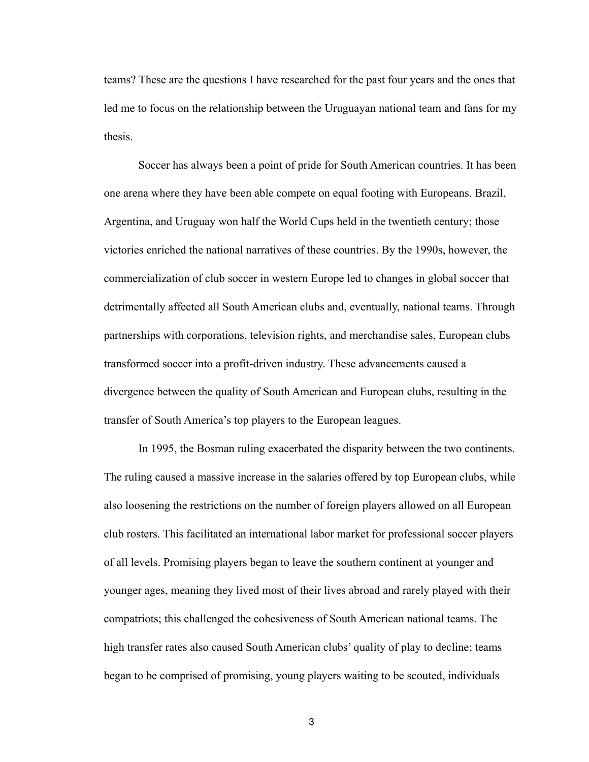teams? These are the questions I have researched for the past four years and the ones that led me to focus on the relationship between the Uruguayan national team and fans for my thesis.

Soccer has always been a point of pride for South American countries. It has been one arena where they have been able compete on equal footing with Europeans. Brazil, Argentina, and Uruguay won half the World Cups held in the twentieth century; those victories enriched the national narratives of these countries. By the 1990s, however, the commercialization of club soccer in western Europe led to changes in global soccer that detrimentally affected all South American clubs and, eventually, national teams. Through partnerships with corporations, television rights, and merchandise sales, European clubs transformed soccer into a profit-driven industry. These advancements caused a divergence between the quality of South American and European clubs, resulting in the transfer of South America's top players to the European leagues.

In 1995, the Bosman ruling exacerbated the disparity between the two continents. The ruling caused a massive increase in the salaries offered by top European clubs, while also loosening the restrictions on the number of foreign players allowed on all European club rosters. This facilitated an international labor market for professional soccer players of all levels. Promising players began to leave the southern continent at younger and younger ages, meaning they lived most of their lives abroad and rarely played with their compatriots; this challenged the cohesiveness of South American national teams. The high transfer rates also caused South American clubs' quality of play to decline; teams began to be comprised of promising, young players waiting to be scouted, individuals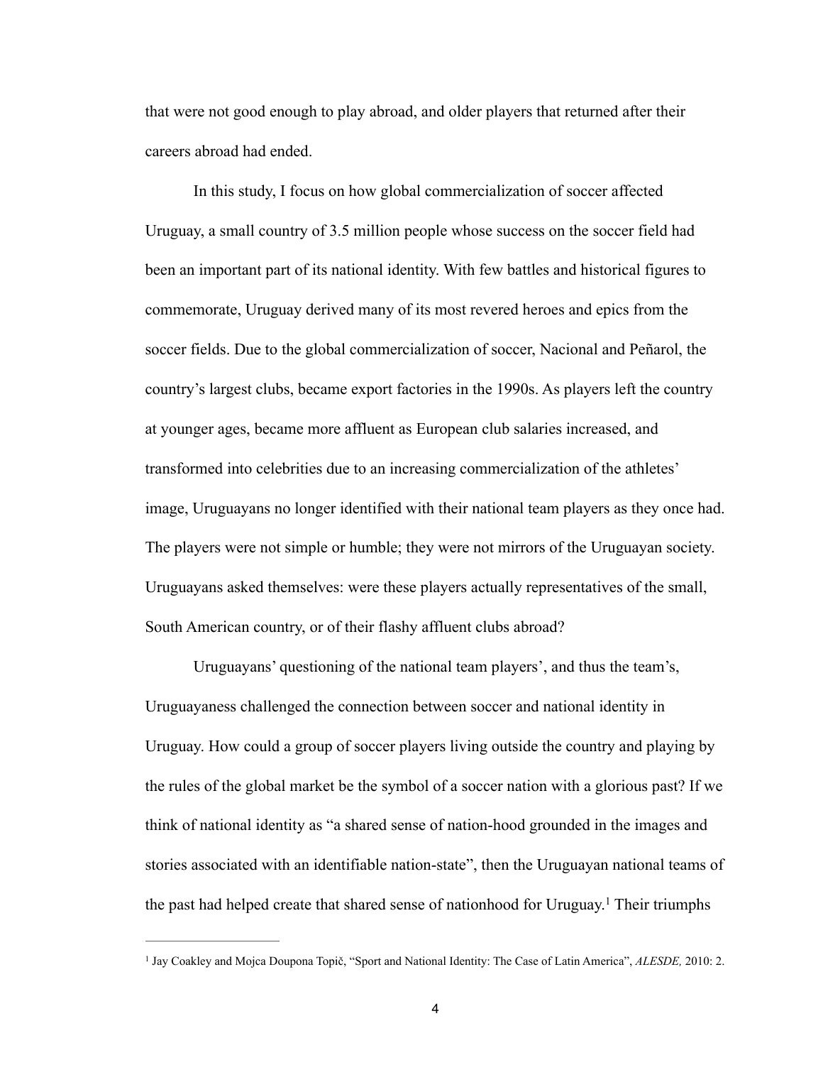that were not good enough to play abroad, and older players that returned after their careers abroad had ended.

In this study, I focus on how global commercialization of soccer affected Uruguay, a small country of 3.5 million people whose success on the soccer field had been an important part of its national identity. With few battles and historical figures to commemorate, Uruguay derived many of its most revered heroes and epics from the soccer fields. Due to the global commercialization of soccer, Nacional and Peñarol, the country's largest clubs, became export factories in the 1990s. As players left the country at younger ages, became more affluent as European club salaries increased, and transformed into celebrities due to an increasing commercialization of the athletes' image, Uruguayans no longer identified with their national team players as they once had. The players were not simple or humble; they were not mirrors of the Uruguayan society. Uruguayans asked themselves: were these players actually representatives of the small, South American country, or of their flashy affluent clubs abroad?

Uruguayans' questioning of the national team players', and thus the team's, Uruguayaness challenged the connection between soccer and national identity in Uruguay. How could a group of soccer players living outside the country and playing by the rules of the global market be the symbol of a soccer nation with a glorious past? If we think of national identity as "a shared sense of nation-hood grounded in the images and stories associated with an identifiable nation-state", then the Uruguayan national teams of the past had helped create that shared sense of nationhood for Uruguay.[1] Their triumphs

---

[1] Jay Coakley and Mojca Doupona Topič, "Sport and National Identity: The Case of Latin America", *ALESDE,* 2010: 2.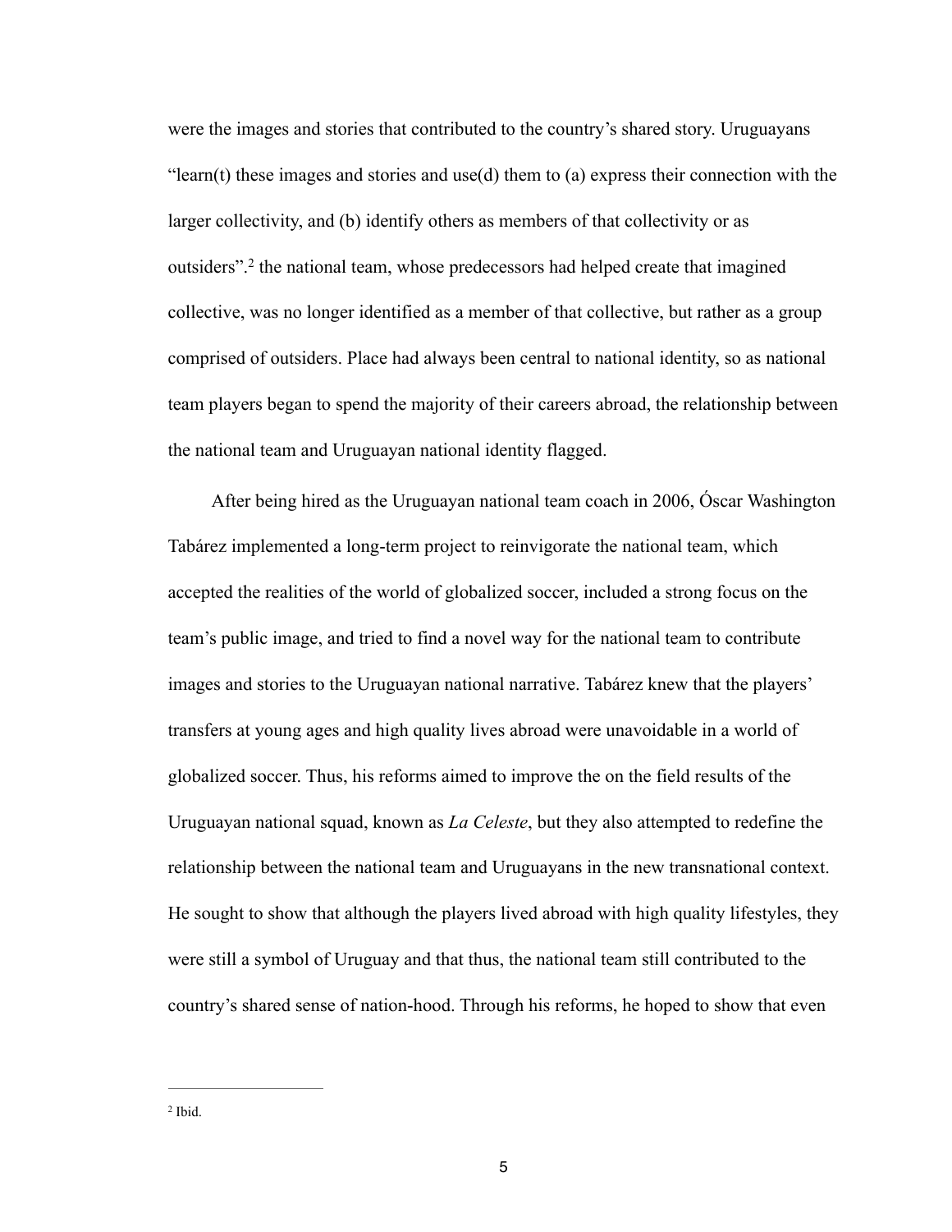were the images and stories that contributed to the country's shared story. Uruguayans "learn(t) these images and stories and use(d) them to (a) express their connection with the larger collectivity, and (b) identify others as members of that collectivity or as outsiders".[2] the national team, whose predecessors had helped create that imagined collective, was no longer identified as a member of that collective, but rather as a group comprised of outsiders. Place had always been central to national identity, so as national team players began to spend the majority of their careers abroad, the relationship between the national team and Uruguayan national identity flagged.

After being hired as the Uruguayan national team coach in 2006, Óscar Washington Tabárez implemented a long-term project to reinvigorate the national team, which accepted the realities of the world of globalized soccer, included a strong focus on the team's public image, and tried to find a novel way for the national team to contribute images and stories to the Uruguayan national narrative. Tabárez knew that the players' transfers at young ages and high quality lives abroad were unavoidable in a world of globalized soccer. Thus, his reforms aimed to improve the on the field results of the Uruguayan national squad, known as *La Celeste*, but they also attempted to redefine the relationship between the national team and Uruguayans in the new transnational context. He sought to show that although the players lived abroad with high quality lifestyles, they were still a symbol of Uruguay and that thus, the national team still contributed to the country's shared sense of nation-hood. Through his reforms, he hoped to show that even

---

[2] Ibid.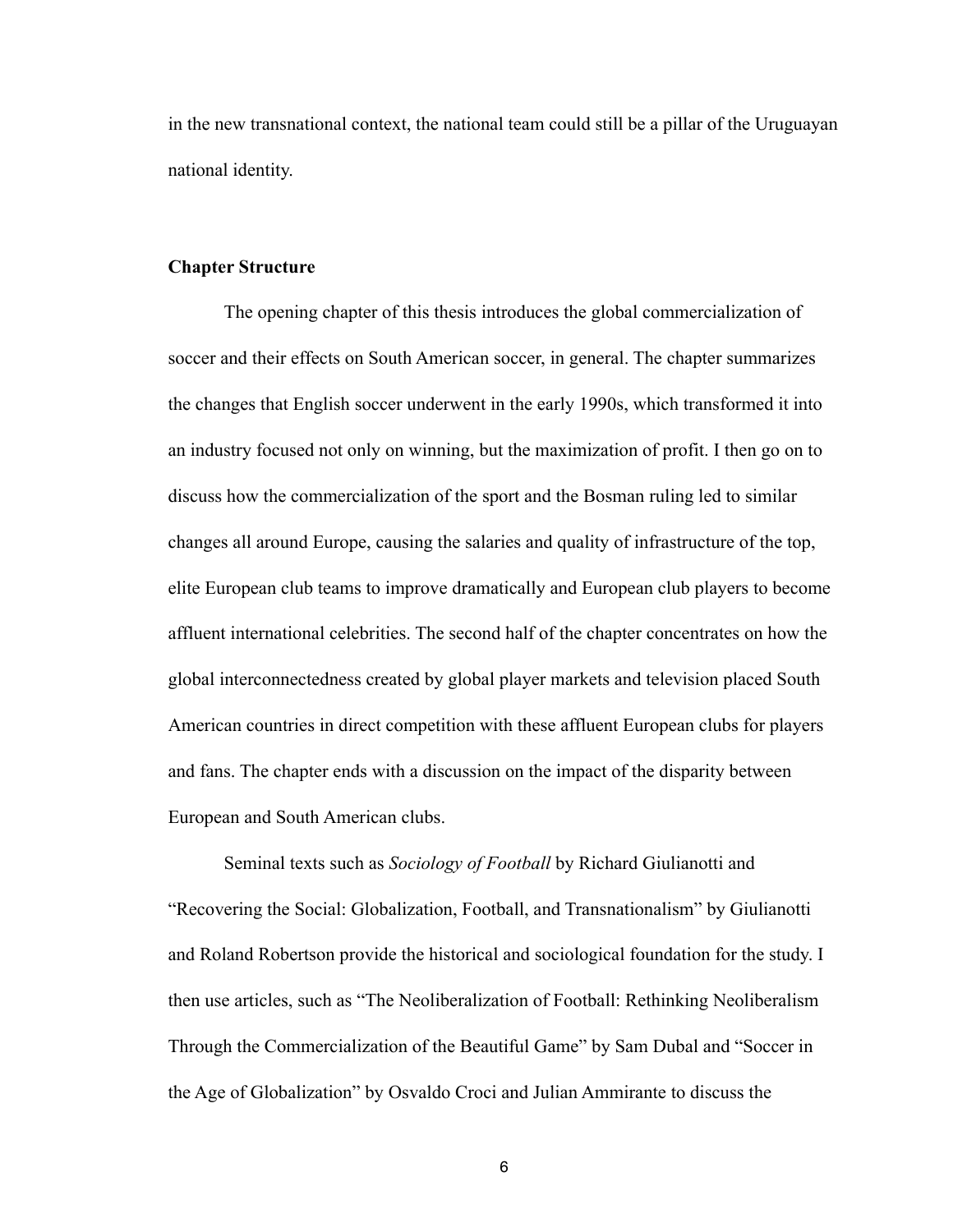in the new transnational context, the national team could still be a pillar of the Uruguayan national identity.

## Chapter Structure

The opening chapter of this thesis introduces the global commercialization of soccer and their effects on South American soccer, in general. The chapter summarizes the changes that English soccer underwent in the early 1990s, which transformed it into an industry focused not only on winning, but the maximization of profit. I then go on to discuss how the commercialization of the sport and the Bosman ruling led to similar changes all around Europe, causing the salaries and quality of infrastructure of the top, elite European club teams to improve dramatically and European club players to become affluent international celebrities. The second half of the chapter concentrates on how the global interconnectedness created by global player markets and television placed South American countries in direct competition with these affluent European clubs for players and fans. The chapter ends with a discussion on the impact of the disparity between European and South American clubs.

Seminal texts such as *Sociology of Football* by Richard Giulianotti and "Recovering the Social: Globalization, Football, and Transnationalism" by Giulianotti and Roland Robertson provide the historical and sociological foundation for the study. I then use articles, such as "The Neoliberalization of Football: Rethinking Neoliberalism Through the Commercialization of the Beautiful Game" by Sam Dubal and "Soccer in the Age of Globalization" by Osvaldo Croci and Julian Ammirante to discuss the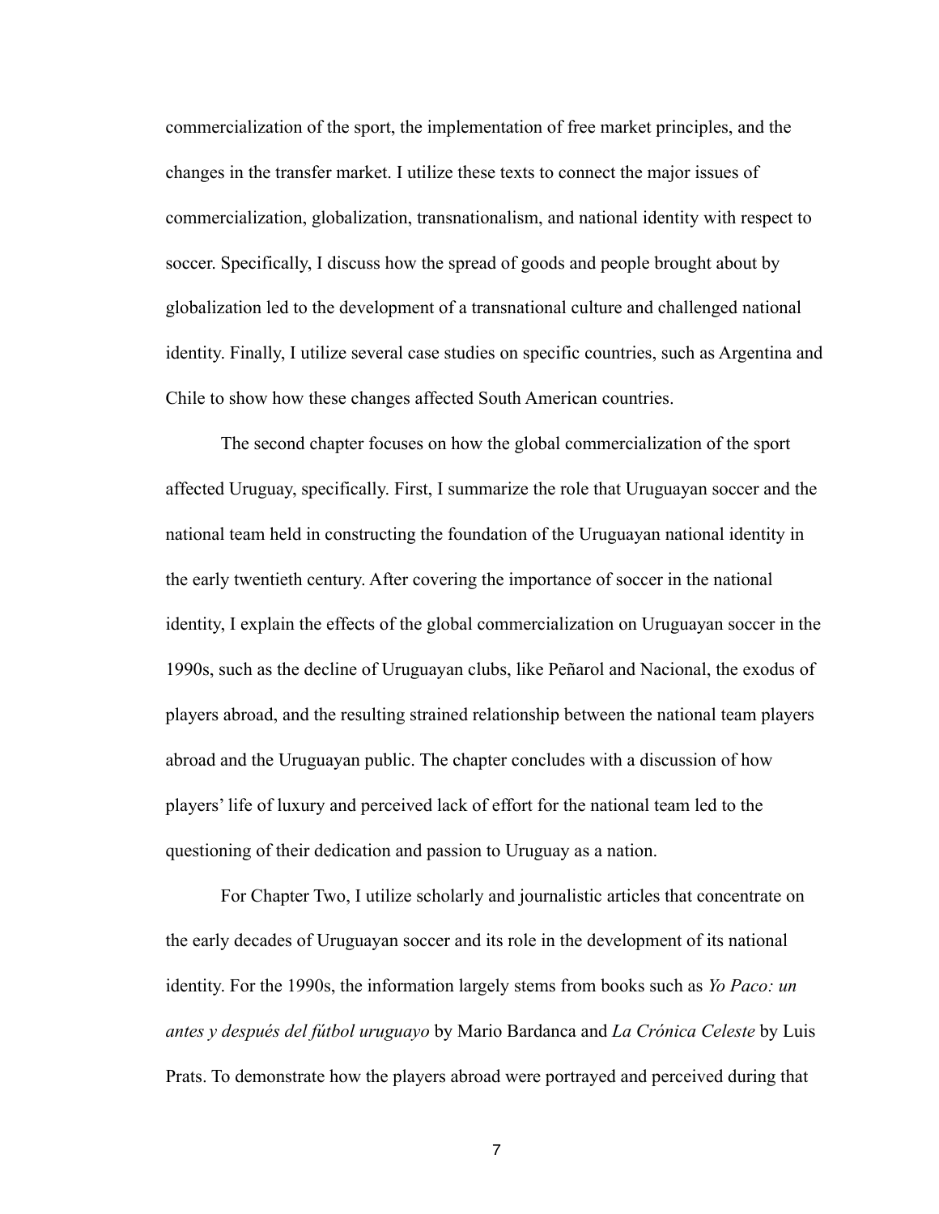commercialization of the sport, the implementation of free market principles, and the changes in the transfer market. I utilize these texts to connect the major issues of commercialization, globalization, transnationalism, and national identity with respect to soccer. Specifically, I discuss how the spread of goods and people brought about by globalization led to the development of a transnational culture and challenged national identity. Finally, I utilize several case studies on specific countries, such as Argentina and Chile to show how these changes affected South American countries.

The second chapter focuses on how the global commercialization of the sport affected Uruguay, specifically. First, I summarize the role that Uruguayan soccer and the national team held in constructing the foundation of the Uruguayan national identity in the early twentieth century. After covering the importance of soccer in the national identity, I explain the effects of the global commercialization on Uruguayan soccer in the 1990s, such as the decline of Uruguayan clubs, like Peñarol and Nacional, the exodus of players abroad, and the resulting strained relationship between the national team players abroad and the Uruguayan public. The chapter concludes with a discussion of how players' life of luxury and perceived lack of effort for the national team led to the questioning of their dedication and passion to Uruguay as a nation.

For Chapter Two, I utilize scholarly and journalistic articles that concentrate on the early decades of Uruguayan soccer and its role in the development of its national identity. For the 1990s, the information largely stems from books such as *Yo Paco: un antes y después del fútbol uruguayo* by Mario Bardanca and *La Crónica Celeste* by Luis Prats. To demonstrate how the players abroad were portrayed and perceived during that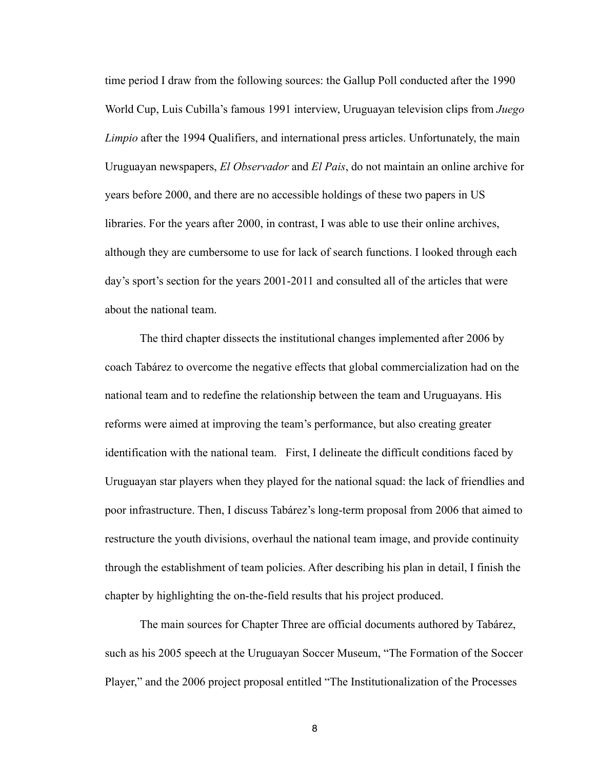time period I draw from the following sources: the Gallup Poll conducted after the 1990 World Cup, Luis Cubilla's famous 1991 interview, Uruguayan television clips from *Juego Limpio* after the 1994 Qualifiers, and international press articles. Unfortunately, the main Uruguayan newspapers, *El Observador* and *El Pais*, do not maintain an online archive for years before 2000, and there are no accessible holdings of these two papers in US libraries. For the years after 2000, in contrast, I was able to use their online archives, although they are cumbersome to use for lack of search functions. I looked through each day's sport's section for the years 2001-2011 and consulted all of the articles that were about the national team.

The third chapter dissects the institutional changes implemented after 2006 by coach Tabárez to overcome the negative effects that global commercialization had on the national team and to redefine the relationship between the team and Uruguayans. His reforms were aimed at improving the team's performance, but also creating greater identification with the national team.   First, I delineate the difficult conditions faced by Uruguayan star players when they played for the national squad: the lack of friendlies and poor infrastructure. Then, I discuss Tabárez's long-term proposal from 2006 that aimed to restructure the youth divisions, overhaul the national team image, and provide continuity through the establishment of team policies. After describing his plan in detail, I finish the chapter by highlighting the on-the-field results that his project produced.

The main sources for Chapter Three are official documents authored by Tabárez, such as his 2005 speech at the Uruguayan Soccer Museum, "The Formation of the Soccer Player," and the 2006 project proposal entitled "The Institutionalization of the Processes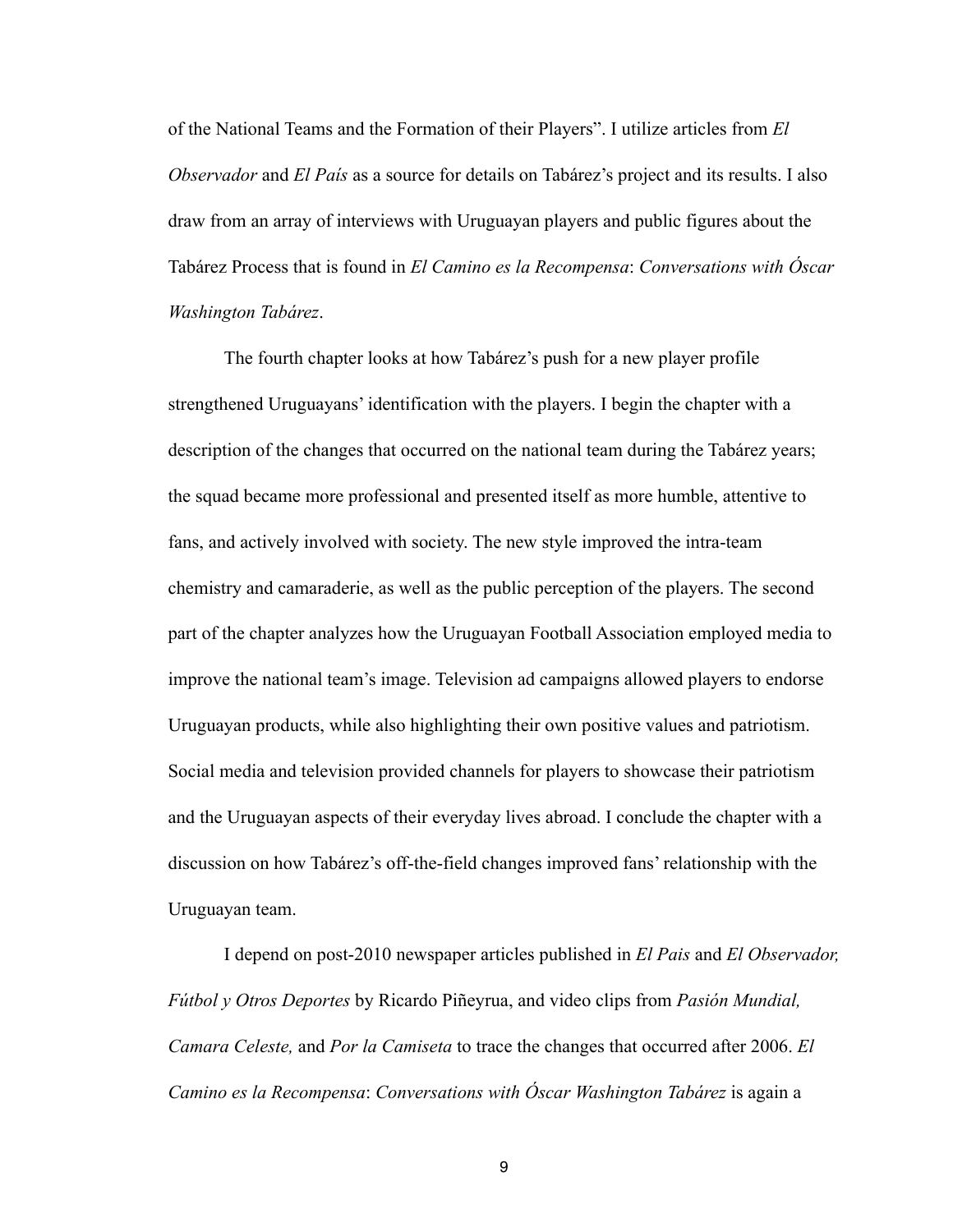of the National Teams and the Formation of their Players". I utilize articles from *El Observador* and *El País* as a source for details on Tabárez's project and its results. I also draw from an array of interviews with Uruguayan players and public figures about the Tabárez Process that is found in *El Camino es la Recompensa*: *Conversations with Óscar Washington Tabárez*.

The fourth chapter looks at how Tabárez's push for a new player profile strengthened Uruguayans' identification with the players. I begin the chapter with a description of the changes that occurred on the national team during the Tabárez years; the squad became more professional and presented itself as more humble, attentive to fans, and actively involved with society. The new style improved the intra-team chemistry and camaraderie, as well as the public perception of the players. The second part of the chapter analyzes how the Uruguayan Football Association employed media to improve the national team's image. Television ad campaigns allowed players to endorse Uruguayan products, while also highlighting their own positive values and patriotism. Social media and television provided channels for players to showcase their patriotism and the Uruguayan aspects of their everyday lives abroad. I conclude the chapter with a discussion on how Tabárez's off-the-field changes improved fans' relationship with the Uruguayan team.

I depend on post-2010 newspaper articles published in *El Pais* and *El Observador, Fútbol y Otros Deportes* by Ricardo Piñeyrua, and video clips from *Pasión Mundial, Camara Celeste,* and *Por la Camiseta* to trace the changes that occurred after 2006. *El Camino es la Recompensa*: *Conversations with Óscar Washington Tabárez* is again a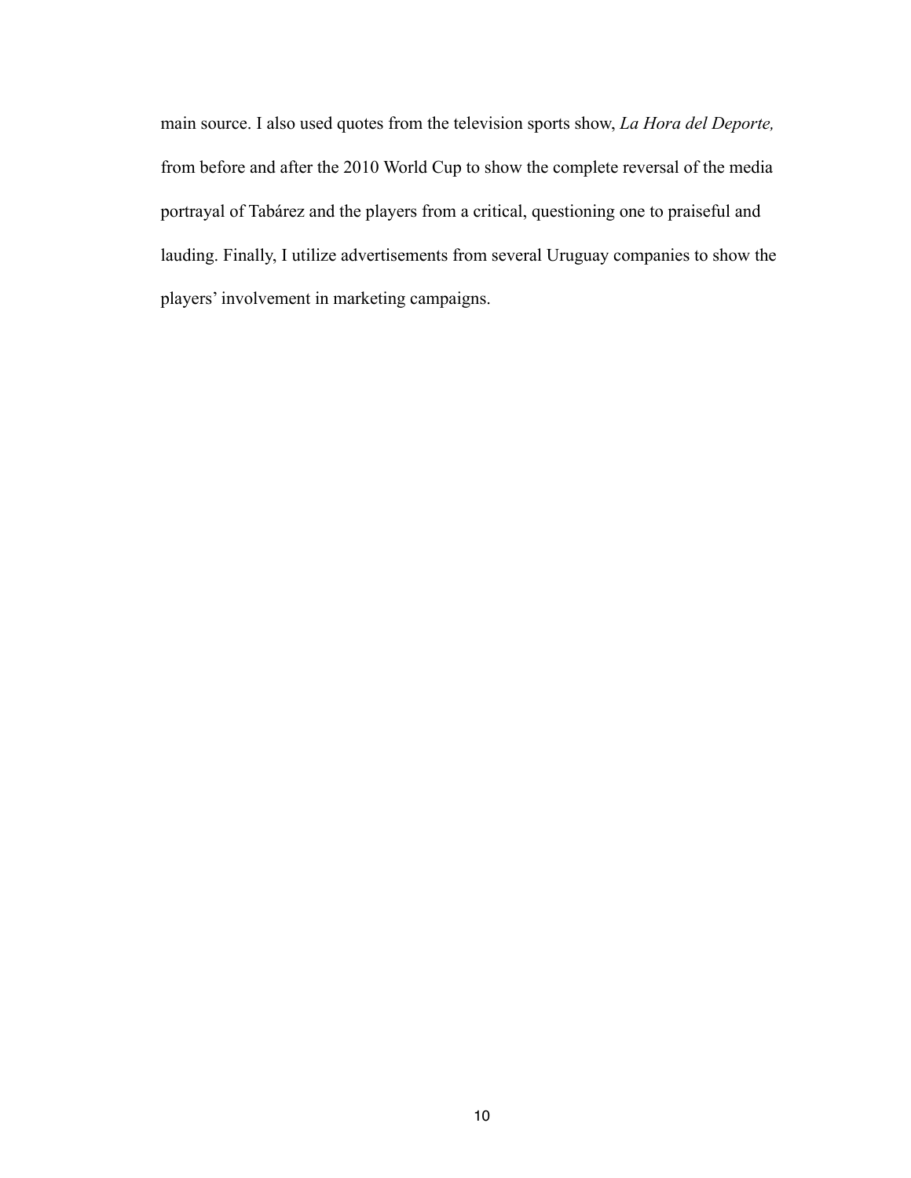main source. I also used quotes from the television sports show, *La Hora del Deporte,* from before and after the 2010 World Cup to show the complete reversal of the media portrayal of Tabárez and the players from a critical, questioning one to praiseful and lauding. Finally, I utilize advertisements from several Uruguay companies to show the players' involvement in marketing campaigns.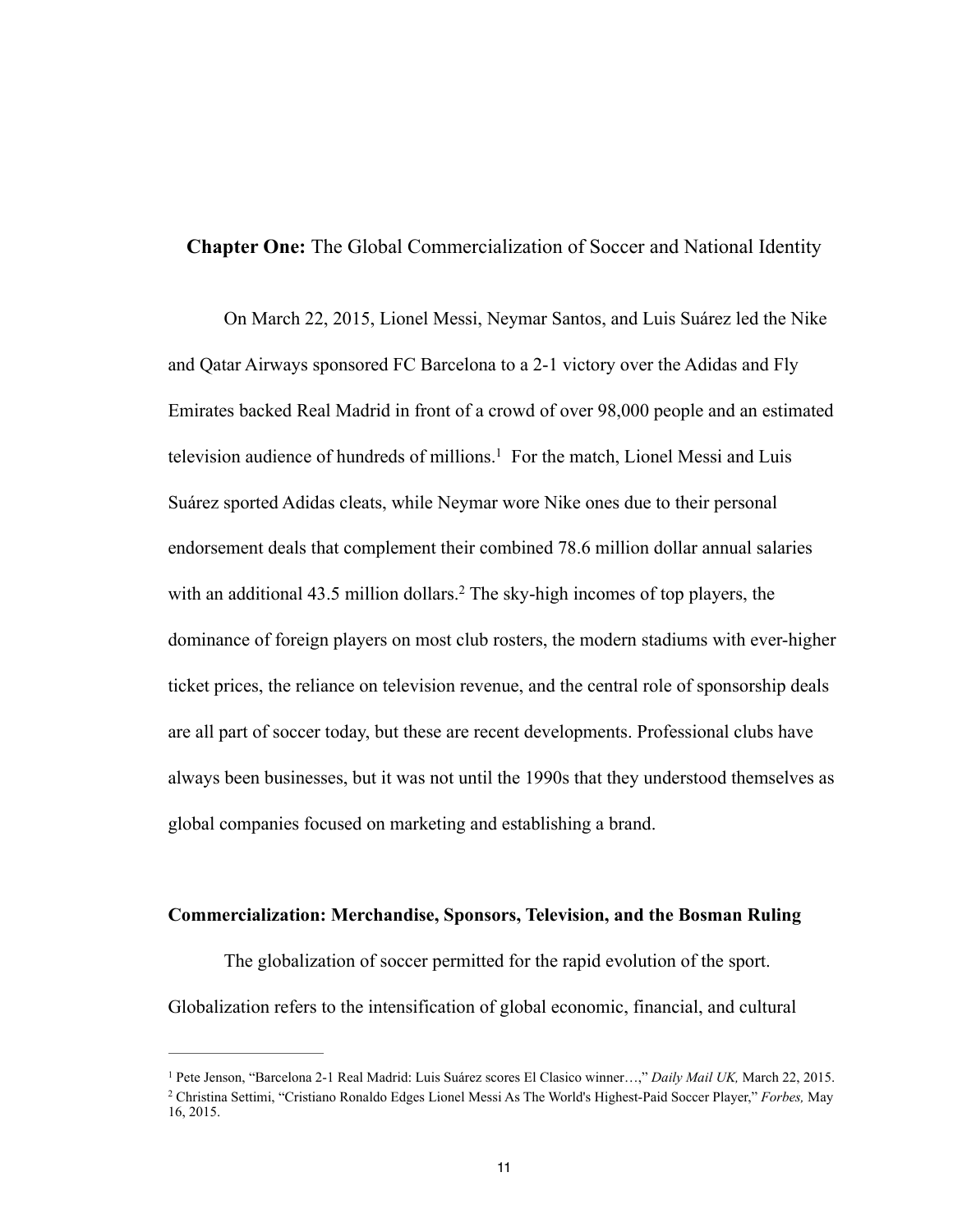## **Chapter One:** The Global Commercialization of Soccer and National Identity

On March 22, 2015, Lionel Messi, Neymar Santos, and Luis Suárez led the Nike and Qatar Airways sponsored FC Barcelona to a 2-1 victory over the Adidas and Fly Emirates backed Real Madrid in front of a crowd of over 98,000 people and an estimated television audience of hundreds of millions.[1] For the match, Lionel Messi and Luis Suárez sported Adidas cleats, while Neymar wore Nike ones due to their personal endorsement deals that complement their combined 78.6 million dollar annual salaries with an additional 43.5 million dollars.[2] The sky-high incomes of top players, the dominance of foreign players on most club rosters, the modern stadiums with ever-higher ticket prices, the reliance on television revenue, and the central role of sponsorship deals are all part of soccer today, but these are recent developments. Professional clubs have always been businesses, but it was not until the 1990s that they understood themselves as global companies focused on marketing and establishing a brand.

### **Commercialization: Merchandise, Sponsors, Television, and the Bosman Ruling**

The globalization of soccer permitted for the rapid evolution of the sport. Globalization refers to the intensification of global economic, financial, and cultural

---

[1] Pete Jenson, "Barcelona 2-1 Real Madrid: Luis Suárez scores El Clasico winner…," *Daily Mail UK,* March 22, 2015.

[2] Christina Settimi, "Cristiano Ronaldo Edges Lionel Messi As The World's Highest-Paid Soccer Player," *Forbes,* May 16, 2015.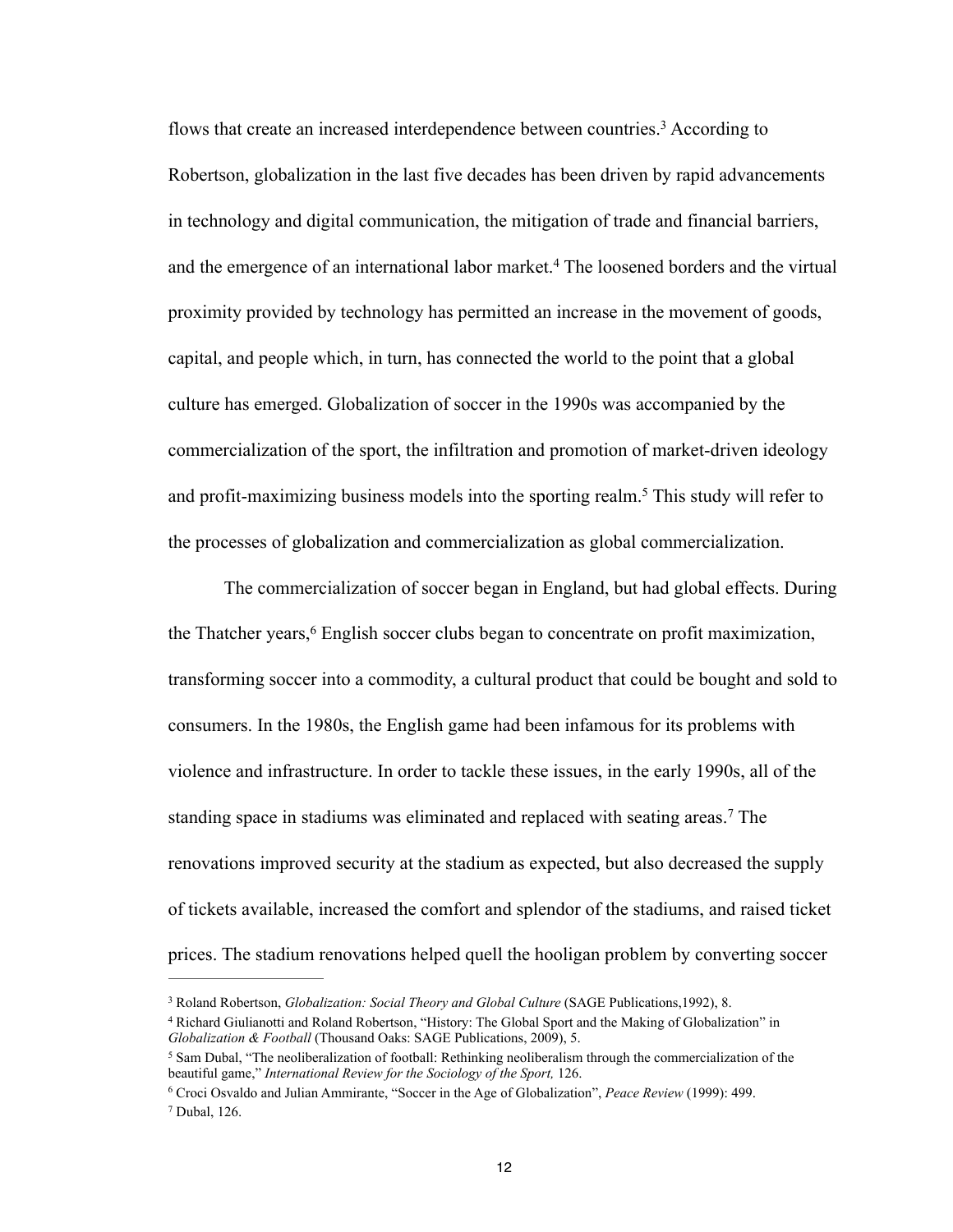flows that create an increased interdependence between countries.[3] According to Robertson, globalization in the last five decades has been driven by rapid advancements in technology and digital communication, the mitigation of trade and financial barriers, and the emergence of an international labor market.[4] The loosened borders and the virtual proximity provided by technology has permitted an increase in the movement of goods, capital, and people which, in turn, has connected the world to the point that a global culture has emerged. Globalization of soccer in the 1990s was accompanied by the commercialization of the sport, the infiltration and promotion of market-driven ideology and profit-maximizing business models into the sporting realm.[5] This study will refer to the processes of globalization and commercialization as global commercialization.

The commercialization of soccer began in England, but had global effects. During the Thatcher years,[6] English soccer clubs began to concentrate on profit maximization, transforming soccer into a commodity, a cultural product that could be bought and sold to consumers. In the 1980s, the English game had been infamous for its problems with violence and infrastructure. In order to tackle these issues, in the early 1990s, all of the standing space in stadiums was eliminated and replaced with seating areas.[7] The renovations improved security at the stadium as expected, but also decreased the supply of tickets available, increased the comfort and splendor of the stadiums, and raised ticket prices. The stadium renovations helped quell the hooligan problem by converting soccer

---

[3] Roland Robertson, *Globalization: Social Theory and Global Culture* (SAGE Publications,1992), 8.

[4] Richard Giulianotti and Roland Robertson, "History: The Global Sport and the Making of Globalization" in *Globalization & Football* (Thousand Oaks: SAGE Publications, 2009), 5.

[5] Sam Dubal, "The neoliberalization of football: Rethinking neoliberalism through the commercialization of the beautiful game," *International Review for the Sociology of the Sport,* 126.

[6] Croci Osvaldo and Julian Ammirante, "Soccer in the Age of Globalization", *Peace Review* (1999): 499.

[7] Dubal, 126.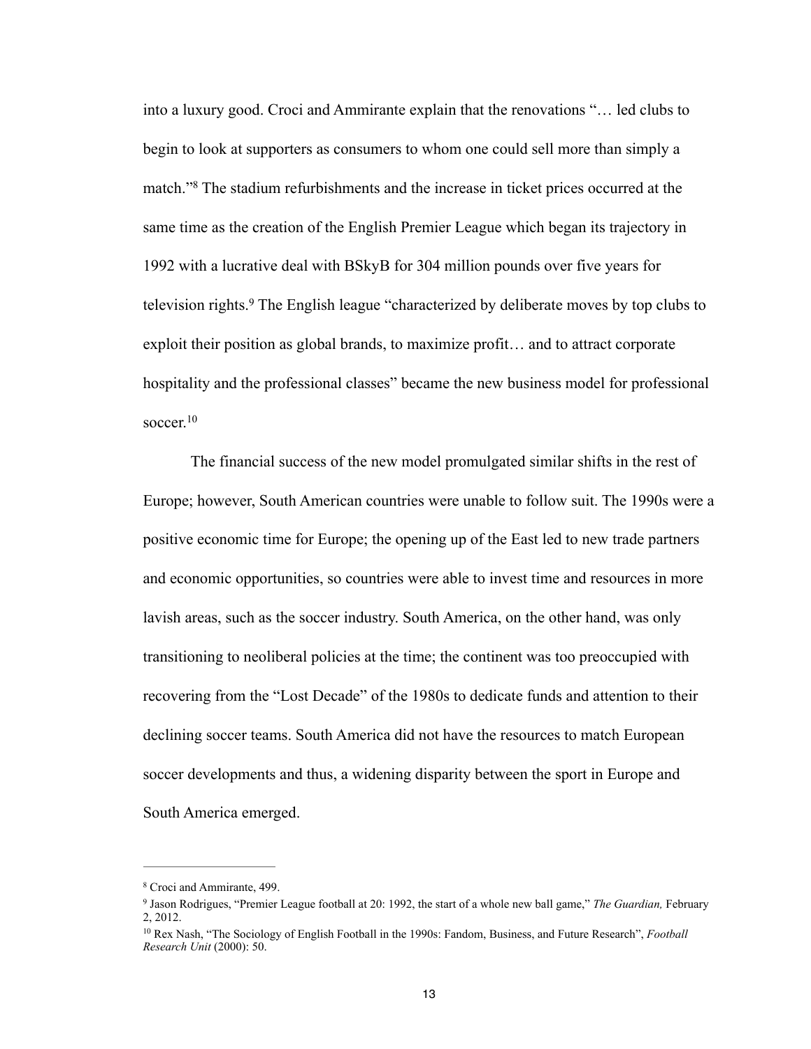into a luxury good. Croci and Ammirante explain that the renovations "… led clubs to begin to look at supporters as consumers to whom one could sell more than simply a match."[8] The stadium refurbishments and the increase in ticket prices occurred at the same time as the creation of the English Premier League which began its trajectory in 1992 with a lucrative deal with BSkyB for 304 million pounds over five years for television rights.[9] The English league "characterized by deliberate moves by top clubs to exploit their position as global brands, to maximize profit… and to attract corporate hospitality and the professional classes" became the new business model for professional soccer.[10]

The financial success of the new model promulgated similar shifts in the rest of Europe; however, South American countries were unable to follow suit. The 1990s were a positive economic time for Europe; the opening up of the East led to new trade partners and economic opportunities, so countries were able to invest time and resources in more lavish areas, such as the soccer industry. South America, on the other hand, was only transitioning to neoliberal policies at the time; the continent was too preoccupied with recovering from the "Lost Decade" of the 1980s to dedicate funds and attention to their declining soccer teams. South America did not have the resources to match European soccer developments and thus, a widening disparity between the sport in Europe and South America emerged.

---

[8] Croci and Ammirante, 499.

[9] Jason Rodrigues, "Premier League football at 20: 1992, the start of a whole new ball game," *The Guardian,* February 2, 2012.

[10] Rex Nash, "The Sociology of English Football in the 1990s: Fandom, Business, and Future Research", *Football Research Unit* (2000): 50.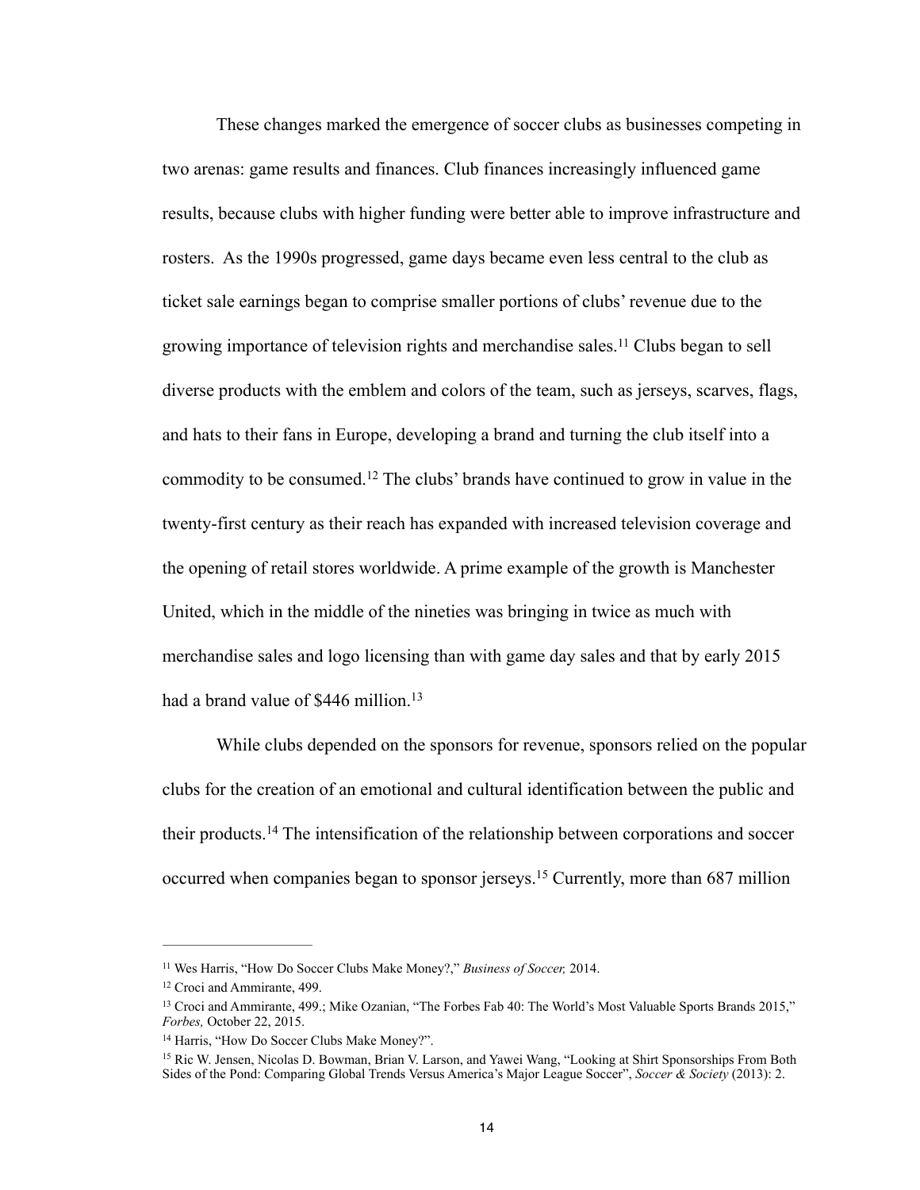These changes marked the emergence of soccer clubs as businesses competing in two arenas: game results and finances. Club finances increasingly influenced game results, because clubs with higher funding were better able to improve infrastructure and rosters. As the 1990s progressed, game days became even less central to the club as ticket sale earnings began to comprise smaller portions of clubs' revenue due to the growing importance of television rights and merchandise sales.[11] Clubs began to sell diverse products with the emblem and colors of the team, such as jerseys, scarves, flags, and hats to their fans in Europe, developing a brand and turning the club itself into a commodity to be consumed.[12] The clubs' brands have continued to grow in value in the twenty-first century as their reach has expanded with increased television coverage and the opening of retail stores worldwide. A prime example of the growth is Manchester United, which in the middle of the nineties was bringing in twice as much with merchandise sales and logo licensing than with game day sales and that by early 2015 had a brand value of $446 million.[13]

While clubs depended on the sponsors for revenue, sponsors relied on the popular clubs for the creation of an emotional and cultural identification between the public and their products.[14] The intensification of the relationship between corporations and soccer occurred when companies began to sponsor jerseys.[15] Currently, more than 687 million

---

[11] Wes Harris, "How Do Soccer Clubs Make Money?," *Business of Soccer,* 2014.

[12] Croci and Ammirante, 499.

[13] Croci and Ammirante, 499.; Mike Ozanian, "The Forbes Fab 40: The World's Most Valuable Sports Brands 2015," *Forbes,* October 22, 2015.

[14] Harris, "How Do Soccer Clubs Make Money?".

[15] Ric W. Jensen, Nicolas D. Bowman, Brian V. Larson, and Yawei Wang, "Looking at Shirt Sponsorships From Both Sides of the Pond: Comparing Global Trends Versus America's Major League Soccer", *Soccer & Society* (2013): 2.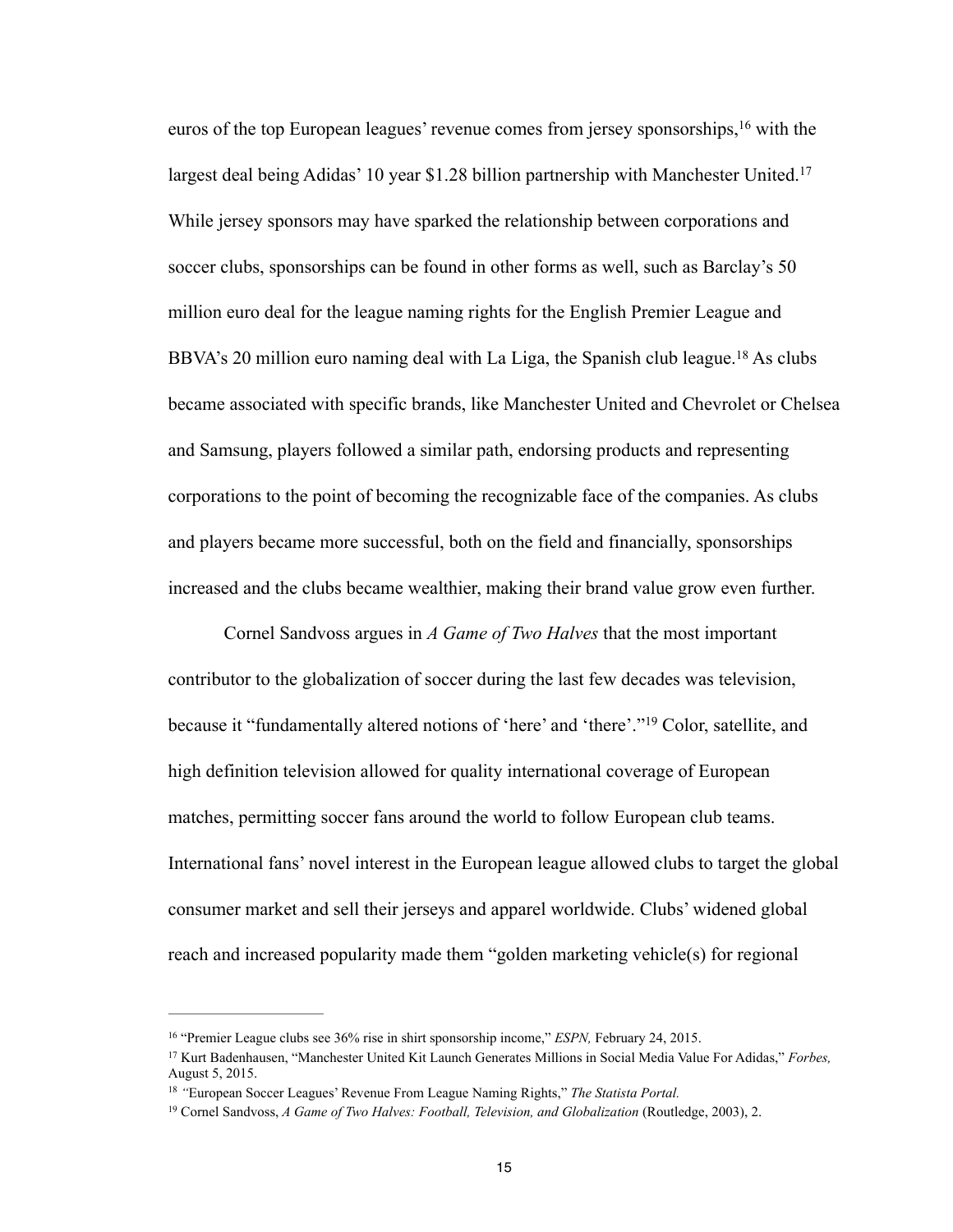euros of the top European leagues' revenue comes from jersey sponsorships,[16] with the largest deal being Adidas' 10 year $1.28 billion partnership with Manchester United.[17] While jersey sponsors may have sparked the relationship between corporations and soccer clubs, sponsorships can be found in other forms as well, such as Barclay's 50 million euro deal for the league naming rights for the English Premier League and BBVA's 20 million euro naming deal with La Liga, the Spanish club league.[18] As clubs became associated with specific brands, like Manchester United and Chevrolet or Chelsea and Samsung, players followed a similar path, endorsing products and representing corporations to the point of becoming the recognizable face of the companies. As clubs and players became more successful, both on the field and financially, sponsorships increased and the clubs became wealthier, making their brand value grow even further.

Cornel Sandvoss argues in *A Game of Two Halves* that the most important contributor to the globalization of soccer during the last few decades was television, because it "fundamentally altered notions of 'here' and 'there'."[19] Color, satellite, and high definition television allowed for quality international coverage of European matches, permitting soccer fans around the world to follow European club teams. International fans' novel interest in the European league allowed clubs to target the global consumer market and sell their jerseys and apparel worldwide. Clubs' widened global reach and increased popularity made them "golden marketing vehicle(s) for regional

---

[16] "Premier League clubs see 36% rise in shirt sponsorship income," *ESPN,* February 24, 2015.

[17] Kurt Badenhausen, "Manchester United Kit Launch Generates Millions in Social Media Value For Adidas," *Forbes,* August 5, 2015.

[18] "European Soccer Leagues' Revenue From League Naming Rights," *The Statista Portal.*

[19] Cornel Sandvoss, *A Game of Two Halves: Football, Television, and Globalization* (Routledge, 2003), 2.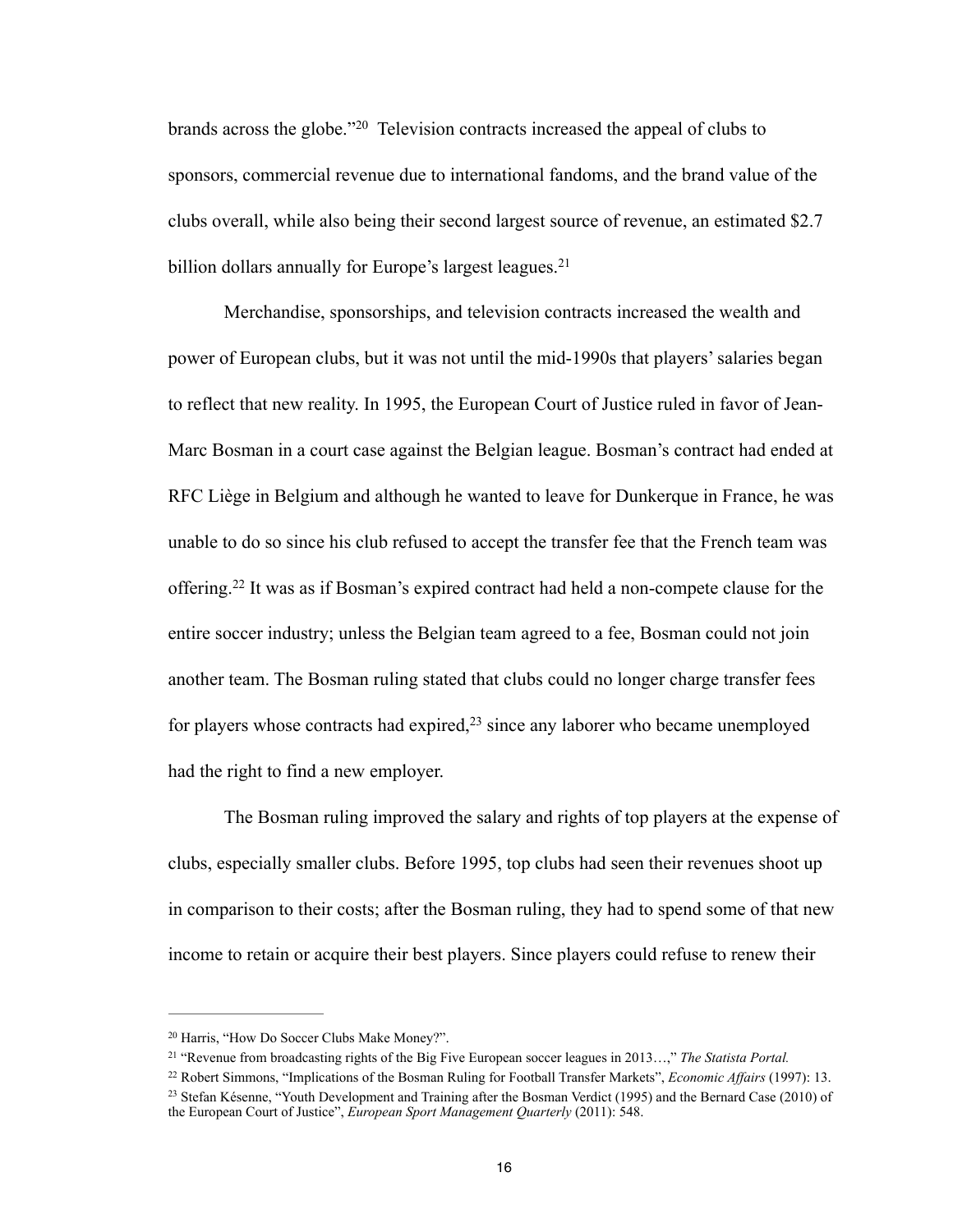brands across the globe."[20] Television contracts increased the appeal of clubs to sponsors, commercial revenue due to international fandoms, and the brand value of the clubs overall, while also being their second largest source of revenue, an estimated $2.7 billion dollars annually for Europe's largest leagues.[21]

Merchandise, sponsorships, and television contracts increased the wealth and power of European clubs, but it was not until the mid-1990s that players' salaries began to reflect that new reality. In 1995, the European Court of Justice ruled in favor of Jean-Marc Bosman in a court case against the Belgian league. Bosman's contract had ended at RFC Liège in Belgium and although he wanted to leave for Dunkerque in France, he was unable to do so since his club refused to accept the transfer fee that the French team was offering.[22] It was as if Bosman's expired contract had held a non-compete clause for the entire soccer industry; unless the Belgian team agreed to a fee, Bosman could not join another team. The Bosman ruling stated that clubs could no longer charge transfer fees for players whose contracts had expired,[23] since any laborer who became unemployed had the right to find a new employer.

The Bosman ruling improved the salary and rights of top players at the expense of clubs, especially smaller clubs. Before 1995, top clubs had seen their revenues shoot up in comparison to their costs; after the Bosman ruling, they had to spend some of that new income to retain or acquire their best players. Since players could refuse to renew their

---

[20] Harris, "How Do Soccer Clubs Make Money?".

[21] "Revenue from broadcasting rights of the Big Five European soccer leagues in 2013…," *The Statista Portal.*

[22] Robert Simmons, "Implications of the Bosman Ruling for Football Transfer Markets", *Economic Affairs* (1997): 13.

[23] Stefan Késenne, "Youth Development and Training after the Bosman Verdict (1995) and the Bernard Case (2010) of the European Court of Justice", *European Sport Management Quarterly* (2011): 548.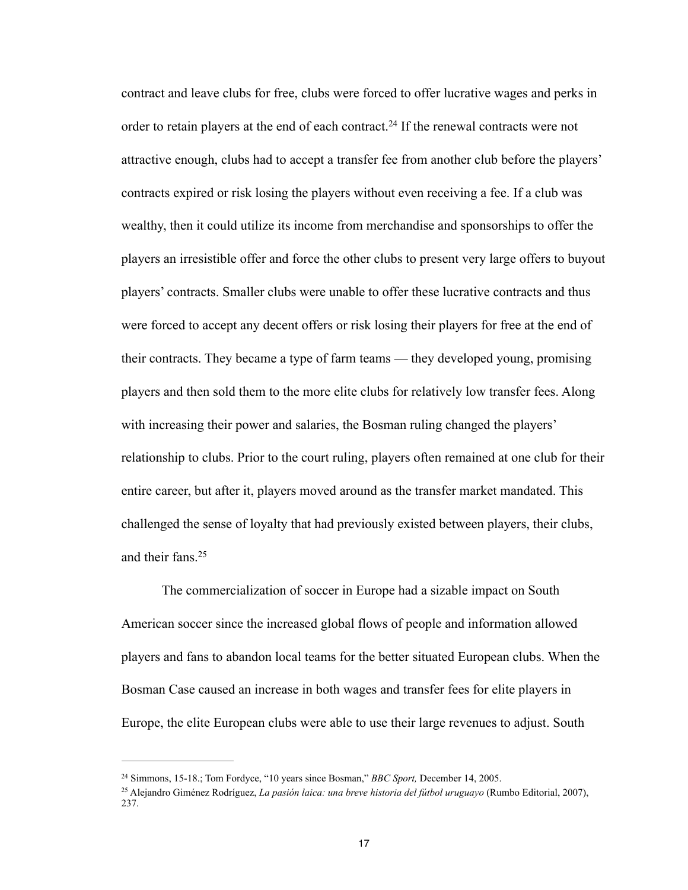contract and leave clubs for free, clubs were forced to offer lucrative wages and perks in order to retain players at the end of each contract.[24] If the renewal contracts were not attractive enough, clubs had to accept a transfer fee from another club before the players' contracts expired or risk losing the players without even receiving a fee. If a club was wealthy, then it could utilize its income from merchandise and sponsorships to offer the players an irresistible offer and force the other clubs to present very large offers to buyout players' contracts. Smaller clubs were unable to offer these lucrative contracts and thus were forced to accept any decent offers or risk losing their players for free at the end of their contracts. They became a type of farm teams — they developed young, promising players and then sold them to the more elite clubs for relatively low transfer fees. Along with increasing their power and salaries, the Bosman ruling changed the players' relationship to clubs. Prior to the court ruling, players often remained at one club for their entire career, but after it, players moved around as the transfer market mandated. This challenged the sense of loyalty that had previously existed between players, their clubs, and their fans.[25]

The commercialization of soccer in Europe had a sizable impact on South American soccer since the increased global flows of people and information allowed players and fans to abandon local teams for the better situated European clubs. When the Bosman Case caused an increase in both wages and transfer fees for elite players in Europe, the elite European clubs were able to use their large revenues to adjust. South

---

[24] Simmons, 15-18.; Tom Fordyce, "10 years since Bosman," *BBC Sport,* December 14, 2005.

[25] Alejandro Giménez Rodríguez, *La pasión laica: una breve historia del fútbol uruguayo* (Rumbo Editorial, 2007), 237.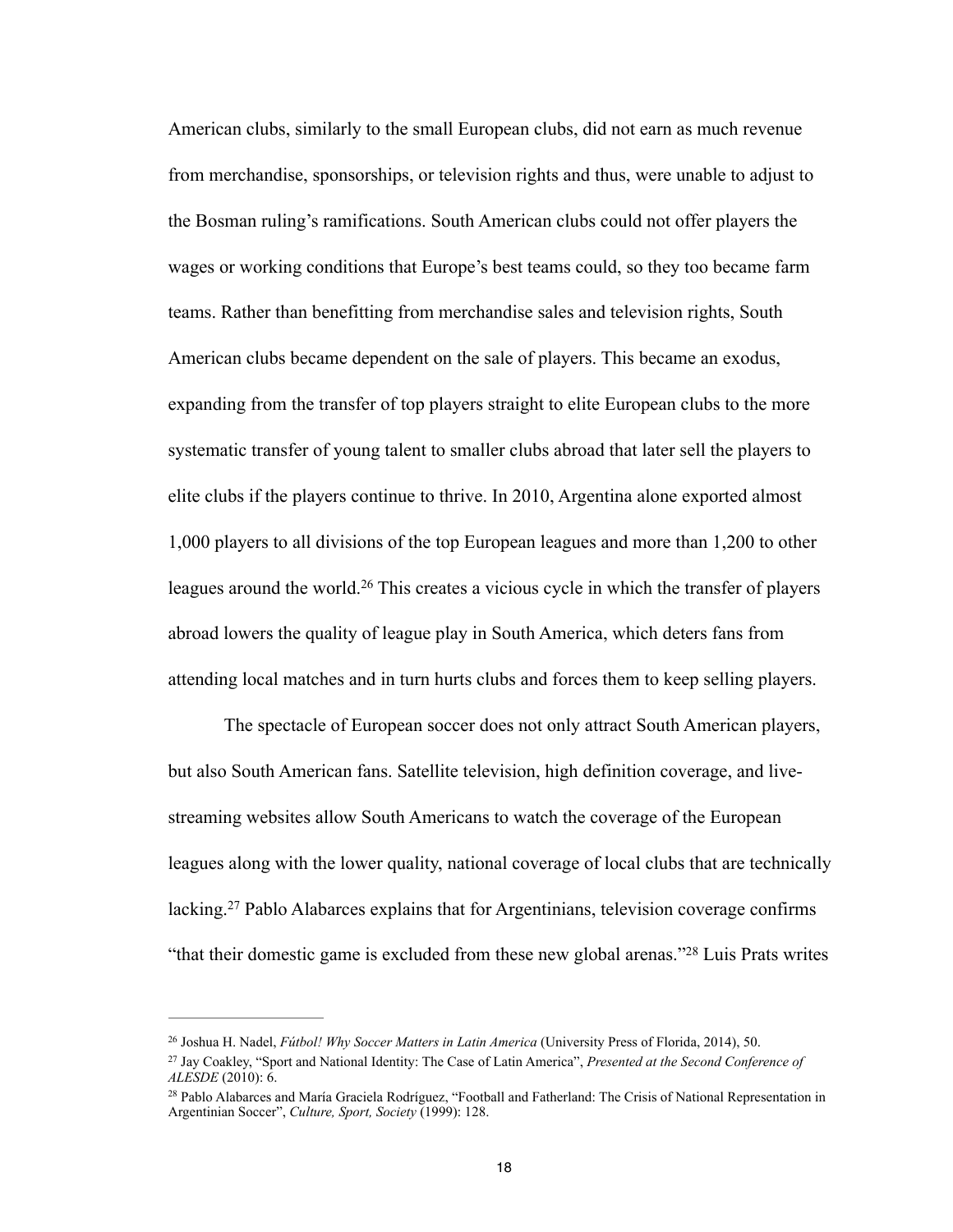American clubs, similarly to the small European clubs, did not earn as much revenue from merchandise, sponsorships, or television rights and thus, were unable to adjust to the Bosman ruling's ramifications. South American clubs could not offer players the wages or working conditions that Europe's best teams could, so they too became farm teams. Rather than benefitting from merchandise sales and television rights, South American clubs became dependent on the sale of players. This became an exodus, expanding from the transfer of top players straight to elite European clubs to the more systematic transfer of young talent to smaller clubs abroad that later sell the players to elite clubs if the players continue to thrive. In 2010, Argentina alone exported almost 1,000 players to all divisions of the top European leagues and more than 1,200 to other leagues around the world.[26] This creates a vicious cycle in which the transfer of players abroad lowers the quality of league play in South America, which deters fans from attending local matches and in turn hurts clubs and forces them to keep selling players.

The spectacle of European soccer does not only attract South American players, but also South American fans. Satellite television, high definition coverage, and live-streaming websites allow South Americans to watch the coverage of the European leagues along with the lower quality, national coverage of local clubs that are technically lacking.[27] Pablo Alabarces explains that for Argentinians, television coverage confirms "that their domestic game is excluded from these new global arenas."[28] Luis Prats writes

---

[26] Joshua H. Nadel, *Fútbol! Why Soccer Matters in Latin America* (University Press of Florida, 2014), 50.

[27] Jay Coakley, "Sport and National Identity: The Case of Latin America", *Presented at the Second Conference of ALESDE* (2010): 6.

[28] Pablo Alabarces and María Graciela Rodríguez, "Football and Fatherland: The Crisis of National Representation in Argentinian Soccer", *Culture, Sport, Society* (1999): 128.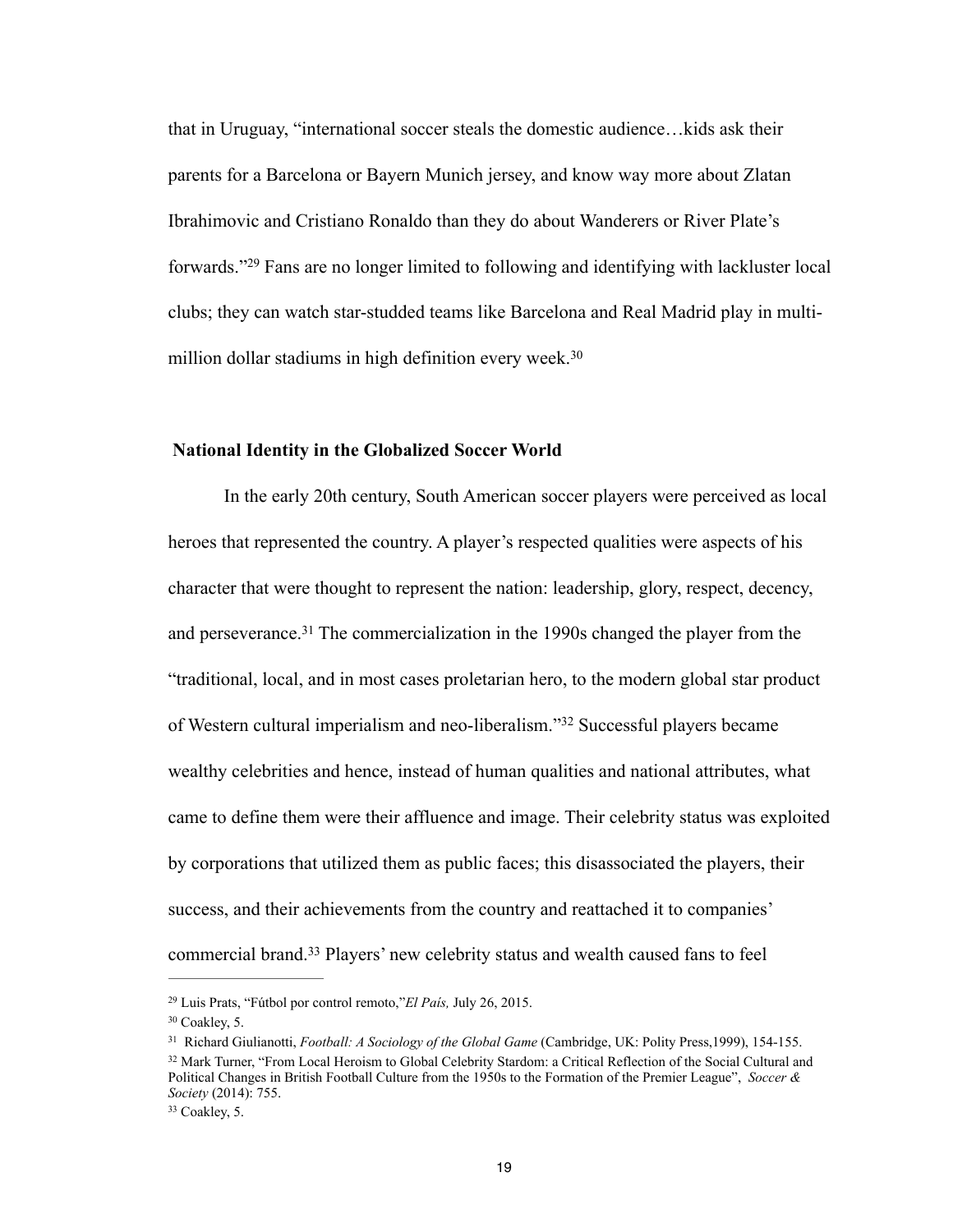that in Uruguay, “international soccer steals the domestic audience…kids ask their parents for a Barcelona or Bayern Munich jersey, and know way more about Zlatan Ibrahimovic and Cristiano Ronaldo than they do about Wanderers or River Plate’s forwards.”[29] Fans are no longer limited to following and identifying with lackluster local clubs; they can watch star-studded teams like Barcelona and Real Madrid play in multi-million dollar stadiums in high definition every week.[30]

## National Identity in the Globalized Soccer World

In the early 20th century, South American soccer players were perceived as local heroes that represented the country. A player’s respected qualities were aspects of his character that were thought to represent the nation: leadership, glory, respect, decency, and perseverance.[31] The commercialization in the 1990s changed the player from the “traditional, local, and in most cases proletarian hero, to the modern global star product of Western cultural imperialism and neo-liberalism.”[32] Successful players became wealthy celebrities and hence, instead of human qualities and national attributes, what came to define them were their affluence and image. Their celebrity status was exploited by corporations that utilized them as public faces; this disassociated the players, their success, and their achievements from the country and reattached it to companies’ commercial brand.[33] Players’ new celebrity status and wealth caused fans to feel

---

[29] Luis Prats, “Fútbol por control remoto,”*El País,* July 26, 2015.

[30] Coakley, 5.

[31] Richard Giulianotti, *Football: A Sociology of the Global Game* (Cambridge, UK: Polity Press,1999), 154-155.

[32] Mark Turner, “From Local Heroism to Global Celebrity Stardom: a Critical Reflection of the Social Cultural and Political Changes in British Football Culture from the 1950s to the Formation of the Premier League”, *Soccer & Society* (2014): 755.

[33] Coakley, 5.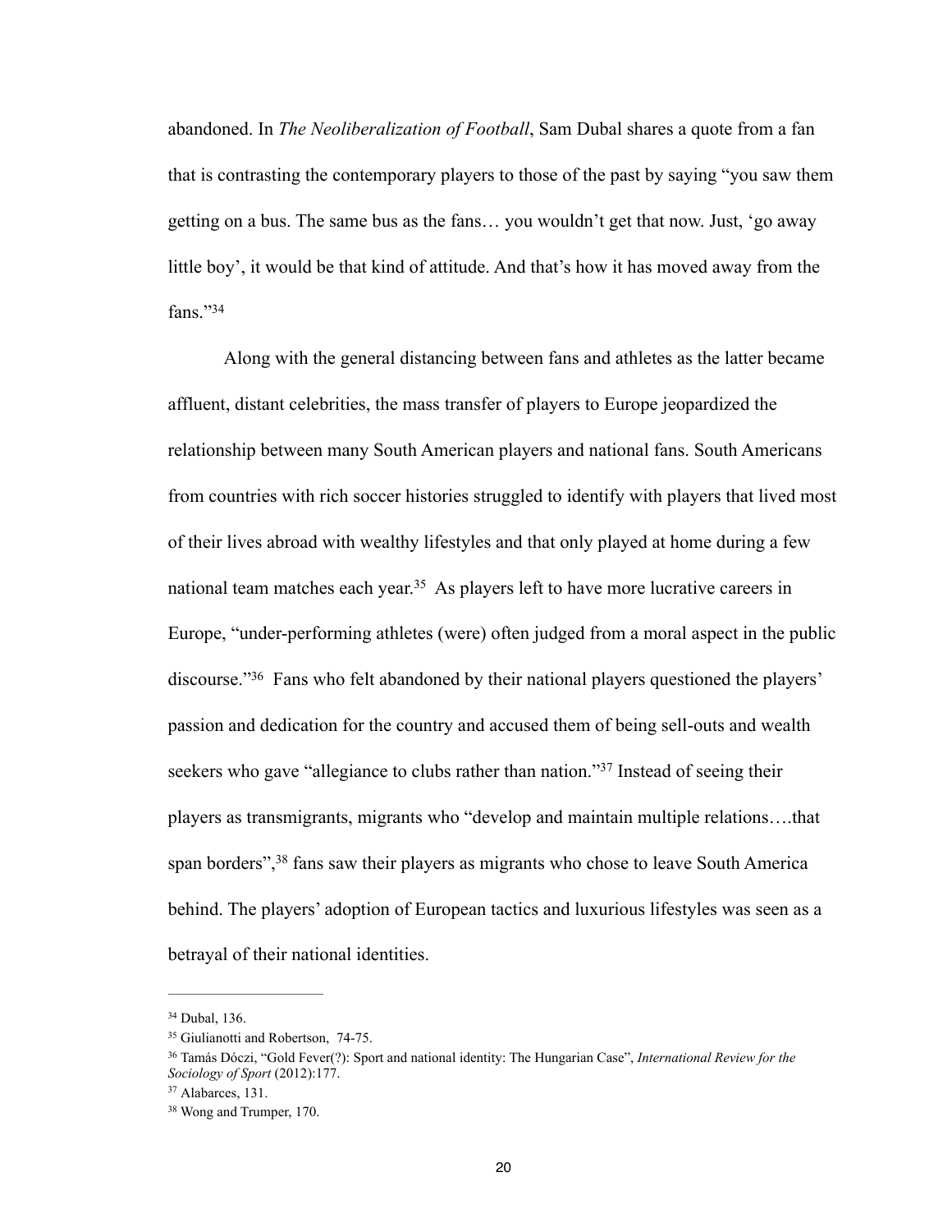abandoned. In *The Neoliberalization of Football*, Sam Dubal shares a quote from a fan that is contrasting the contemporary players to those of the past by saying "you saw them getting on a bus. The same bus as the fans… you wouldn't get that now. Just, 'go away little boy', it would be that kind of attitude. And that's how it has moved away from the fans."[34]

Along with the general distancing between fans and athletes as the latter became affluent, distant celebrities, the mass transfer of players to Europe jeopardized the relationship between many South American players and national fans. South Americans from countries with rich soccer histories struggled to identify with players that lived most of their lives abroad with wealthy lifestyles and that only played at home during a few national team matches each year.[35] As players left to have more lucrative careers in Europe, "under-performing athletes (were) often judged from a moral aspect in the public discourse."[36] Fans who felt abandoned by their national players questioned the players' passion and dedication for the country and accused them of being sell-outs and wealth seekers who gave "allegiance to clubs rather than nation."[37] Instead of seeing their players as transmigrants, migrants who "develop and maintain multiple relations….that span borders",[38] fans saw their players as migrants who chose to leave South America behind. The players' adoption of European tactics and luxurious lifestyles was seen as a betrayal of their national identities.

---

[34] Dubal, 136.

[35] Giulianotti and Robertson, 74-75.

[36] Tamás Dóczi, "Gold Fever(?): Sport and national identity: The Hungarian Case", *International Review for the Sociology of Sport* (2012):177.

[37] Alabarces, 131.

[38] Wong and Trumper, 170.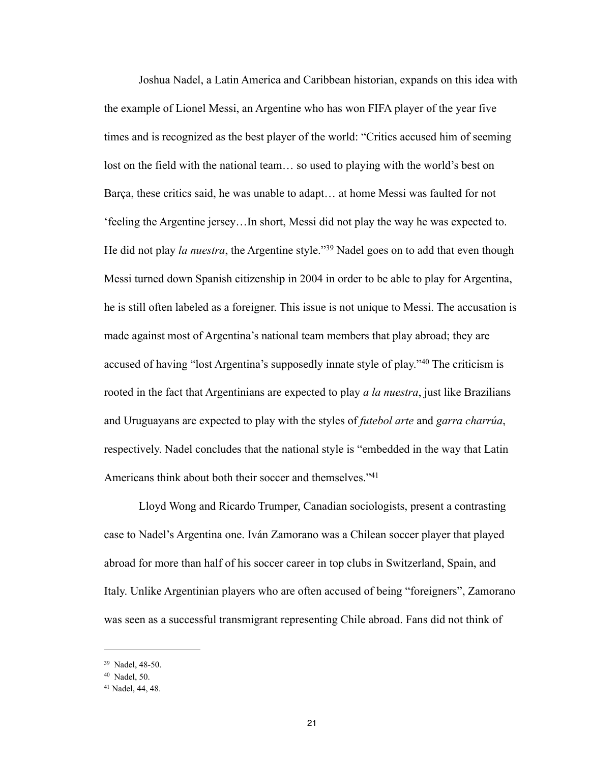Joshua Nadel, a Latin America and Caribbean historian, expands on this idea with the example of Lionel Messi, an Argentine who has won FIFA player of the year five times and is recognized as the best player of the world: "Critics accused him of seeming lost on the field with the national team… so used to playing with the world's best on Barça, these critics said, he was unable to adapt… at home Messi was faulted for not 'feeling the Argentine jersey…In short, Messi did not play the way he was expected to. He did not play *la nuestra*, the Argentine style."[39] Nadel goes on to add that even though Messi turned down Spanish citizenship in 2004 in order to be able to play for Argentina, he is still often labeled as a foreigner. This issue is not unique to Messi. The accusation is made against most of Argentina's national team members that play abroad; they are accused of having "lost Argentina's supposedly innate style of play."[40] The criticism is rooted in the fact that Argentinians are expected to play *a la nuestra*, just like Brazilians and Uruguayans are expected to play with the styles of *futebol arte* and *garra charrúa*, respectively. Nadel concludes that the national style is "embedded in the way that Latin Americans think about both their soccer and themselves."[41]

Lloyd Wong and Ricardo Trumper, Canadian sociologists, present a contrasting case to Nadel's Argentina one. Iván Zamorano was a Chilean soccer player that played abroad for more than half of his soccer career in top clubs in Switzerland, Spain, and Italy. Unlike Argentinian players who are often accused of being "foreigners", Zamorano was seen as a successful transmigrant representing Chile abroad. Fans did not think of

---

[39] Nadel, 48-50.

[40] Nadel, 50.

[41] Nadel, 44, 48.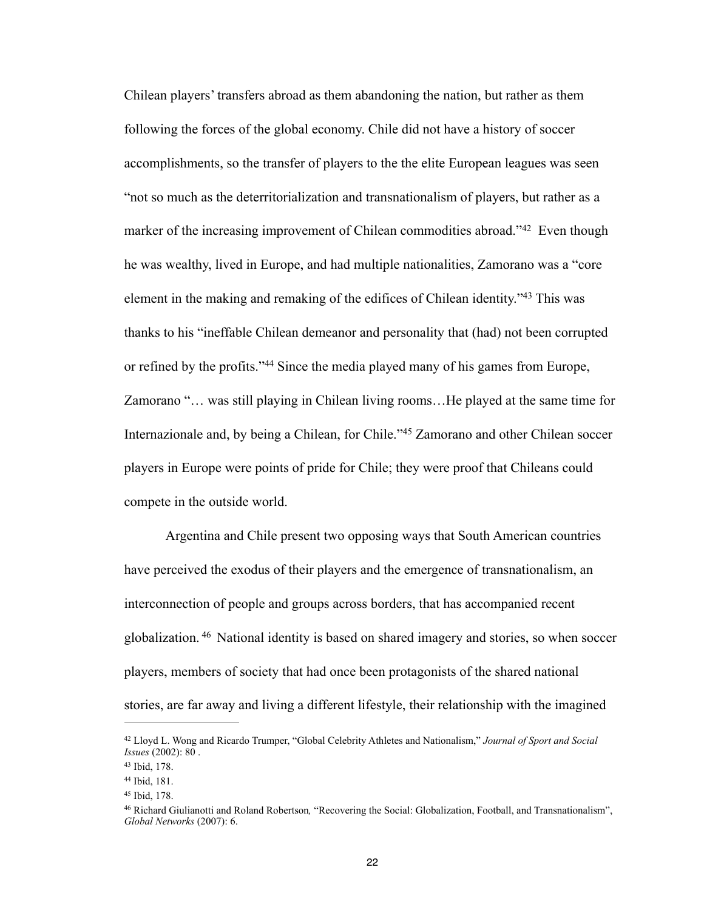Chilean players' transfers abroad as them abandoning the nation, but rather as them following the forces of the global economy. Chile did not have a history of soccer accomplishments, so the transfer of players to the the elite European leagues was seen "not so much as the deterritorialization and transnationalism of players, but rather as a marker of the increasing improvement of Chilean commodities abroad."[42] Even though he was wealthy, lived in Europe, and had multiple nationalities, Zamorano was a "core element in the making and remaking of the edifices of Chilean identity."[43] This was thanks to his "ineffable Chilean demeanor and personality that (had) not been corrupted or refined by the profits."[44] Since the media played many of his games from Europe, Zamorano "… was still playing in Chilean living rooms…He played at the same time for Internazionale and, by being a Chilean, for Chile."[45] Zamorano and other Chilean soccer players in Europe were points of pride for Chile; they were proof that Chileans could compete in the outside world.

Argentina and Chile present two opposing ways that South American countries have perceived the exodus of their players and the emergence of transnationalism, an interconnection of people and groups across borders, that has accompanied recent globalization.[46] National identity is based on shared imagery and stories, so when soccer players, members of society that had once been protagonists of the shared national stories, are far away and living a different lifestyle, their relationship with the imagined

---

[42] Lloyd L. Wong and Ricardo Trumper, "Global Celebrity Athletes and Nationalism," *Journal of Sport and Social Issues* (2002): 80 .

[43] Ibid, 178.

[44] Ibid, 181.

[45] Ibid, 178.

[46] Richard Giulianotti and Roland Robertson*,* "Recovering the Social: Globalization, Football, and Transnationalism", *Global Networks* (2007): 6.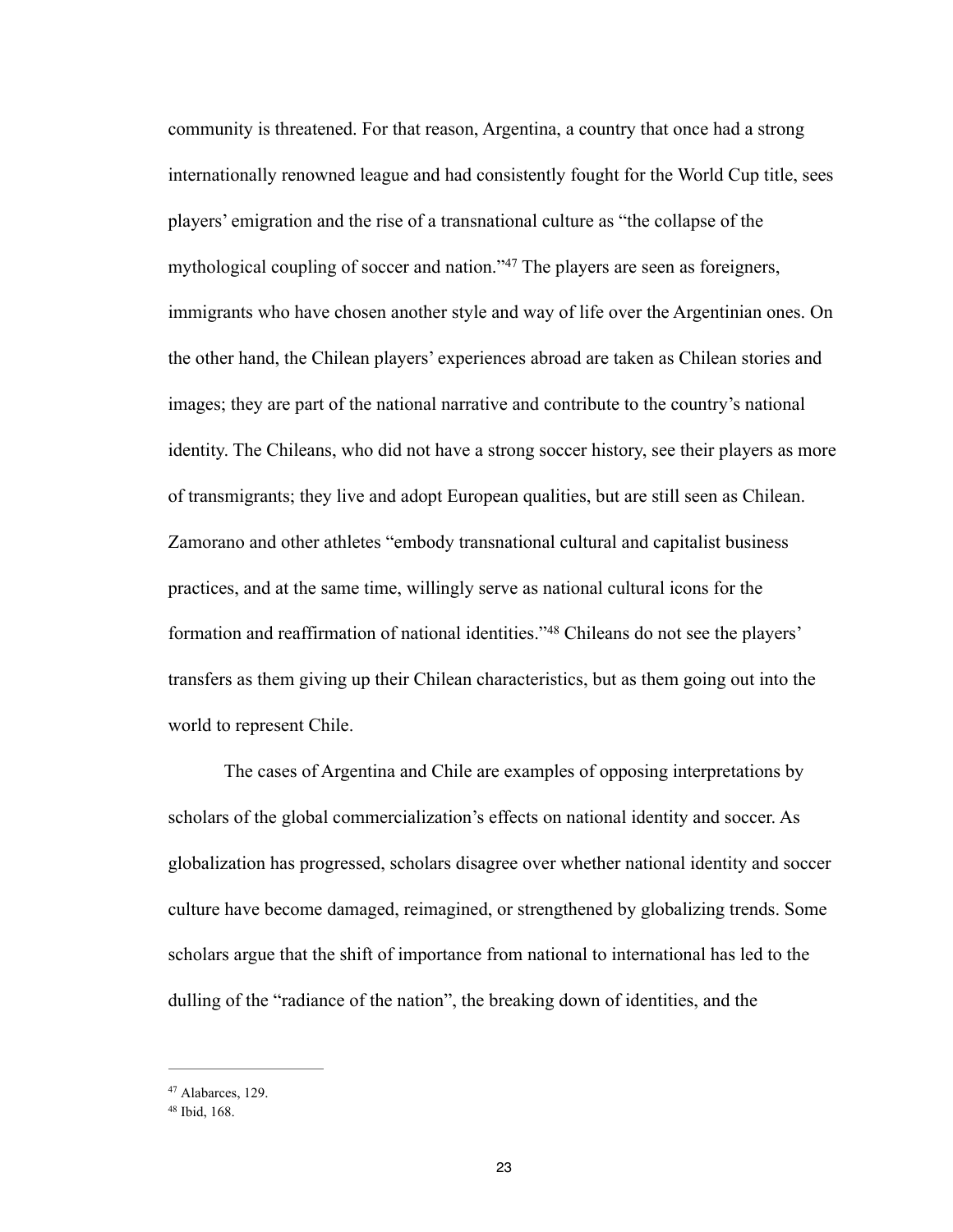community is threatened. For that reason, Argentina, a country that once had a strong internationally renowned league and had consistently fought for the World Cup title, sees players' emigration and the rise of a transnational culture as "the collapse of the mythological coupling of soccer and nation."[47] The players are seen as foreigners, immigrants who have chosen another style and way of life over the Argentinian ones. On the other hand, the Chilean players' experiences abroad are taken as Chilean stories and images; they are part of the national narrative and contribute to the country's national identity. The Chileans, who did not have a strong soccer history, see their players as more of transmigrants; they live and adopt European qualities, but are still seen as Chilean. Zamorano and other athletes "embody transnational cultural and capitalist business practices, and at the same time, willingly serve as national cultural icons for the formation and reaffirmation of national identities."[48] Chileans do not see the players' transfers as them giving up their Chilean characteristics, but as them going out into the world to represent Chile.

The cases of Argentina and Chile are examples of opposing interpretations by scholars of the global commercialization's effects on national identity and soccer. As globalization has progressed, scholars disagree over whether national identity and soccer culture have become damaged, reimagined, or strengthened by globalizing trends. Some scholars argue that the shift of importance from national to international has led to the dulling of the "radiance of the nation", the breaking down of identities, and the

---

[47] Alabarces, 129.

[48] Ibid, 168.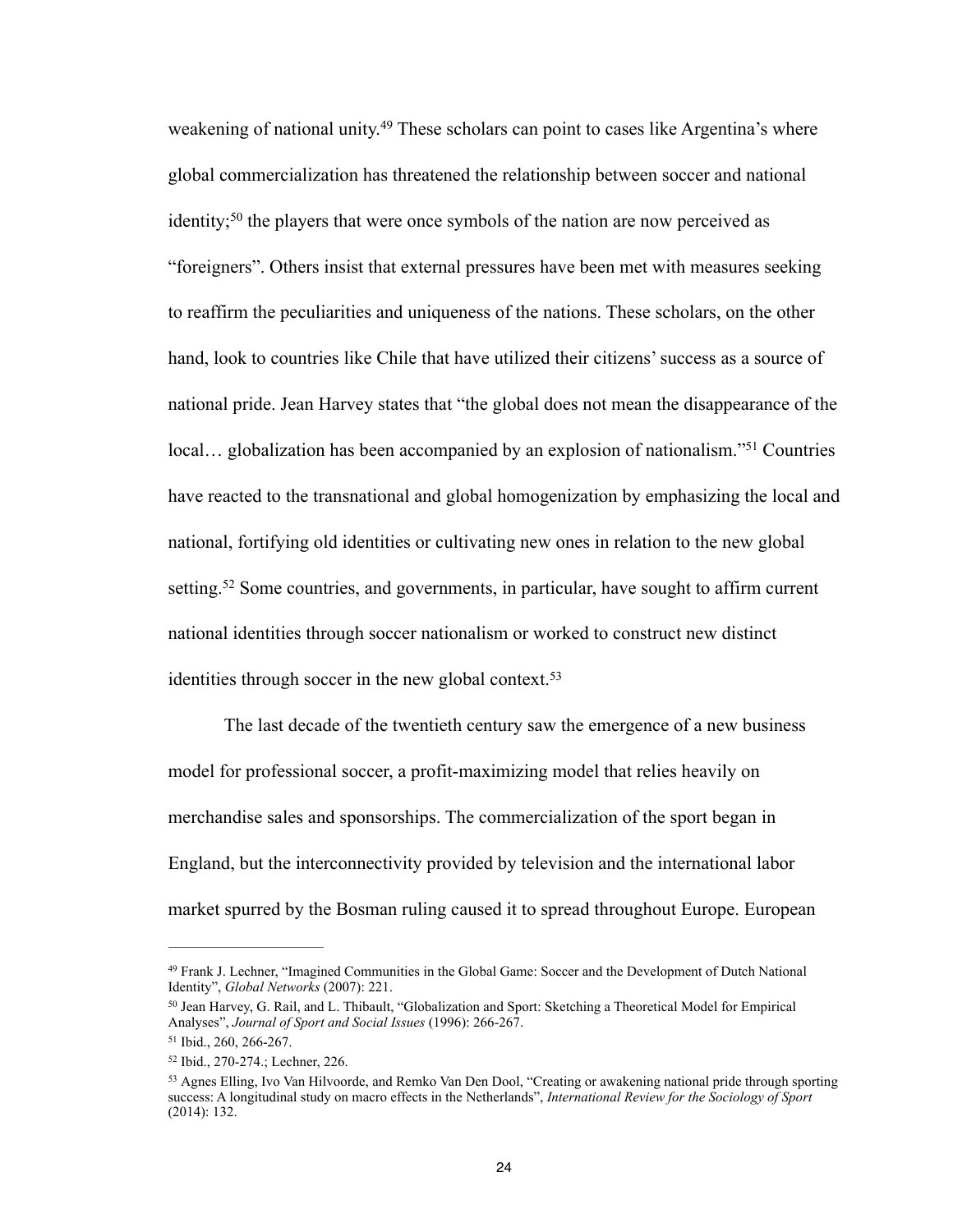weakening of national unity.[49] These scholars can point to cases like Argentina's where global commercialization has threatened the relationship between soccer and national identity;[50] the players that were once symbols of the nation are now perceived as "foreigners". Others insist that external pressures have been met with measures seeking to reaffirm the peculiarities and uniqueness of the nations. These scholars, on the other hand, look to countries like Chile that have utilized their citizens' success as a source of national pride. Jean Harvey states that "the global does not mean the disappearance of the local… globalization has been accompanied by an explosion of nationalism."[51] Countries have reacted to the transnational and global homogenization by emphasizing the local and national, fortifying old identities or cultivating new ones in relation to the new global setting.[52] Some countries, and governments, in particular, have sought to affirm current national identities through soccer nationalism or worked to construct new distinct identities through soccer in the new global context.[53]

The last decade of the twentieth century saw the emergence of a new business model for professional soccer, a profit-maximizing model that relies heavily on merchandise sales and sponsorships. The commercialization of the sport began in England, but the interconnectivity provided by television and the international labor market spurred by the Bosman ruling caused it to spread throughout Europe. European

---

[49] Frank J. Lechner, "Imagined Communities in the Global Game: Soccer and the Development of Dutch National Identity", *Global Networks* (2007): 221.

[50] Jean Harvey, G. Rail, and L. Thibault, "Globalization and Sport: Sketching a Theoretical Model for Empirical Analyses", *Journal of Sport and Social Issues* (1996): 266-267.

[51] Ibid., 260, 266-267.

[52] Ibid., 270-274.; Lechner, 226.

[53] Agnes Elling, Ivo Van Hilvoorde, and Remko Van Den Dool, "Creating or awakening national pride through sporting success: A longitudinal study on macro effects in the Netherlands", *International Review for the Sociology of Sport* (2014): 132.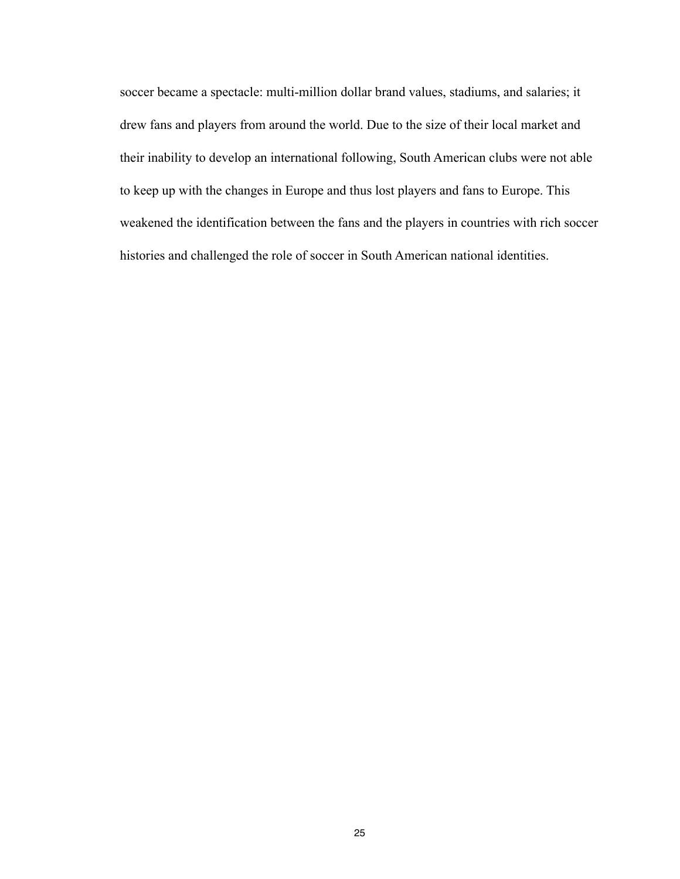soccer became a spectacle: multi-million dollar brand values, stadiums, and salaries; it drew fans and players from around the world. Due to the size of their local market and their inability to develop an international following, South American clubs were not able to keep up with the changes in Europe and thus lost players and fans to Europe. This weakened the identification between the fans and the players in countries with rich soccer histories and challenged the role of soccer in South American national identities.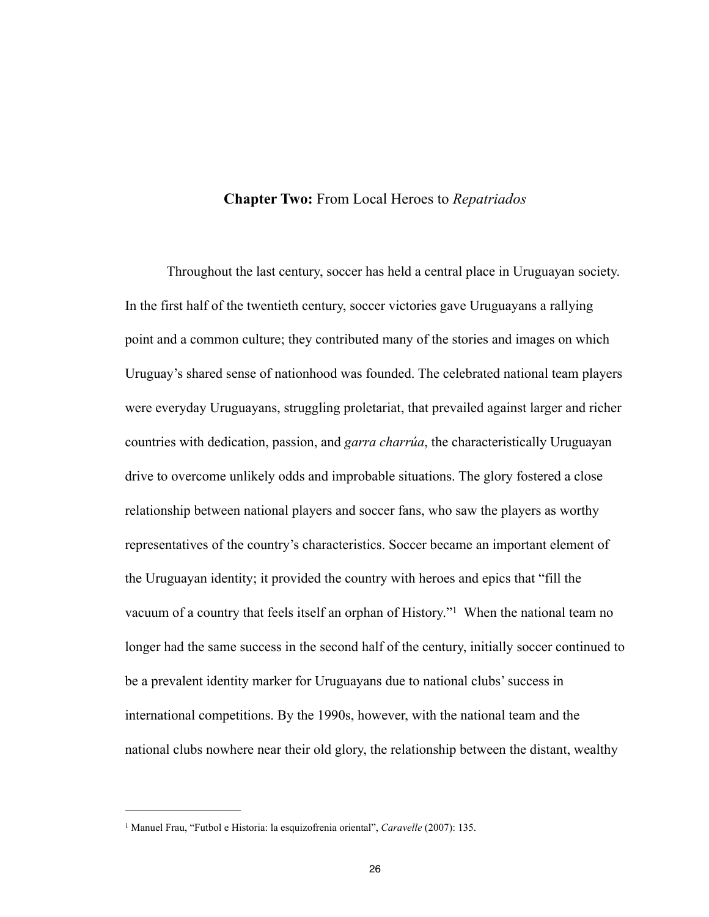## **Chapter Two:** From Local Heroes to *Repatriados*

Throughout the last century, soccer has held a central place in Uruguayan society. In the first half of the twentieth century, soccer victories gave Uruguayans a rallying point and a common culture; they contributed many of the stories and images on which Uruguay's shared sense of nationhood was founded. The celebrated national team players were everyday Uruguayans, struggling proletariat, that prevailed against larger and richer countries with dedication, passion, and *garra charrúa*, the characteristically Uruguayan drive to overcome unlikely odds and improbable situations. The glory fostered a close relationship between national players and soccer fans, who saw the players as worthy representatives of the country's characteristics. Soccer became an important element of the Uruguayan identity; it provided the country with heroes and epics that "fill the vacuum of a country that feels itself an orphan of History."[1] When the national team no longer had the same success in the second half of the century, initially soccer continued to be a prevalent identity marker for Uruguayans due to national clubs' success in international competitions. By the 1990s, however, with the national team and the national clubs nowhere near their old glory, the relationship between the distant, wealthy

---

[1] Manuel Frau, "Futbol e Historia: la esquizofrenia oriental", *Caravelle* (2007): 135.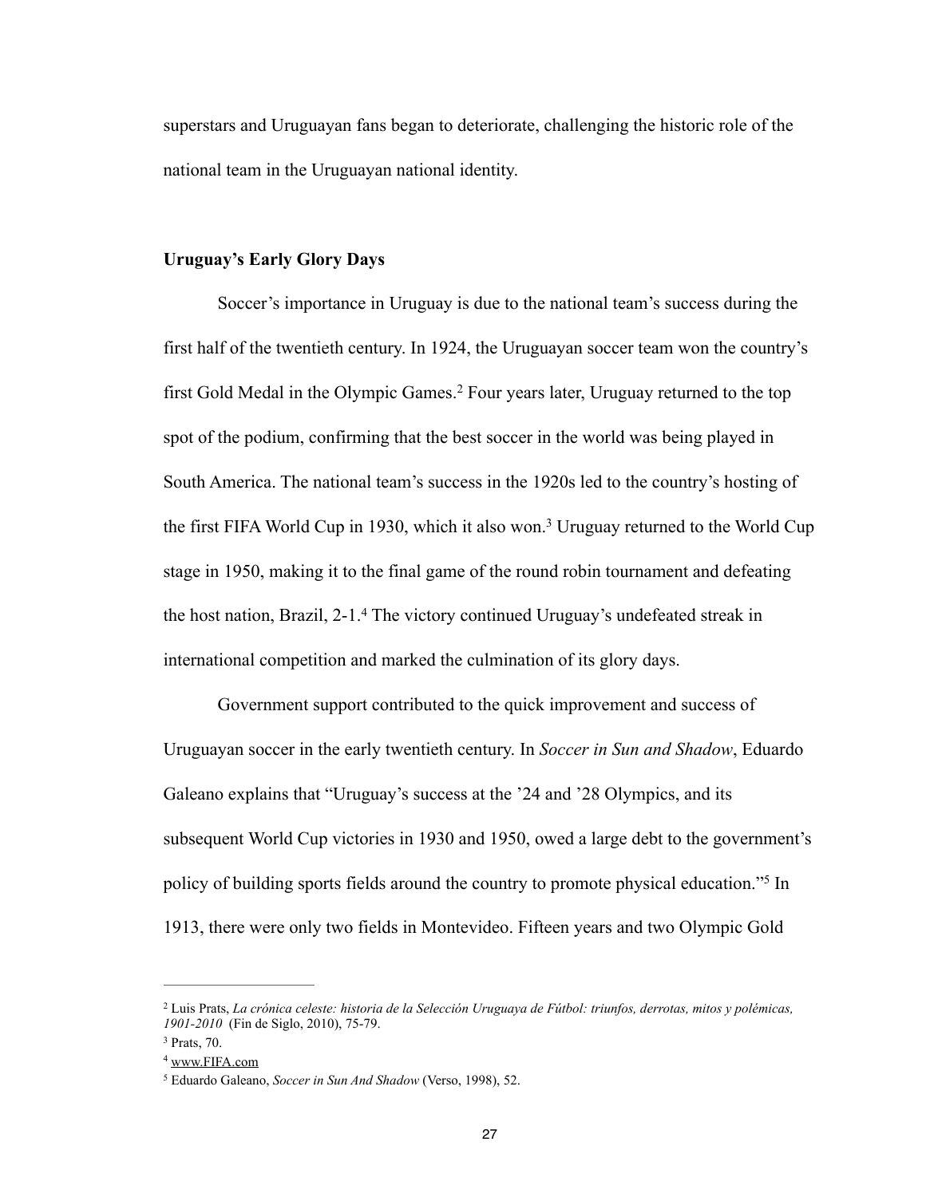superstars and Uruguayan fans began to deteriorate, challenging the historic role of the national team in the Uruguayan national identity.

**Uruguay's Early Glory Days**

Soccer's importance in Uruguay is due to the national team's success during the first half of the twentieth century. In 1924, the Uruguayan soccer team won the country's first Gold Medal in the Olympic Games.[2] Four years later, Uruguay returned to the top spot of the podium, confirming that the best soccer in the world was being played in South America. The national team's success in the 1920s led to the country's hosting of the first FIFA World Cup in 1930, which it also won.[3] Uruguay returned to the World Cup stage in 1950, making it to the final game of the round robin tournament and defeating the host nation, Brazil, 2-1.[4] The victory continued Uruguay's undefeated streak in international competition and marked the culmination of its glory days.

Government support contributed to the quick improvement and success of Uruguayan soccer in the early twentieth century. In *Soccer in Sun and Shadow*, Eduardo Galeano explains that "Uruguay's success at the '24 and '28 Olympics, and its subsequent World Cup victories in 1930 and 1950, owed a large debt to the government's policy of building sports fields around the country to promote physical education."[5] In 1913, there were only two fields in Montevideo. Fifteen years and two Olympic Gold

---

[2] Luis Prats, *La crónica celeste: historia de la Selección Uruguaya de Fútbol: triunfos, derrotas, mitos y polémicas, 1901-2010* (Fin de Siglo, 2010), 75-79.

[3] Prats, 70.

[4] www.FIFA.com

[5] Eduardo Galeano, *Soccer in Sun And Shadow* (Verso, 1998), 52.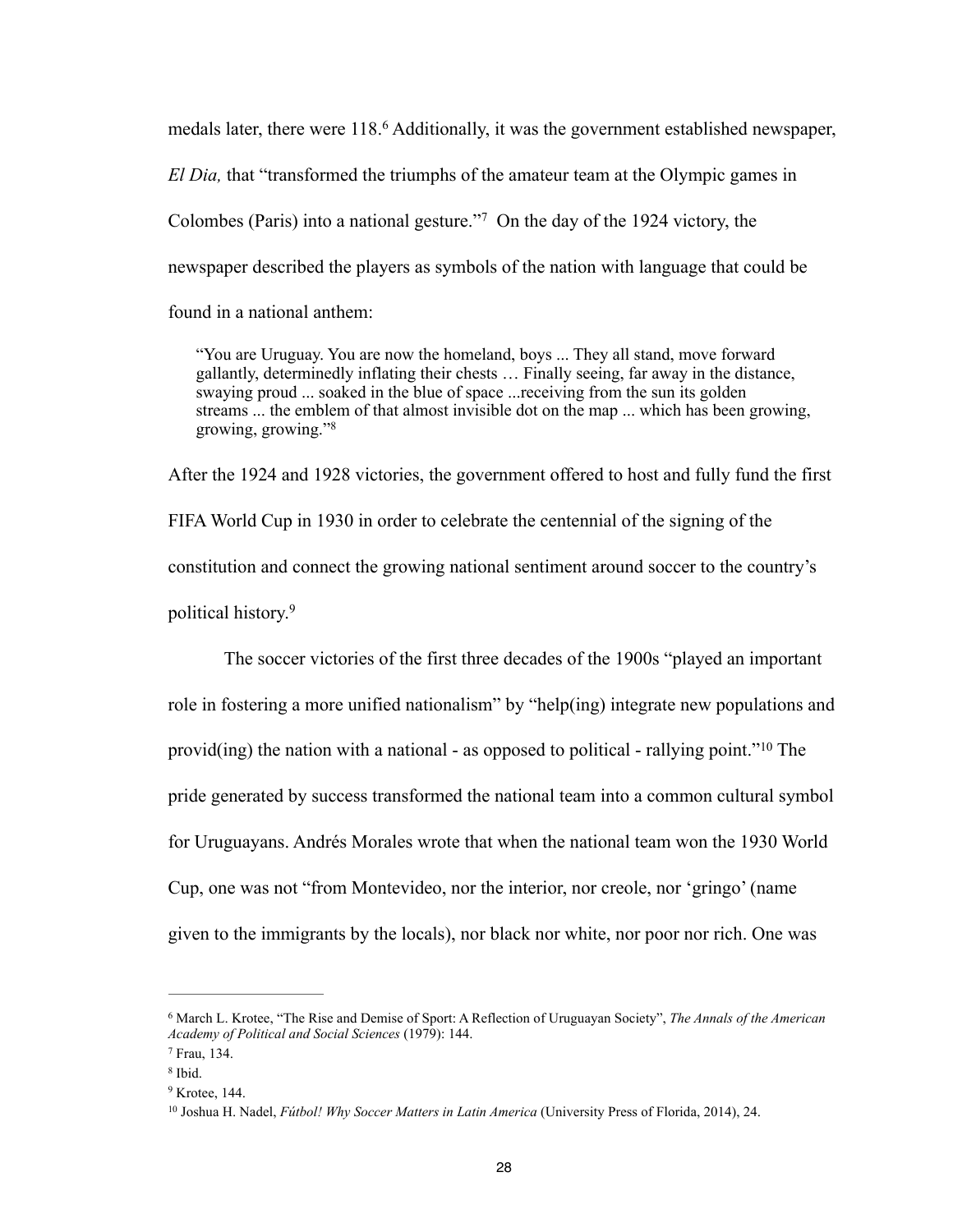medals later, there were 118.[6] Additionally, it was the government established newspaper, *El Dia,* that "transformed the triumphs of the amateur team at the Olympic games in Colombes (Paris) into a national gesture."[7] On the day of the 1924 victory, the newspaper described the players as symbols of the nation with language that could be found in a national anthem:

> "You are Uruguay. You are now the homeland, boys ... They all stand, move forward gallantly, determinedly inflating their chests … Finally seeing, far away in the distance, swaying proud ... soaked in the blue of space ...receiving from the sun its golden streams ... the emblem of that almost invisible dot on the map ... which has been growing, growing, growing."[8]

After the 1924 and 1928 victories, the government offered to host and fully fund the first FIFA World Cup in 1930 in order to celebrate the centennial of the signing of the constitution and connect the growing national sentiment around soccer to the country's political history.[9]

The soccer victories of the first three decades of the 1900s "played an important role in fostering a more unified nationalism" by "help(ing) integrate new populations and provid(ing) the nation with a national - as opposed to political - rallying point."[10] The pride generated by success transformed the national team into a common cultural symbol for Uruguayans. Andrés Morales wrote that when the national team won the 1930 World Cup, one was not "from Montevideo, nor the interior, nor creole, nor 'gringo' (name given to the immigrants by the locals), nor black nor white, nor poor nor rich. One was

---

[6] March L. Krotee, "The Rise and Demise of Sport: A Reflection of Uruguayan Society", *The Annals of the American Academy of Political and Social Sciences* (1979): 144.

[7] Frau, 134.

[8] Ibid.

[9] Krotee, 144.

[10] Joshua H. Nadel, *Fútbol! Why Soccer Matters in Latin America* (University Press of Florida, 2014), 24.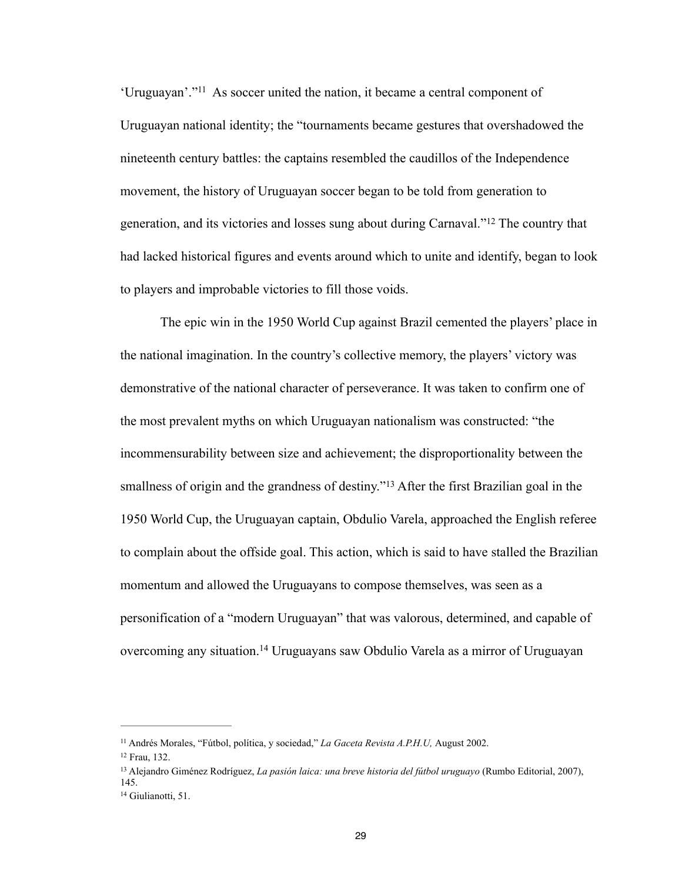'Uruguayan'."[11] As soccer united the nation, it became a central component of Uruguayan national identity; the "tournaments became gestures that overshadowed the nineteenth century battles: the captains resembled the caudillos of the Independence movement, the history of Uruguayan soccer began to be told from generation to generation, and its victories and losses sung about during Carnaval."[12] The country that had lacked historical figures and events around which to unite and identify, began to look to players and improbable victories to fill those voids.

The epic win in the 1950 World Cup against Brazil cemented the players' place in the national imagination. In the country's collective memory, the players' victory was demonstrative of the national character of perseverance. It was taken to confirm one of the most prevalent myths on which Uruguayan nationalism was constructed: "the incommensurability between size and achievement; the disproportionality between the smallness of origin and the grandness of destiny."[13] After the first Brazilian goal in the 1950 World Cup, the Uruguayan captain, Obdulio Varela, approached the English referee to complain about the offside goal. This action, which is said to have stalled the Brazilian momentum and allowed the Uruguayans to compose themselves, was seen as a personification of a "modern Uruguayan" that was valorous, determined, and capable of overcoming any situation.[14] Uruguayans saw Obdulio Varela as a mirror of Uruguayan

---

[11] Andrés Morales, "Fútbol, política, y sociedad," *La Gaceta Revista A.P.H.U,* August 2002.

[12] Frau, 132.

[13] Alejandro Giménez Rodríguez, *La pasión laica: una breve historia del fútbol uruguayo* (Rumbo Editorial, 2007), 145.

[14] Giulianotti, 51.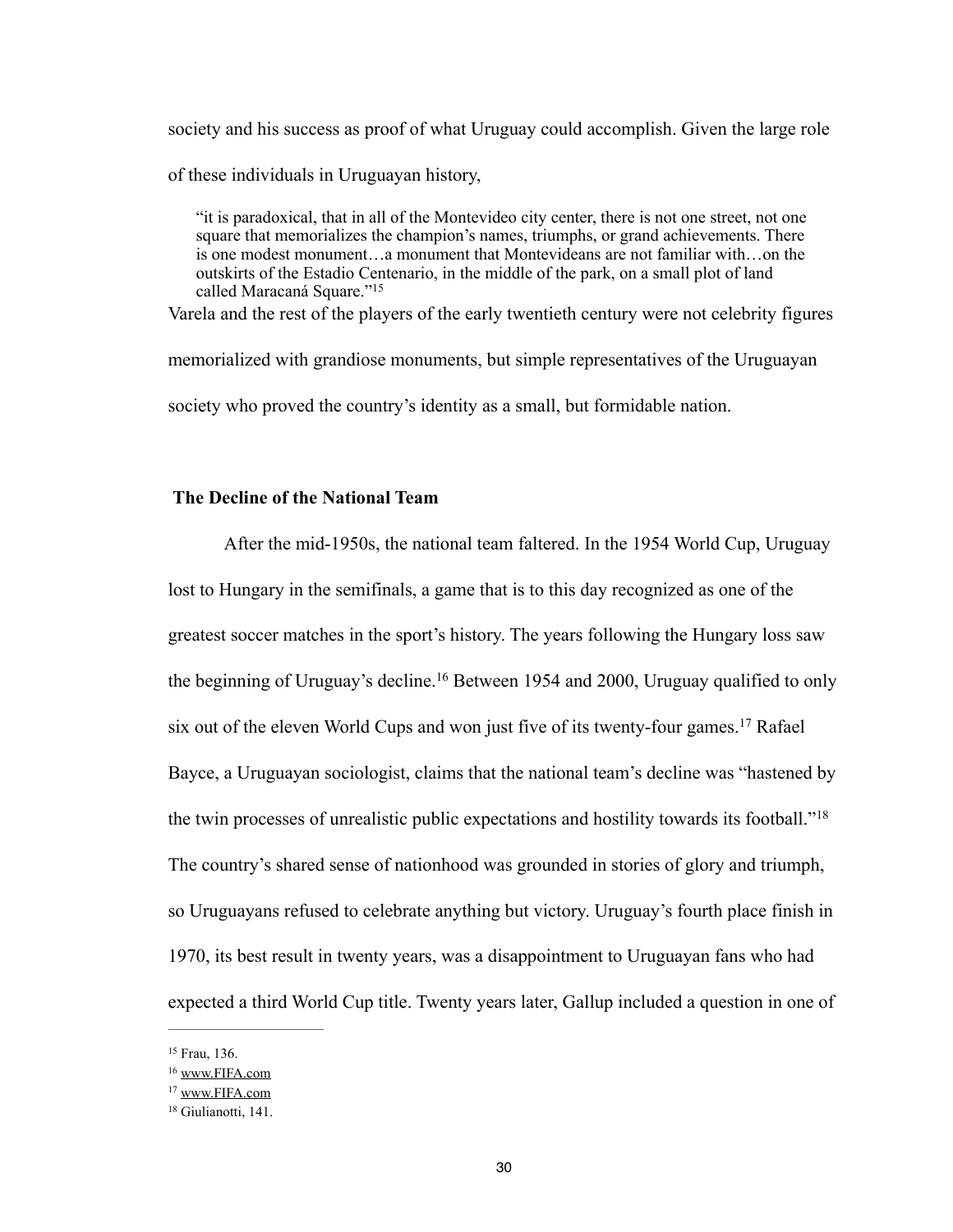society and his success as proof of what Uruguay could accomplish. Given the large role of these individuals in Uruguayan history,

> "it is paradoxical, that in all of the Montevideo city center, there is not one street, not one square that memorializes the champion's names, triumphs, or grand achievements. There is one modest monument…a monument that Montevideans are not familiar with…on the outskirts of the Estadio Centenario, in the middle of the park, on a small plot of land called Maracaná Square."[15]

Varela and the rest of the players of the early twentieth century were not celebrity figures memorialized with grandiose monuments, but simple representatives of the Uruguayan society who proved the country's identity as a small, but formidable nation.

## The Decline of the National Team

After the mid-1950s, the national team faltered. In the 1954 World Cup, Uruguay lost to Hungary in the semifinals, a game that is to this day recognized as one of the greatest soccer matches in the sport's history. The years following the Hungary loss saw the beginning of Uruguay's decline.[16] Between 1954 and 2000, Uruguay qualified to only six out of the eleven World Cups and won just five of its twenty-four games.[17] Rafael Bayce, a Uruguayan sociologist, claims that the national team's decline was "hastened by the twin processes of unrealistic public expectations and hostility towards its football."[18] The country's shared sense of nationhood was grounded in stories of glory and triumph, so Uruguayans refused to celebrate anything but victory. Uruguay's fourth place finish in 1970, its best result in twenty years, was a disappointment to Uruguayan fans who had expected a third World Cup title. Twenty years later, Gallup included a question in one of

---

[15] Frau, 136.

[16] www.FIFA.com

[17] www.FIFA.com

[18] Giulianotti, 141.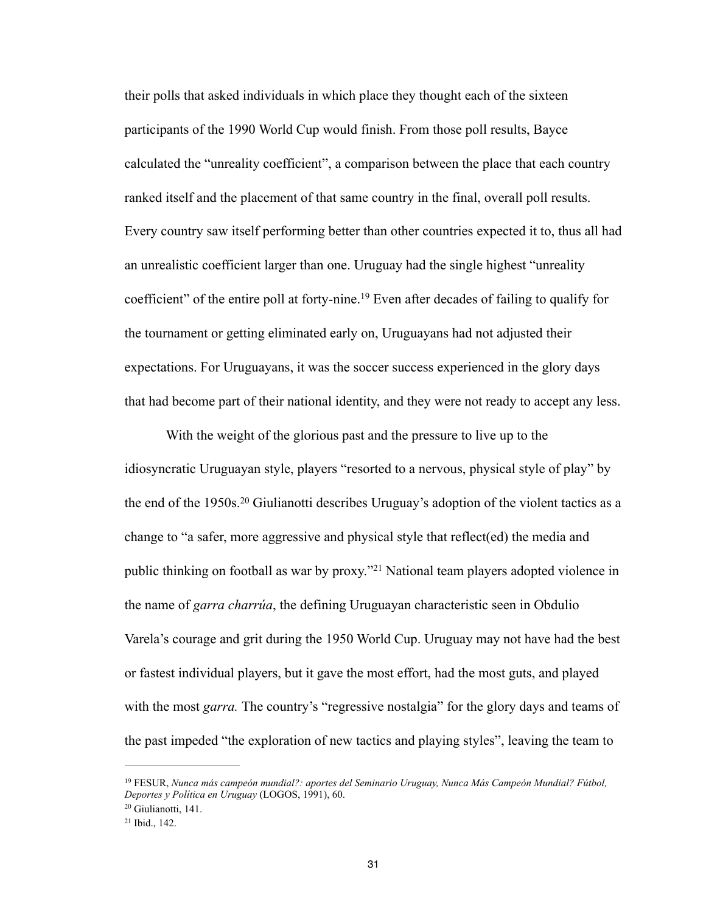their polls that asked individuals in which place they thought each of the sixteen participants of the 1990 World Cup would finish. From those poll results, Bayce calculated the "unreality coefficient", a comparison between the place that each country ranked itself and the placement of that same country in the final, overall poll results. Every country saw itself performing better than other countries expected it to, thus all had an unrealistic coefficient larger than one. Uruguay had the single highest "unreality coefficient" of the entire poll at forty-nine.[19] Even after decades of failing to qualify for the tournament or getting eliminated early on, Uruguayans had not adjusted their expectations. For Uruguayans, it was the soccer success experienced in the glory days that had become part of their national identity, and they were not ready to accept any less.

With the weight of the glorious past and the pressure to live up to the idiosyncratic Uruguayan style, players "resorted to a nervous, physical style of play" by the end of the 1950s.[20] Giulianotti describes Uruguay's adoption of the violent tactics as a change to "a safer, more aggressive and physical style that reflect(ed) the media and public thinking on football as war by proxy."[21] National team players adopted violence in the name of *garra charrúa*, the defining Uruguayan characteristic seen in Obdulio Varela's courage and grit during the 1950 World Cup. Uruguay may not have had the best or fastest individual players, but it gave the most effort, had the most guts, and played with the most *garra.* The country's "regressive nostalgia" for the glory days and teams of the past impeded "the exploration of new tactics and playing styles", leaving the team to

---

[19] FESUR, *Nunca más campeón mundial?: aportes del Seminario Uruguay, Nunca Más Campeón Mundial? Fútbol, Deportes y Política en Uruguay* (LOGOS, 1991), 60.

[20] Giulianotti, 141.

[21] Ibid., 142.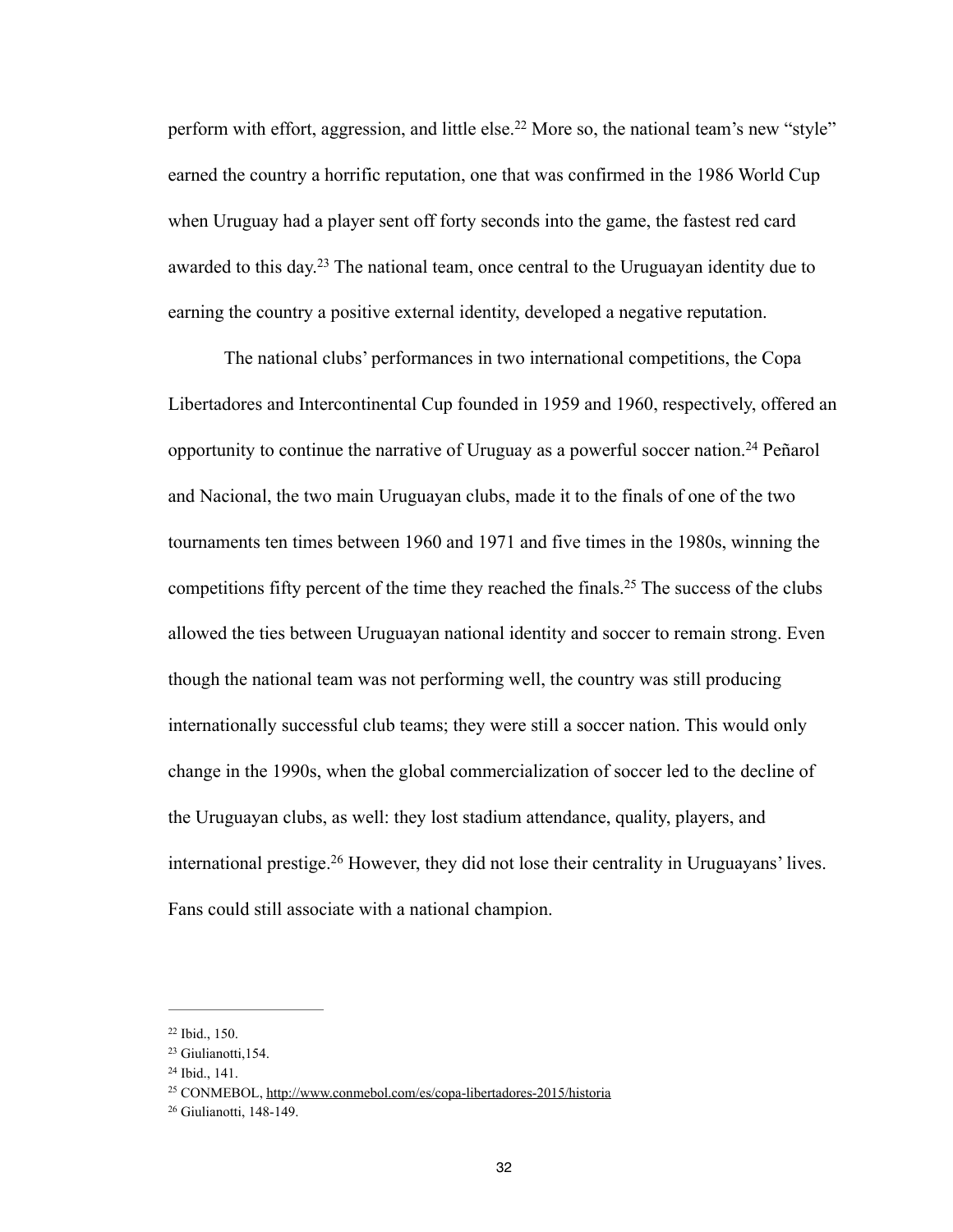perform with effort, aggression, and little else.[22] More so, the national team's new "style" earned the country a horrific reputation, one that was confirmed in the 1986 World Cup when Uruguay had a player sent off forty seconds into the game, the fastest red card awarded to this day.[23] The national team, once central to the Uruguayan identity due to earning the country a positive external identity, developed a negative reputation.

The national clubs' performances in two international competitions, the Copa Libertadores and Intercontinental Cup founded in 1959 and 1960, respectively, offered an opportunity to continue the narrative of Uruguay as a powerful soccer nation.[24] Peñarol and Nacional, the two main Uruguayan clubs, made it to the finals of one of the two tournaments ten times between 1960 and 1971 and five times in the 1980s, winning the competitions fifty percent of the time they reached the finals.[25] The success of the clubs allowed the ties between Uruguayan national identity and soccer to remain strong. Even though the national team was not performing well, the country was still producing internationally successful club teams; they were still a soccer nation. This would only change in the 1990s, when the global commercialization of soccer led to the decline of the Uruguayan clubs, as well: they lost stadium attendance, quality, players, and international prestige.[26] However, they did not lose their centrality in Uruguayans' lives. Fans could still associate with a national champion.

---

[22] Ibid., 150.

[23] Giulianotti,154.

[24] Ibid., 141.

[25] CONMEBOL, http://www.conmebol.com/es/copa-libertadores-2015/historia

[26] Giulianotti, 148-149.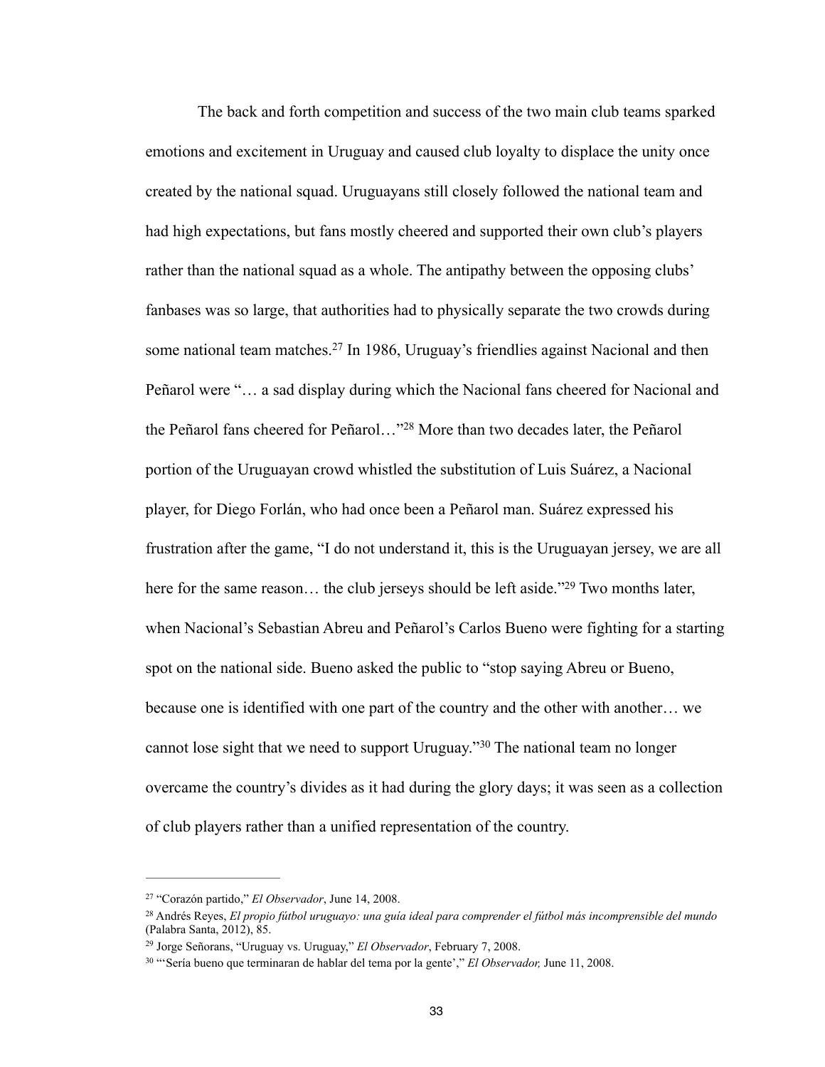The back and forth competition and success of the two main club teams sparked emotions and excitement in Uruguay and caused club loyalty to displace the unity once created by the national squad. Uruguayans still closely followed the national team and had high expectations, but fans mostly cheered and supported their own club's players rather than the national squad as a whole. The antipathy between the opposing clubs' fanbases was so large, that authorities had to physically separate the two crowds during some national team matches.[27] In 1986, Uruguay's friendlies against Nacional and then Peñarol were "… a sad display during which the Nacional fans cheered for Nacional and the Peñarol fans cheered for Peñarol…"[28] More than two decades later, the Peñarol portion of the Uruguayan crowd whistled the substitution of Luis Suárez, a Nacional player, for Diego Forlán, who had once been a Peñarol man. Suárez expressed his frustration after the game, "I do not understand it, this is the Uruguayan jersey, we are all here for the same reason… the club jerseys should be left aside."[29] Two months later, when Nacional's Sebastian Abreu and Peñarol's Carlos Bueno were fighting for a starting spot on the national side. Bueno asked the public to "stop saying Abreu or Bueno, because one is identified with one part of the country and the other with another… we cannot lose sight that we need to support Uruguay."[30] The national team no longer overcame the country's divides as it had during the glory days; it was seen as a collection of club players rather than a unified representation of the country.

---

[27] "Corazón partido," *El Observador*, June 14, 2008.

[28] Andrés Reyes, *El propio fútbol uruguayo: una guía ideal para comprender el fútbol más incomprensible del mundo* (Palabra Santa, 2012), 85.

[29] Jorge Señorans, "Uruguay vs. Uruguay," *El Observador*, February 7, 2008.

[30] "'Sería bueno que terminaran de hablar del tema por la gente'," *El Observador,* June 11, 2008.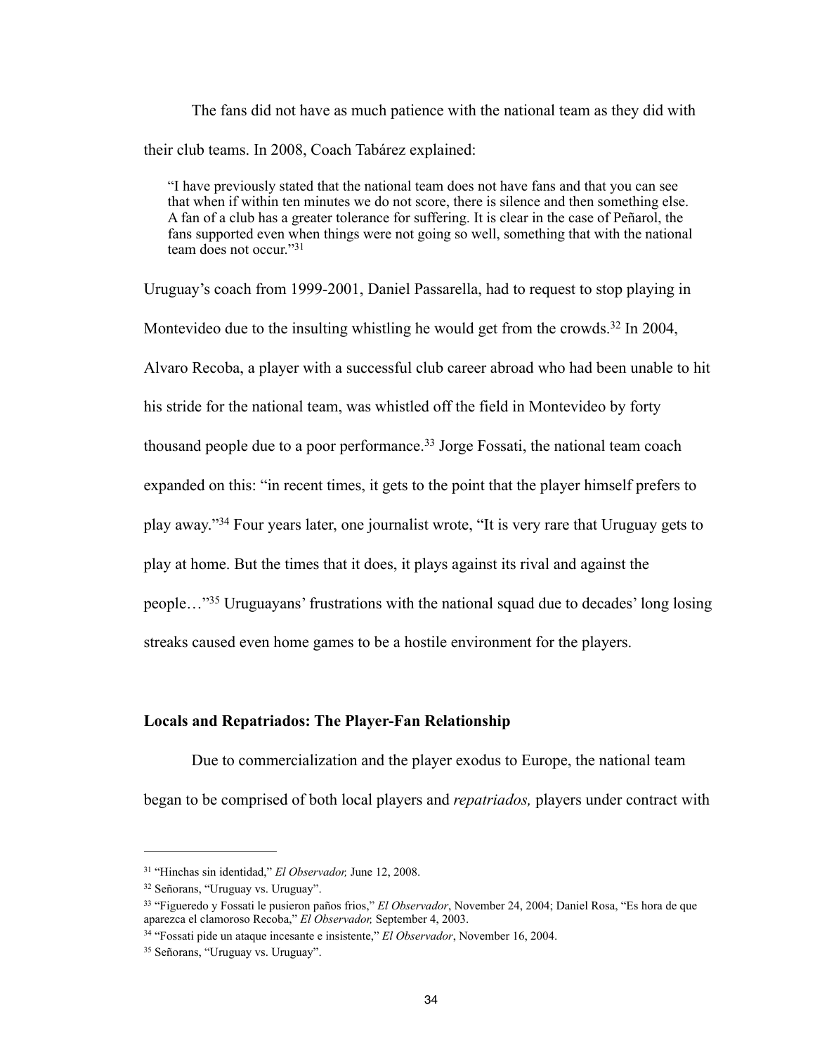The fans did not have as much patience with the national team as they did with their club teams. In 2008, Coach Tabárez explained:

> "I have previously stated that the national team does not have fans and that you can see that when if within ten minutes we do not score, there is silence and then something else. A fan of a club has a greater tolerance for suffering. It is clear in the case of Peñarol, the fans supported even when things were not going so well, something that with the national team does not occur."[31]

Uruguay's coach from 1999-2001, Daniel Passarella, had to request to stop playing in Montevideo due to the insulting whistling he would get from the crowds.[32] In 2004, Alvaro Recoba, a player with a successful club career abroad who had been unable to hit his stride for the national team, was whistled off the field in Montevideo by forty thousand people due to a poor performance.[33] Jorge Fossati, the national team coach expanded on this: "in recent times, it gets to the point that the player himself prefers to play away."[34] Four years later, one journalist wrote, "It is very rare that Uruguay gets to play at home. But the times that it does, it plays against its rival and against the people…"[35] Uruguayans' frustrations with the national squad due to decades' long losing streaks caused even home games to be a hostile environment for the players.

### Locals and Repatriados: The Player-Fan Relationship

Due to commercialization and the player exodus to Europe, the national team began to be comprised of both local players and *repatriados,* players under contract with

---

[31] "Hinchas sin identidad," *El Observador,* June 12, 2008.

[32] Señorans, "Uruguay vs. Uruguay".

[33] "Figueredo y Fossati le pusieron paños frios," *El Observador*, November 24, 2004; Daniel Rosa, "Es hora de que aparezca el clamoroso Recoba," *El Observador,* September 4, 2003.

[34] "Fossati pide un ataque incesante e insistente," *El Observador*, November 16, 2004.

[35] Señorans, "Uruguay vs. Uruguay".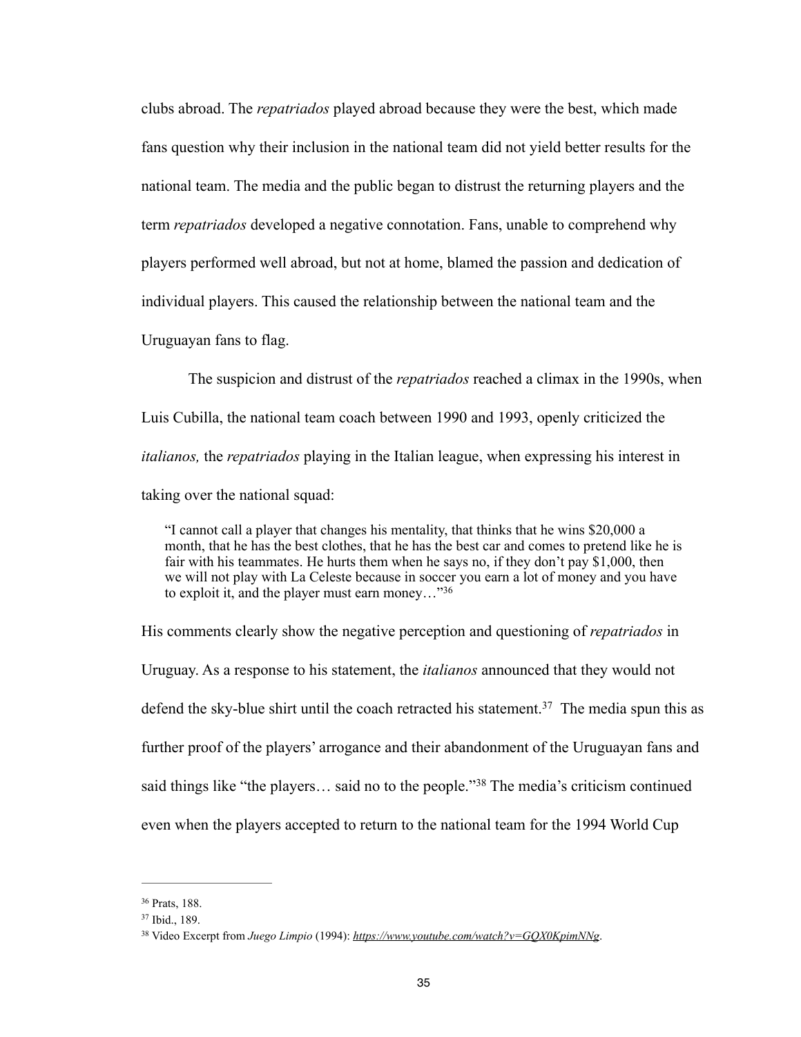clubs abroad. The *repatriados* played abroad because they were the best, which made fans question why their inclusion in the national team did not yield better results for the national team. The media and the public began to distrust the returning players and the term *repatriados* developed a negative connotation. Fans, unable to comprehend why players performed well abroad, but not at home, blamed the passion and dedication of individual players. This caused the relationship between the national team and the Uruguayan fans to flag.

The suspicion and distrust of the *repatriados* reached a climax in the 1990s, when Luis Cubilla, the national team coach between 1990 and 1993, openly criticized the *italianos,* the *repatriados* playing in the Italian league, when expressing his interest in taking over the national squad:

> "I cannot call a player that changes his mentality, that thinks that he wins $20,000 a month, that he has the best clothes, that he has the best car and comes to pretend like he is fair with his teammates. He hurts them when he says no, if they don't pay $1,000, then we will not play with La Celeste because in soccer you earn a lot of money and you have to exploit it, and the player must earn money…"[36]

His comments clearly show the negative perception and questioning of *repatriados* in Uruguay. As a response to his statement, the *italianos* announced that they would not defend the sky-blue shirt until the coach retracted his statement.[37] The media spun this as further proof of the players' arrogance and their abandonment of the Uruguayan fans and said things like "the players… said no to the people."[38] The media's criticism continued even when the players accepted to return to the national team for the 1994 World Cup

---

[36] Prats, 188.

[37] Ibid., 189.

[38] Video Excerpt from *Juego Limpio* (1994): *https://www.youtube.com/watch?v=GQX0KpimNNg*.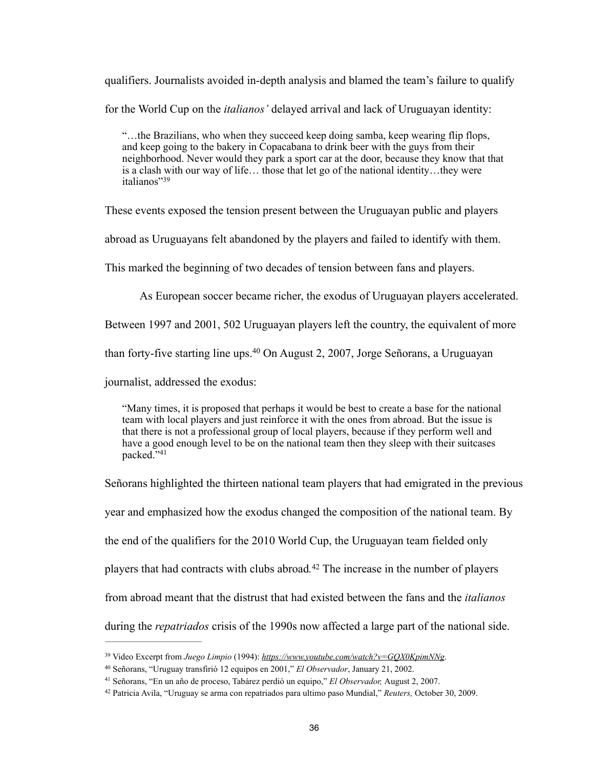qualifiers. Journalists avoided in-depth analysis and blamed the team's failure to qualify for the World Cup on the *italianos'* delayed arrival and lack of Uruguayan identity:

> "…the Brazilians, who when they succeed keep doing samba, keep wearing flip flops, and keep going to the bakery in Copacabana to drink beer with the guys from their neighborhood. Never would they park a sport car at the door, because they know that that is a clash with our way of life… those that let go of the national identity…they were italianos"[39]

These events exposed the tension present between the Uruguayan public and players abroad as Uruguayans felt abandoned by the players and failed to identify with them. This marked the beginning of two decades of tension between fans and players.

As European soccer became richer, the exodus of Uruguayan players accelerated. Between 1997 and 2001, 502 Uruguayan players left the country, the equivalent of more than forty-five starting line ups.[40] On August 2, 2007, Jorge Señorans, a Uruguayan journalist, addressed the exodus:

> "Many times, it is proposed that perhaps it would be best to create a base for the national team with local players and just reinforce it with the ones from abroad. But the issue is that there is not a professional group of local players, because if they perform well and have a good enough level to be on the national team then they sleep with their suitcases packed."[41]

Señorans highlighted the thirteen national team players that had emigrated in the previous year and emphasized how the exodus changed the composition of the national team. By the end of the qualifiers for the 2010 World Cup, the Uruguayan team fielded only players that had contracts with clubs abroad.[42] The increase in the number of players from abroad meant that the distrust that had existed between the fans and the *italianos* during the *repatriados* crisis of the 1990s now affected a large part of the national side.

---

[39] Video Excerpt from *Juego Limpio* (1994): *https://www.youtube.com/watch?v=GQX0KpimNNg*.

[40] Señorans, "Uruguay transfirió 12 equipos en 2001," *El Observador*, January 21, 2002.

[41] Señorans, "En un año de proceso, Tabárez perdió un equipo," *El Observador,* August 2, 2007.

[42] Patricia Avila, "Uruguay se arma con repatriados para ultimo paso Mundial," *Reuters,* October 30, 2009.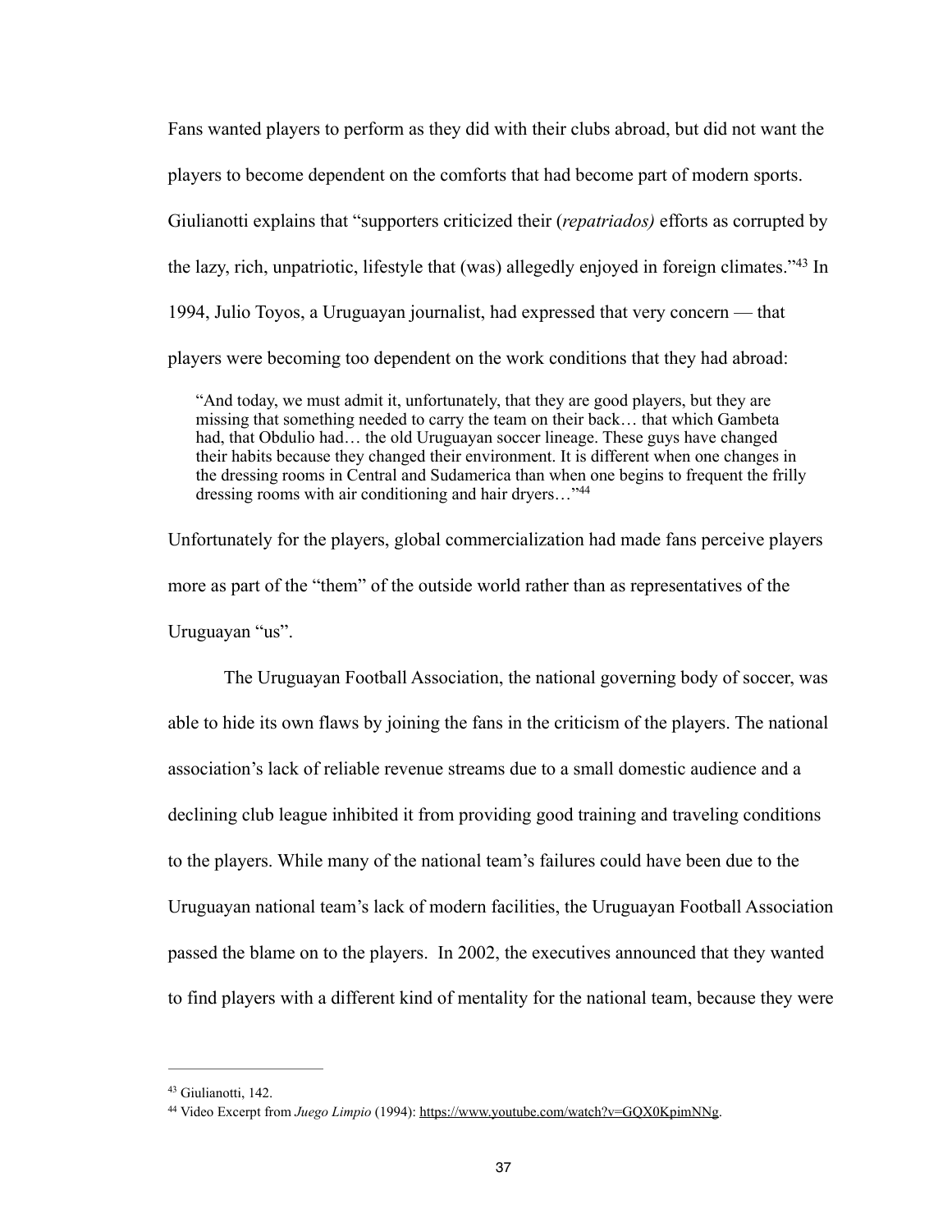Fans wanted players to perform as they did with their clubs abroad, but did not want the players to become dependent on the comforts that had become part of modern sports. Giulianotti explains that "supporters criticized their (*repatriados)* efforts as corrupted by the lazy, rich, unpatriotic, lifestyle that (was) allegedly enjoyed in foreign climates."[43] In 1994, Julio Toyos, a Uruguayan journalist, had expressed that very concern — that players were becoming too dependent on the work conditions that they had abroad:

> "And today, we must admit it, unfortunately, that they are good players, but they are missing that something needed to carry the team on their back… that which Gambeta had, that Obdulio had… the old Uruguayan soccer lineage. These guys have changed their habits because they changed their environment. It is different when one changes in the dressing rooms in Central and Sudamerica than when one begins to frequent the frilly dressing rooms with air conditioning and hair dryers…"[44]

Unfortunately for the players, global commercialization had made fans perceive players more as part of the "them" of the outside world rather than as representatives of the Uruguayan "us".

The Uruguayan Football Association, the national governing body of soccer, was able to hide its own flaws by joining the fans in the criticism of the players. The national association's lack of reliable revenue streams due to a small domestic audience and a declining club league inhibited it from providing good training and traveling conditions to the players. While many of the national team's failures could have been due to the Uruguayan national team's lack of modern facilities, the Uruguayan Football Association passed the blame on to the players. In 2002, the executives announced that they wanted to find players with a different kind of mentality for the national team, because they were

---

[43] Giulianotti, 142.

[44] Video Excerpt from *Juego Limpio* (1994): https://www.youtube.com/watch?v=GQX0KpimNNg.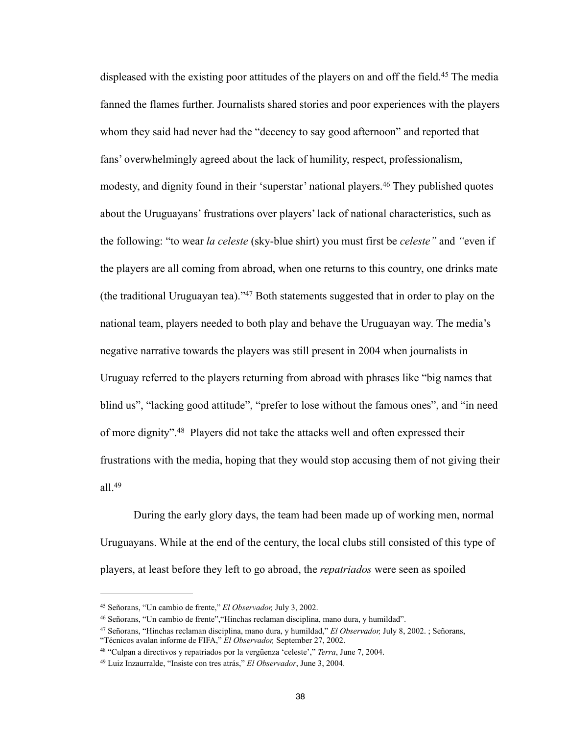displeased with the existing poor attitudes of the players on and off the field.[45] The media fanned the flames further. Journalists shared stories and poor experiences with the players whom they said had never had the "decency to say good afternoon" and reported that fans' overwhelmingly agreed about the lack of humility, respect, professionalism, modesty, and dignity found in their 'superstar' national players.[46] They published quotes about the Uruguayans' frustrations over players' lack of national characteristics, such as the following: "to wear *la celeste* (sky-blue shirt) you must first be *celeste"* and *"*even if the players are all coming from abroad, when one returns to this country, one drinks mate (the traditional Uruguayan tea)."[47] Both statements suggested that in order to play on the national team, players needed to both play and behave the Uruguayan way. The media's negative narrative towards the players was still present in 2004 when journalists in Uruguay referred to the players returning from abroad with phrases like "big names that blind us", "lacking good attitude", "prefer to lose without the famous ones", and "in need of more dignity".[48] Players did not take the attacks well and often expressed their frustrations with the media, hoping that they would stop accusing them of not giving their all.[49]

During the early glory days, the team had been made up of working men, normal Uruguayans. While at the end of the century, the local clubs still consisted of this type of players, at least before they left to go abroad, the *repatriados* were seen as spoiled

---

[45] Señorans, "Un cambio de frente," *El Observador,* July 3, 2002.

[46] Señorans, "Un cambio de frente","Hinchas reclaman disciplina, mano dura, y humildad".

[47] Señorans, "Hinchas reclaman disciplina, mano dura, y humildad," *El Observador,* July 8, 2002. ; Señorans, "Técnicos avalan informe de FIFA," *El Observador,* September 27, 2002.

[48] "Culpan a directivos y repatriados por la vergüenza 'celeste'," *Terra*, June 7, 2004.

[49] Luiz Inzaurralde, "Insiste con tres atrás," *El Observador*, June 3, 2004.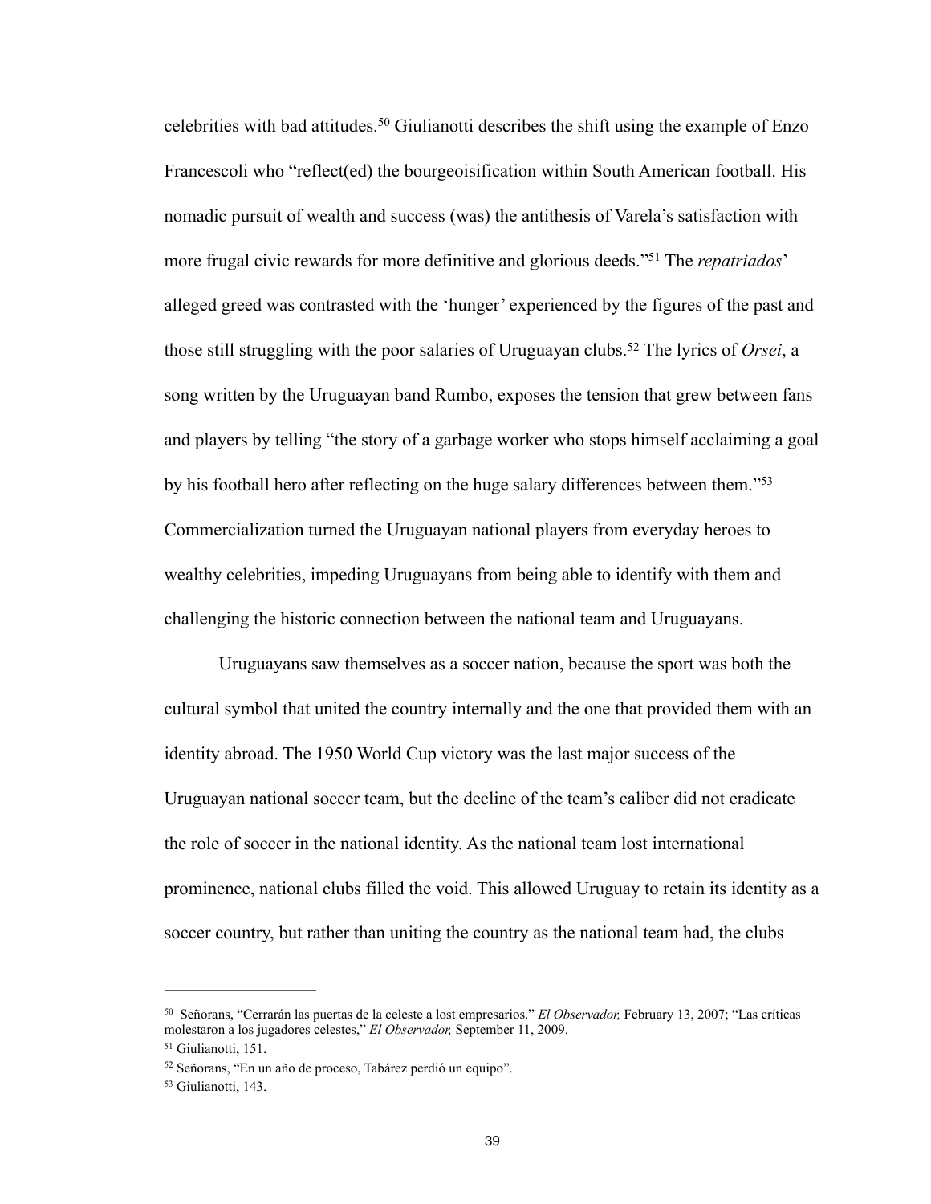celebrities with bad attitudes.[50] Giulianotti describes the shift using the example of Enzo Francescoli who "reflect(ed) the bourgeoisification within South American football. His nomadic pursuit of wealth and success (was) the antithesis of Varela's satisfaction with more frugal civic rewards for more definitive and glorious deeds."[51] The *repatriados*' alleged greed was contrasted with the 'hunger' experienced by the figures of the past and those still struggling with the poor salaries of Uruguayan clubs.[52] The lyrics of *Orsei*, a song written by the Uruguayan band Rumbo, exposes the tension that grew between fans and players by telling "the story of a garbage worker who stops himself acclaiming a goal by his football hero after reflecting on the huge salary differences between them."[53] Commercialization turned the Uruguayan national players from everyday heroes to wealthy celebrities, impeding Uruguayans from being able to identify with them and challenging the historic connection between the national team and Uruguayans.

Uruguayans saw themselves as a soccer nation, because the sport was both the cultural symbol that united the country internally and the one that provided them with an identity abroad. The 1950 World Cup victory was the last major success of the Uruguayan national soccer team, but the decline of the team's caliber did not eradicate the role of soccer in the national identity. As the national team lost international prominence, national clubs filled the void. This allowed Uruguay to retain its identity as a soccer country, but rather than uniting the country as the national team had, the clubs

---

[50] Señorans, "Cerrarán las puertas de la celeste a lost empresarios." *El Observador,* February 13, 2007; "Las críticas molestaron a los jugadores celestes," *El Observador,* September 11, 2009.

[51] Giulianotti, 151.

[52] Señorans, "En un año de proceso, Tabárez perdió un equipo".

[53] Giulianotti, 143.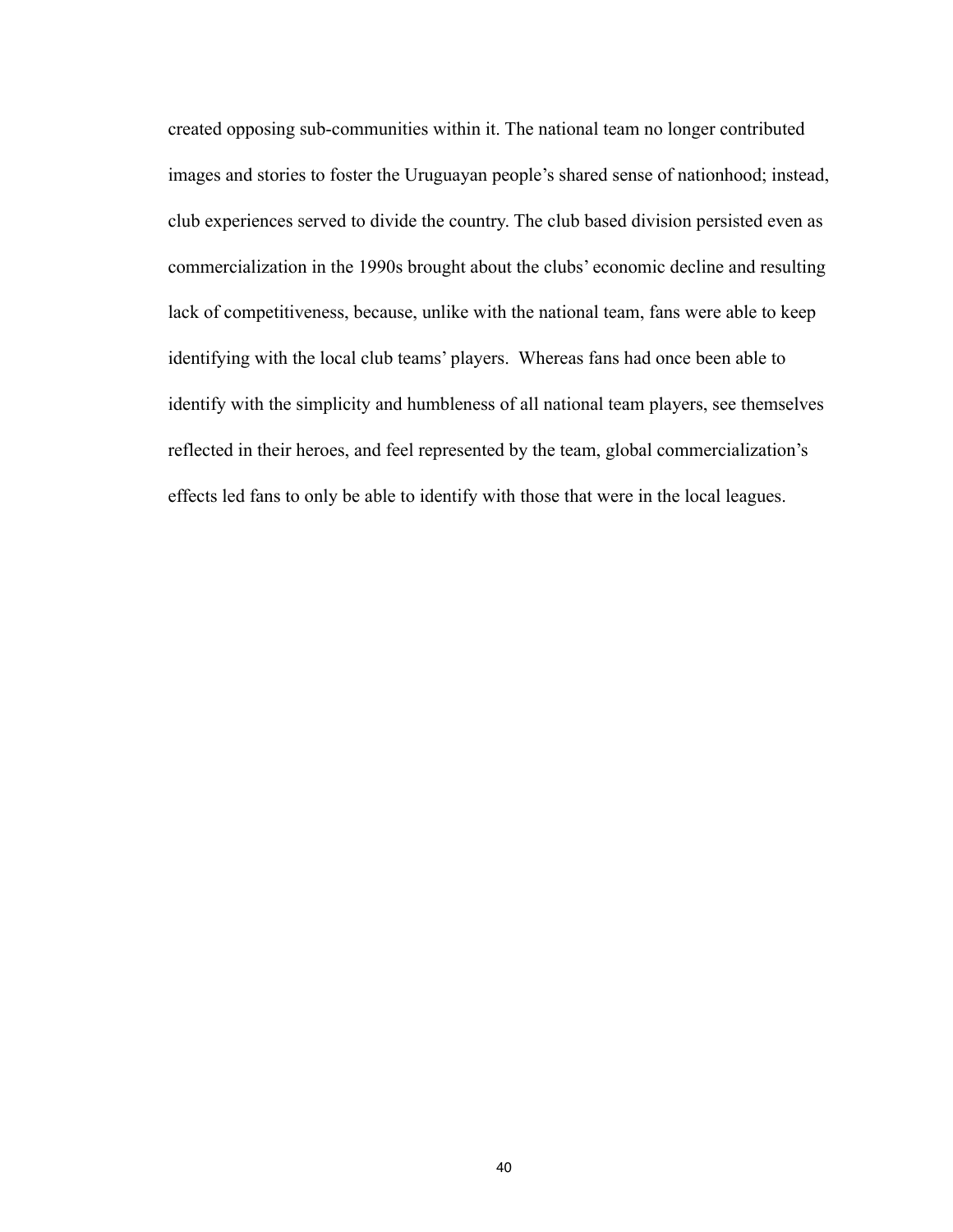created opposing sub-communities within it. The national team no longer contributed images and stories to foster the Uruguayan people's shared sense of nationhood; instead, club experiences served to divide the country. The club based division persisted even as commercialization in the 1990s brought about the clubs' economic decline and resulting lack of competitiveness, because, unlike with the national team, fans were able to keep identifying with the local club teams' players. Whereas fans had once been able to identify with the simplicity and humbleness of all national team players, see themselves reflected in their heroes, and feel represented by the team, global commercialization's effects led fans to only be able to identify with those that were in the local leagues.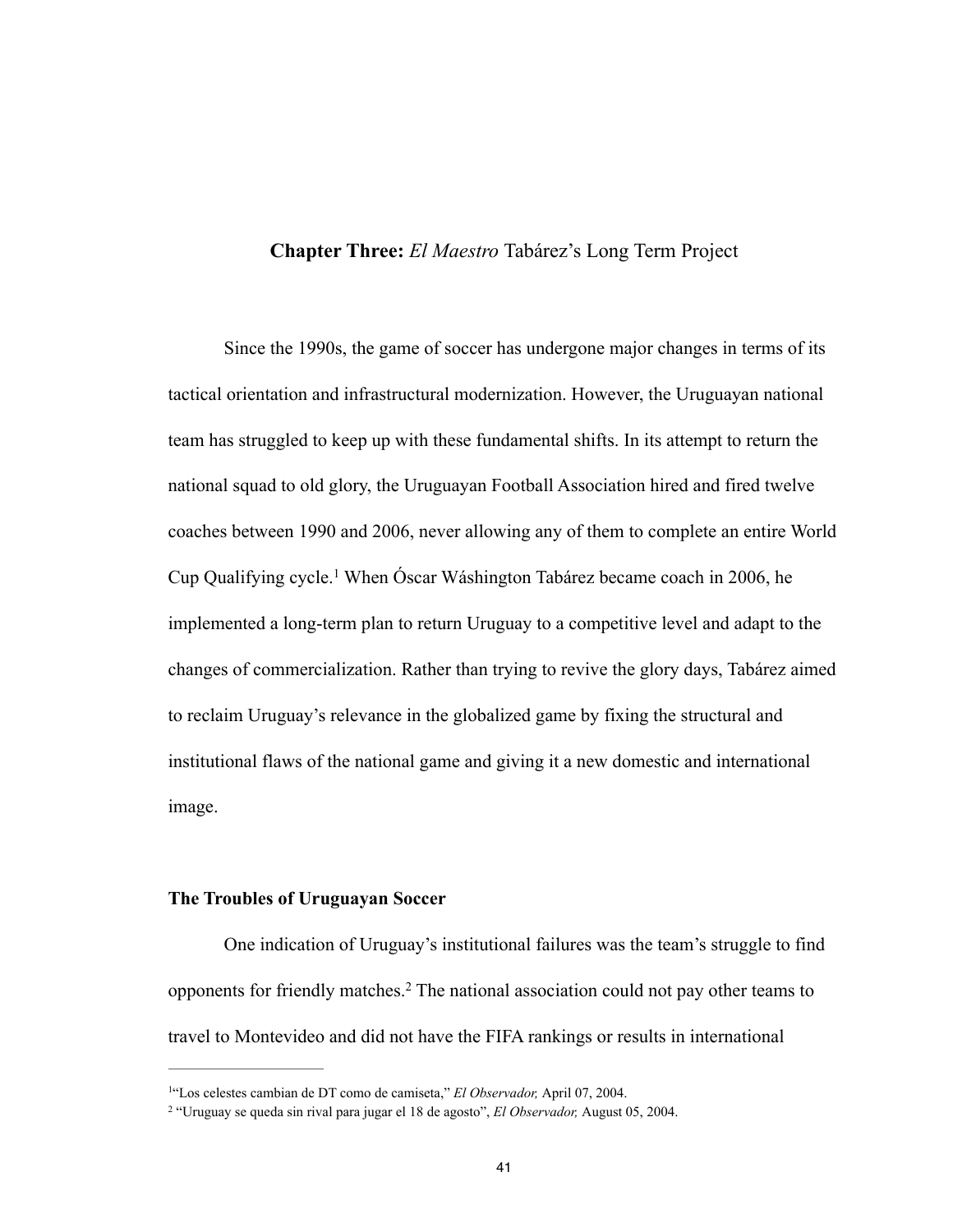## **Chapter Three:** *El Maestro* Tabárez's Long Term Project

Since the 1990s, the game of soccer has undergone major changes in terms of its tactical orientation and infrastructural modernization. However, the Uruguayan national team has struggled to keep up with these fundamental shifts. In its attempt to return the national squad to old glory, the Uruguayan Football Association hired and fired twelve coaches between 1990 and 2006, never allowing any of them to complete an entire World Cup Qualifying cycle.[1] When Óscar Wáshington Tabárez became coach in 2006, he implemented a long-term plan to return Uruguay to a competitive level and adapt to the changes of commercialization. Rather than trying to revive the glory days, Tabárez aimed to reclaim Uruguay's relevance in the globalized game by fixing the structural and institutional flaws of the national game and giving it a new domestic and international image.

### **The Troubles of Uruguayan Soccer**

One indication of Uruguay's institutional failures was the team's struggle to find opponents for friendly matches.[2] The national association could not pay other teams to travel to Montevideo and did not have the FIFA rankings or results in international

---

[1] "Los celestes cambian de DT como de camiseta," *El Observador,* April 07, 2004.

[2] "Uruguay se queda sin rival para jugar el 18 de agosto", *El Observador,* August 05, 2004.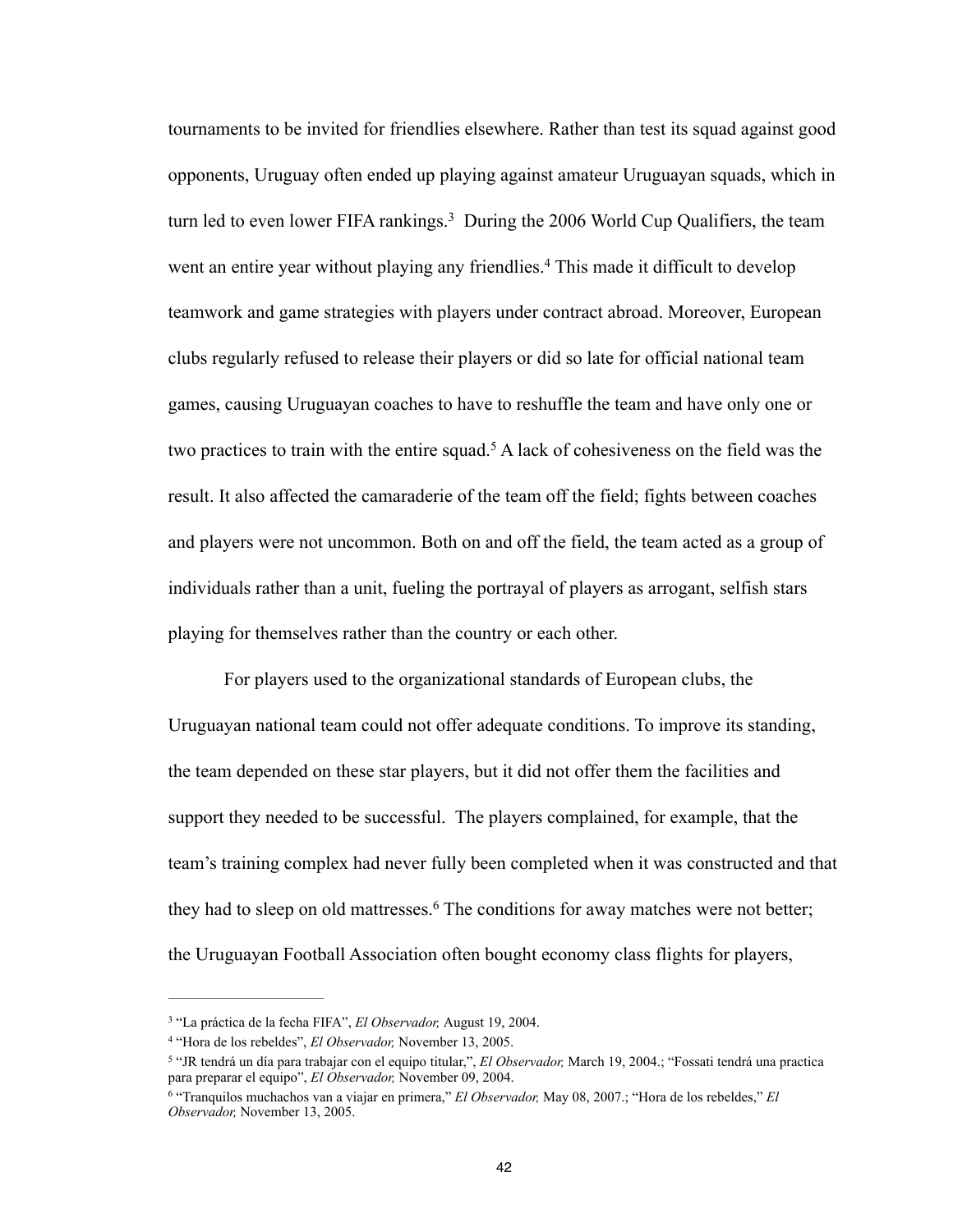tournaments to be invited for friendlies elsewhere. Rather than test its squad against good opponents, Uruguay often ended up playing against amateur Uruguayan squads, which in turn led to even lower FIFA rankings.[3] During the 2006 World Cup Qualifiers, the team went an entire year without playing any friendlies.[4] This made it difficult to develop teamwork and game strategies with players under contract abroad. Moreover, European clubs regularly refused to release their players or did so late for official national team games, causing Uruguayan coaches to have to reshuffle the team and have only one or two practices to train with the entire squad.[5] A lack of cohesiveness on the field was the result. It also affected the camaraderie of the team off the field; fights between coaches and players were not uncommon. Both on and off the field, the team acted as a group of individuals rather than a unit, fueling the portrayal of players as arrogant, selfish stars playing for themselves rather than the country or each other.

For players used to the organizational standards of European clubs, the Uruguayan national team could not offer adequate conditions. To improve its standing, the team depended on these star players, but it did not offer them the facilities and support they needed to be successful. The players complained, for example, that the team's training complex had never fully been completed when it was constructed and that they had to sleep on old mattresses.[6] The conditions for away matches were not better; the Uruguayan Football Association often bought economy class flights for players,

---

[3] "La práctica de la fecha FIFA", *El Observador,* August 19, 2004.

[4] "Hora de los rebeldes", *El Observador,* November 13, 2005.

[5] "JR tendrá un día para trabajar con el equipo titular,", *El Observador,* March 19, 2004.; "Fossati tendrá una practica para preparar el equipo", *El Observador,* November 09, 2004.

[6] "Tranquilos muchachos van a viajar en primera," *El Observador,* May 08, 2007.; "Hora de los rebeldes," *El Observador,* November 13, 2005.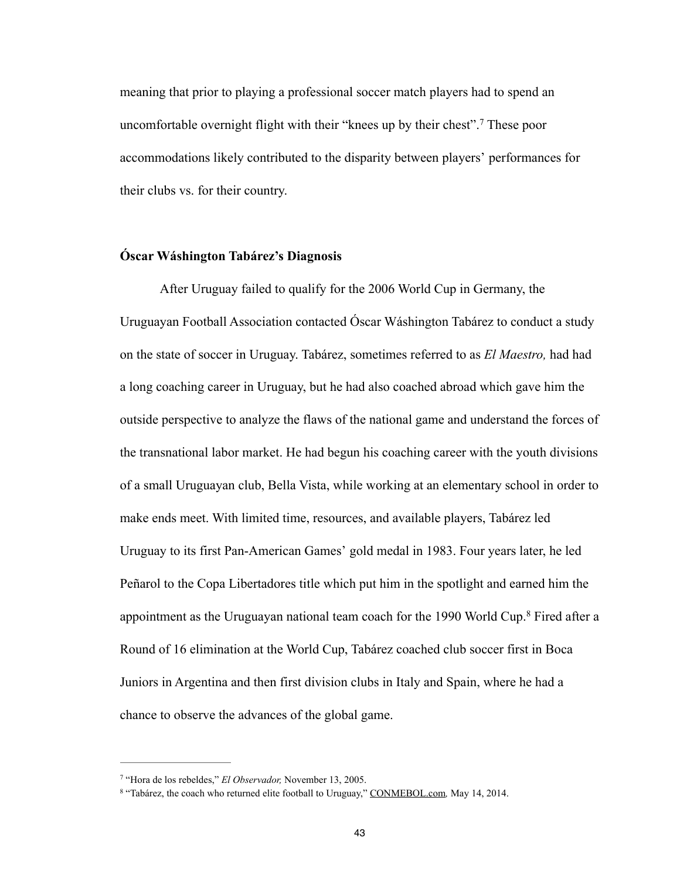meaning that prior to playing a professional soccer match players had to spend an uncomfortable overnight flight with their "knees up by their chest".[7] These poor accommodations likely contributed to the disparity between players' performances for their clubs vs. for their country.

**Óscar Wáshington Tabárez's Diagnosis**

After Uruguay failed to qualify for the 2006 World Cup in Germany, the Uruguayan Football Association contacted Óscar Wáshington Tabárez to conduct a study on the state of soccer in Uruguay. Tabárez, sometimes referred to as *El Maestro,* had had a long coaching career in Uruguay, but he had also coached abroad which gave him the outside perspective to analyze the flaws of the national game and understand the forces of the transnational labor market. He had begun his coaching career with the youth divisions of a small Uruguayan club, Bella Vista, while working at an elementary school in order to make ends meet. With limited time, resources, and available players, Tabárez led Uruguay to its first Pan-American Games' gold medal in 1983. Four years later, he led Peñarol to the Copa Libertadores title which put him in the spotlight and earned him the appointment as the Uruguayan national team coach for the 1990 World Cup.[8] Fired after a Round of 16 elimination at the World Cup, Tabárez coached club soccer first in Boca Juniors in Argentina and then first division clubs in Italy and Spain, where he had a chance to observe the advances of the global game.

---

[7] "Hora de los rebeldes," *El Observador,* November 13, 2005.

[8] "Tabárez, the coach who returned elite football to Uruguay," CONMEBOL.com*,* May 14, 2014.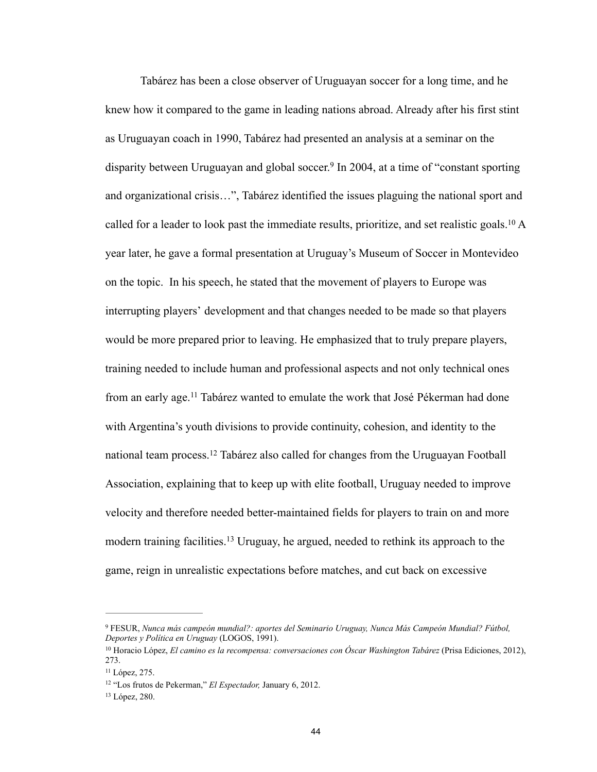Tabárez has been a close observer of Uruguayan soccer for a long time, and he knew how it compared to the game in leading nations abroad. Already after his first stint as Uruguayan coach in 1990, Tabárez had presented an analysis at a seminar on the disparity between Uruguayan and global soccer.[9] In 2004, at a time of "constant sporting and organizational crisis…", Tabárez identified the issues plaguing the national sport and called for a leader to look past the immediate results, prioritize, and set realistic goals.[10] A year later, he gave a formal presentation at Uruguay's Museum of Soccer in Montevideo on the topic. In his speech, he stated that the movement of players to Europe was interrupting players' development and that changes needed to be made so that players would be more prepared prior to leaving. He emphasized that to truly prepare players, training needed to include human and professional aspects and not only technical ones from an early age.[11] Tabárez wanted to emulate the work that José Pékerman had done with Argentina's youth divisions to provide continuity, cohesion, and identity to the national team process.[12] Tabárez also called for changes from the Uruguayan Football Association, explaining that to keep up with elite football, Uruguay needed to improve velocity and therefore needed better-maintained fields for players to train on and more modern training facilities.[13] Uruguay, he argued, needed to rethink its approach to the game, reign in unrealistic expectations before matches, and cut back on excessive

---

[9] FESUR, *Nunca más campeón mundial?: aportes del Seminario Uruguay, Nunca Más Campeón Mundial? Fútbol, Deportes y Política en Uruguay* (LOGOS, 1991).

[10] Horacio López, *El camino es la recompensa: conversaciones con Óscar Washington Tabárez* (Prisa Ediciones, 2012), 273.

[11] López, 275.

[12] "Los frutos de Pekerman," *El Espectador,* January 6, 2012.

[13] López, 280.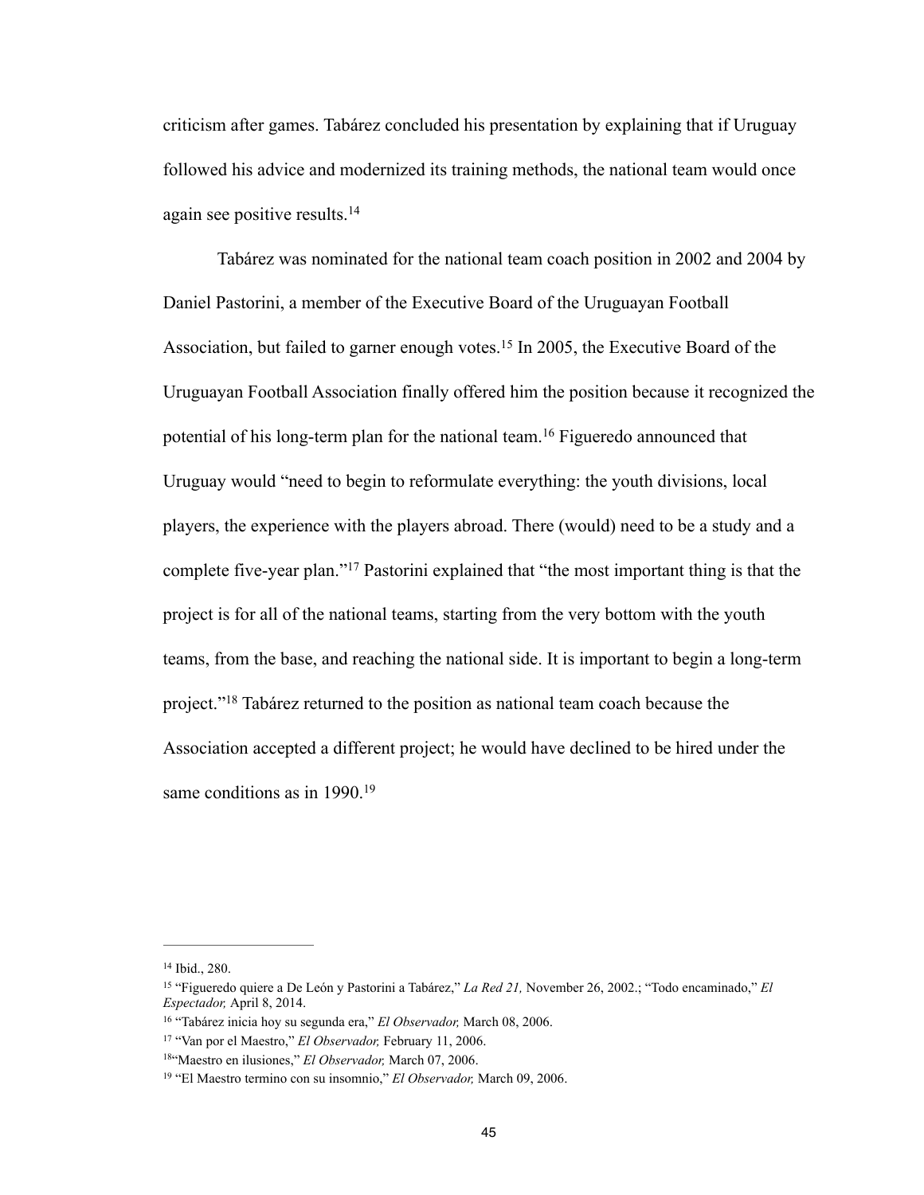criticism after games. Tabárez concluded his presentation by explaining that if Uruguay followed his advice and modernized its training methods, the national team would once again see positive results.[14]

Tabárez was nominated for the national team coach position in 2002 and 2004 by Daniel Pastorini, a member of the Executive Board of the Uruguayan Football Association, but failed to garner enough votes.[15] In 2005, the Executive Board of the Uruguayan Football Association finally offered him the position because it recognized the potential of his long-term plan for the national team.[16] Figueredo announced that Uruguay would "need to begin to reformulate everything: the youth divisions, local players, the experience with the players abroad. There (would) need to be a study and a complete five-year plan."[17] Pastorini explained that "the most important thing is that the project is for all of the national teams, starting from the very bottom with the youth teams, from the base, and reaching the national side. It is important to begin a long-term project."[18] Tabárez returned to the position as national team coach because the Association accepted a different project; he would have declined to be hired under the same conditions as in 1990.[19]

---

[14] Ibid., 280.

[15] "Figueredo quiere a De León y Pastorini a Tabárez," *La Red 21,* November 26, 2002.; "Todo encaminado," *El Espectador,* April 8, 2014.

[16] "Tabárez inicia hoy su segunda era," *El Observador,* March 08, 2006.

[17] "Van por el Maestro," *El Observador,* February 11, 2006.

[18] "Maestro en ilusiones," *El Observador,* March 07, 2006.

[19] "El Maestro termino con su insomnio," *El Observador,* March 09, 2006.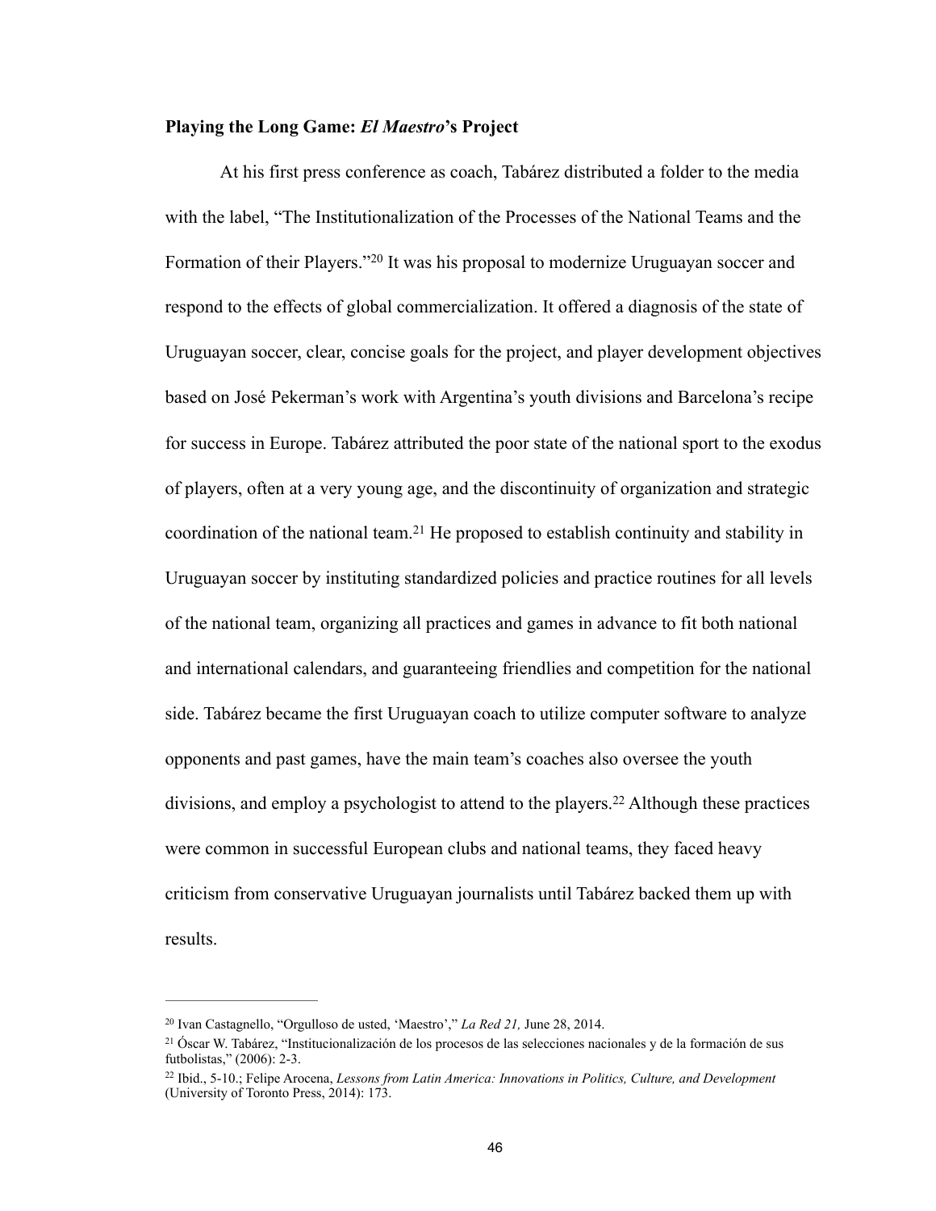**Playing the Long Game: *El Maestro*'s Project**

At his first press conference as coach, Tabárez distributed a folder to the media with the label, "The Institutionalization of the Processes of the National Teams and the Formation of their Players."[20] It was his proposal to modernize Uruguayan soccer and respond to the effects of global commercialization. It offered a diagnosis of the state of Uruguayan soccer, clear, concise goals for the project, and player development objectives based on José Pekerman's work with Argentina's youth divisions and Barcelona's recipe for success in Europe. Tabárez attributed the poor state of the national sport to the exodus of players, often at a very young age, and the discontinuity of organization and strategic coordination of the national team.[21] He proposed to establish continuity and stability in Uruguayan soccer by instituting standardized policies and practice routines for all levels of the national team, organizing all practices and games in advance to fit both national and international calendars, and guaranteeing friendlies and competition for the national side. Tabárez became the first Uruguayan coach to utilize computer software to analyze opponents and past games, have the main team's coaches also oversee the youth divisions, and employ a psychologist to attend to the players.[22] Although these practices were common in successful European clubs and national teams, they faced heavy criticism from conservative Uruguayan journalists until Tabárez backed them up with results.

---

[20] Ivan Castagnello, "Orgulloso de usted, 'Maestro'," *La Red 21,* June 28, 2014.

[21] Óscar W. Tabárez, "Institucionalización de los procesos de las selecciones nacionales y de la formación de sus futbolistas," (2006): 2-3.

[22] Ibid., 5-10.; Felipe Arocena, *Lessons from Latin America: Innovations in Politics, Culture, and Development* (University of Toronto Press, 2014): 173.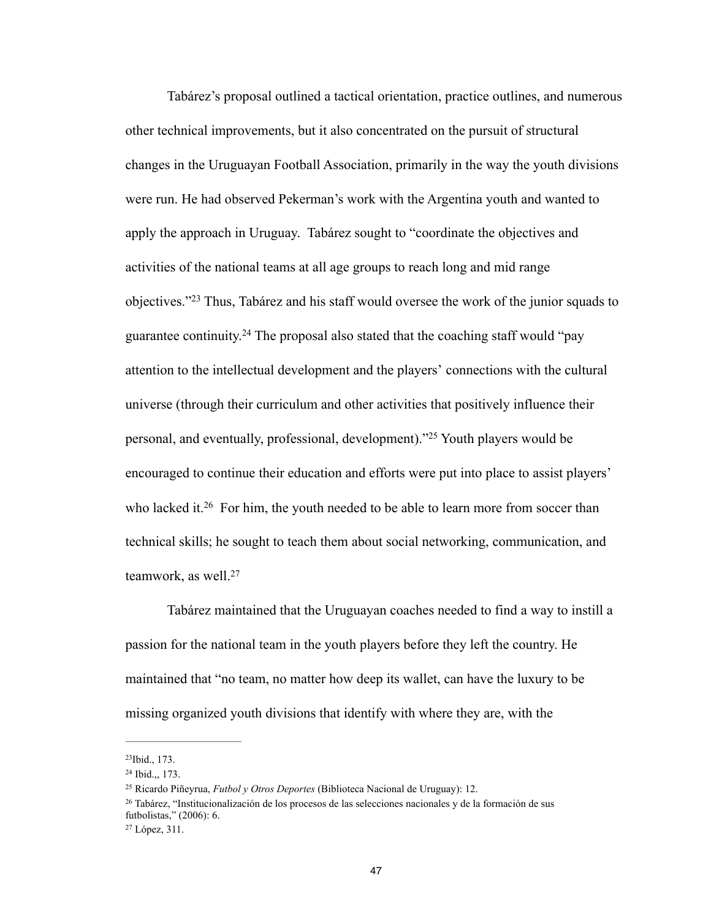Tabárez's proposal outlined a tactical orientation, practice outlines, and numerous other technical improvements, but it also concentrated on the pursuit of structural changes in the Uruguayan Football Association, primarily in the way the youth divisions were run. He had observed Pekerman's work with the Argentina youth and wanted to apply the approach in Uruguay. Tabárez sought to "coordinate the objectives and activities of the national teams at all age groups to reach long and mid range objectives."[23] Thus, Tabárez and his staff would oversee the work of the junior squads to guarantee continuity.[24] The proposal also stated that the coaching staff would "pay attention to the intellectual development and the players' connections with the cultural universe (through their curriculum and other activities that positively influence their personal, and eventually, professional, development)."[25] Youth players would be encouraged to continue their education and efforts were put into place to assist players' who lacked it.[26] For him, the youth needed to be able to learn more from soccer than technical skills; he sought to teach them about social networking, communication, and teamwork, as well.[27]

Tabárez maintained that the Uruguayan coaches needed to find a way to instill a passion for the national team in the youth players before they left the country. He maintained that "no team, no matter how deep its wallet, can have the luxury to be missing organized youth divisions that identify with where they are, with the

---

[23]Ibid., 173.

[24] Ibid.,, 173.

[25] Ricardo Piñeyrua, *Futbol y Otros Deportes* (Biblioteca Nacional de Uruguay): 12.

[26] Tabárez, "Institucionalización de los procesos de las selecciones nacionales y de la formación de sus futbolistas," (2006): 6.

[27] López, 311.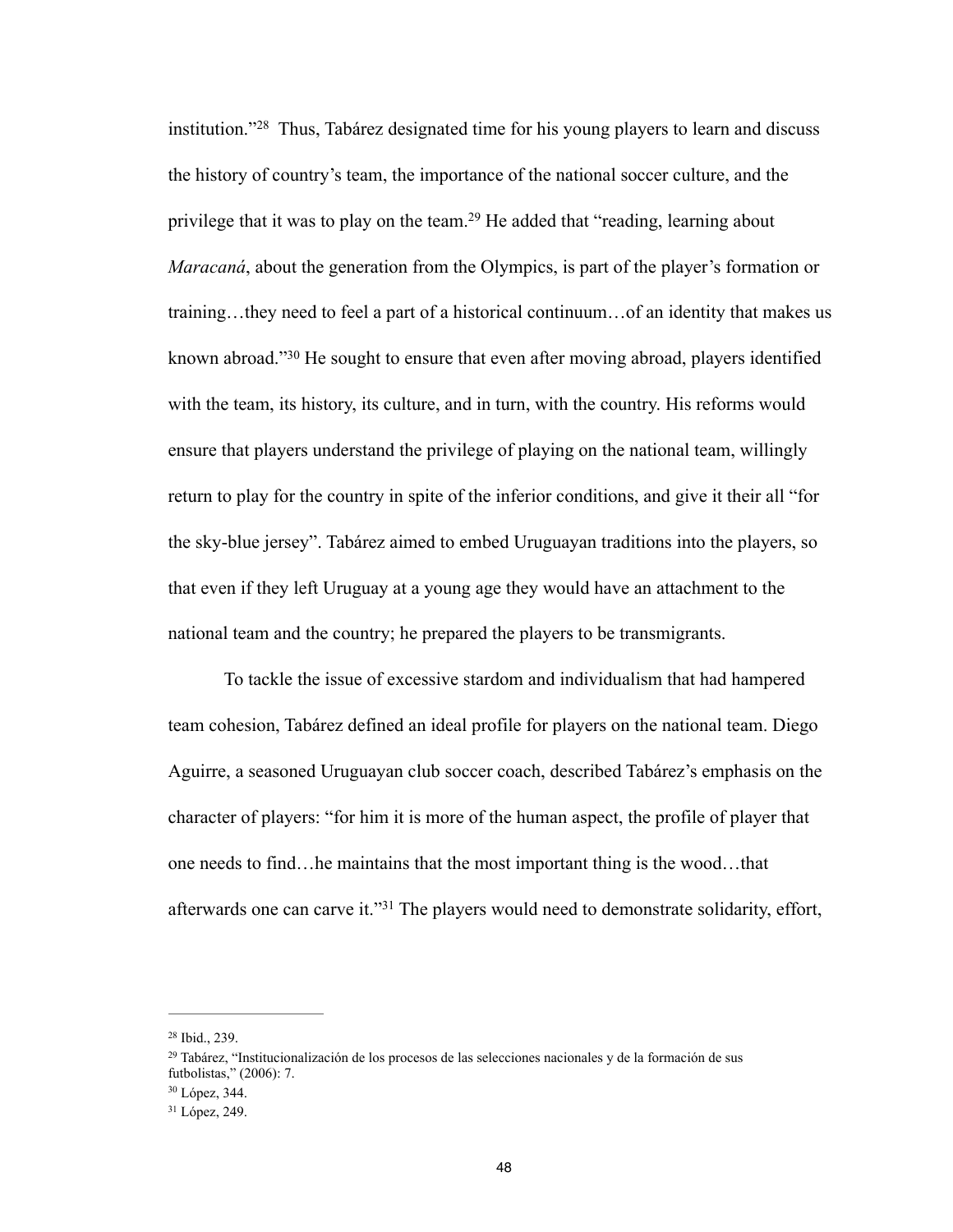institution."[28] Thus, Tabárez designated time for his young players to learn and discuss the history of country's team, the importance of the national soccer culture, and the privilege that it was to play on the team.[29] He added that "reading, learning about *Maracaná*, about the generation from the Olympics, is part of the player's formation or training…they need to feel a part of a historical continuum…of an identity that makes us known abroad."[30] He sought to ensure that even after moving abroad, players identified with the team, its history, its culture, and in turn, with the country. His reforms would ensure that players understand the privilege of playing on the national team, willingly return to play for the country in spite of the inferior conditions, and give it their all "for the sky-blue jersey". Tabárez aimed to embed Uruguayan traditions into the players, so that even if they left Uruguay at a young age they would have an attachment to the national team and the country; he prepared the players to be transmigrants.

To tackle the issue of excessive stardom and individualism that had hampered team cohesion, Tabárez defined an ideal profile for players on the national team. Diego Aguirre, a seasoned Uruguayan club soccer coach, described Tabárez's emphasis on the character of players: "for him it is more of the human aspect, the profile of player that one needs to find…he maintains that the most important thing is the wood…that afterwards one can carve it."[31] The players would need to demonstrate solidarity, effort,

---

[28] Ibid., 239.

[29] Tabárez, "Institucionalización de los procesos de las selecciones nacionales y de la formación de sus futbolistas," (2006): 7.

[30] López, 344.

[31] López, 249.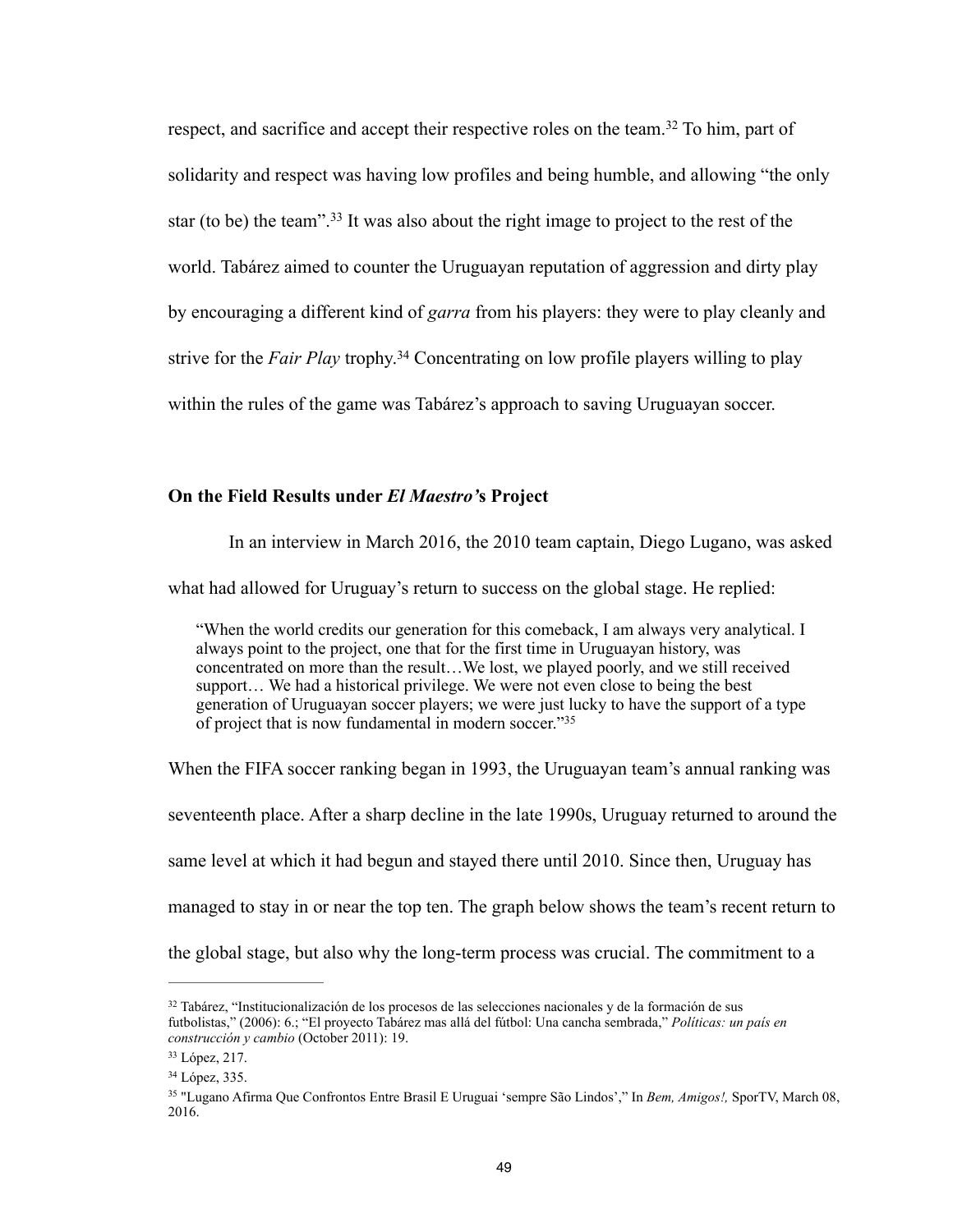respect, and sacrifice and accept their respective roles on the team.[32] To him, part of solidarity and respect was having low profiles and being humble, and allowing "the only star (to be) the team".[33] It was also about the right image to project to the rest of the world. Tabárez aimed to counter the Uruguayan reputation of aggression and dirty play by encouraging a different kind of *garra* from his players: they were to play cleanly and strive for the *Fair Play* trophy.[34] Concentrating on low profile players willing to play within the rules of the game was Tabárez's approach to saving Uruguayan soccer.

### On the Field Results under *El Maestro'*s Project

In an interview in March 2016, the 2010 team captain, Diego Lugano, was asked what had allowed for Uruguay's return to success on the global stage. He replied:

> "When the world credits our generation for this comeback, I am always very analytical. I always point to the project, one that for the first time in Uruguayan history, was concentrated on more than the result…We lost, we played poorly, and we still received support… We had a historical privilege. We were not even close to being the best generation of Uruguayan soccer players; we were just lucky to have the support of a type of project that is now fundamental in modern soccer."[35]

When the FIFA soccer ranking began in 1993, the Uruguayan team's annual ranking was seventeenth place. After a sharp decline in the late 1990s, Uruguay returned to around the same level at which it had begun and stayed there until 2010. Since then, Uruguay has managed to stay in or near the top ten. The graph below shows the team's recent return to the global stage, but also why the long-term process was crucial. The commitment to a

---

[32] Tabárez, "Institucionalización de los procesos de las selecciones nacionales y de la formación de sus futbolistas," (2006): 6.; "El proyecto Tabárez mas allá del fútbol: Una cancha sembrada," *Políticas: un país en construcción y cambio* (October 2011): 19.

[33] López, 217.

[34] López, 335.

[35] "Lugano Afirma Que Confrontos Entre Brasil E Uruguai 'sempre São Lindos'," In *Bem, Amigos!,* SporTV, March 08, 2016.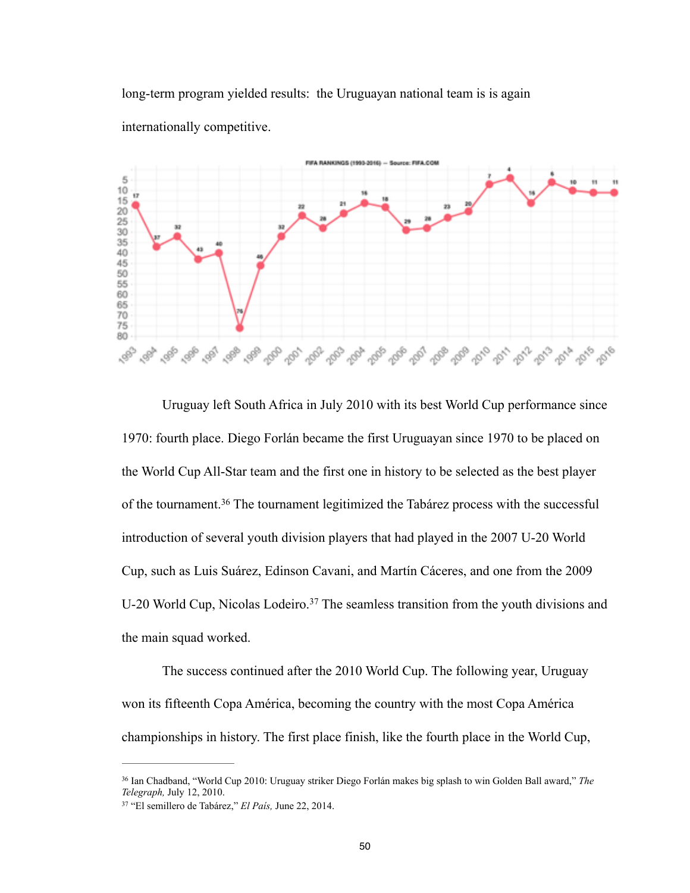long-term program yielded results: the Uruguayan national team is is again internationally competitive.

Uruguay left South Africa in July 2010 with its best World Cup performance since 1970: fourth place. Diego Forlán became the first Uruguayan since 1970 to be placed on the World Cup All-Star team and the first one in history to be selected as the best player of the tournament.[36] The tournament legitimized the Tabárez process with the successful introduction of several youth division players that had played in the 2007 U-20 World Cup, such as Luis Suárez, Edinson Cavani, and Martín Cáceres, and one from the 2009 U-20 World Cup, Nicolas Lodeiro.[37] The seamless transition from the youth divisions and the main squad worked.

The success continued after the 2010 World Cup. The following year, Uruguay won its fifteenth Copa América, becoming the country with the most Copa América championships in history. The first place finish, like the fourth place in the World Cup,

---

[36] Ian Chadband, "World Cup 2010: Uruguay striker Diego Forlán makes big splash to win Golden Ball award," *The Telegraph,* July 12, 2010.

[37] "El semillero de Tabárez," *El País,* June 22, 2014.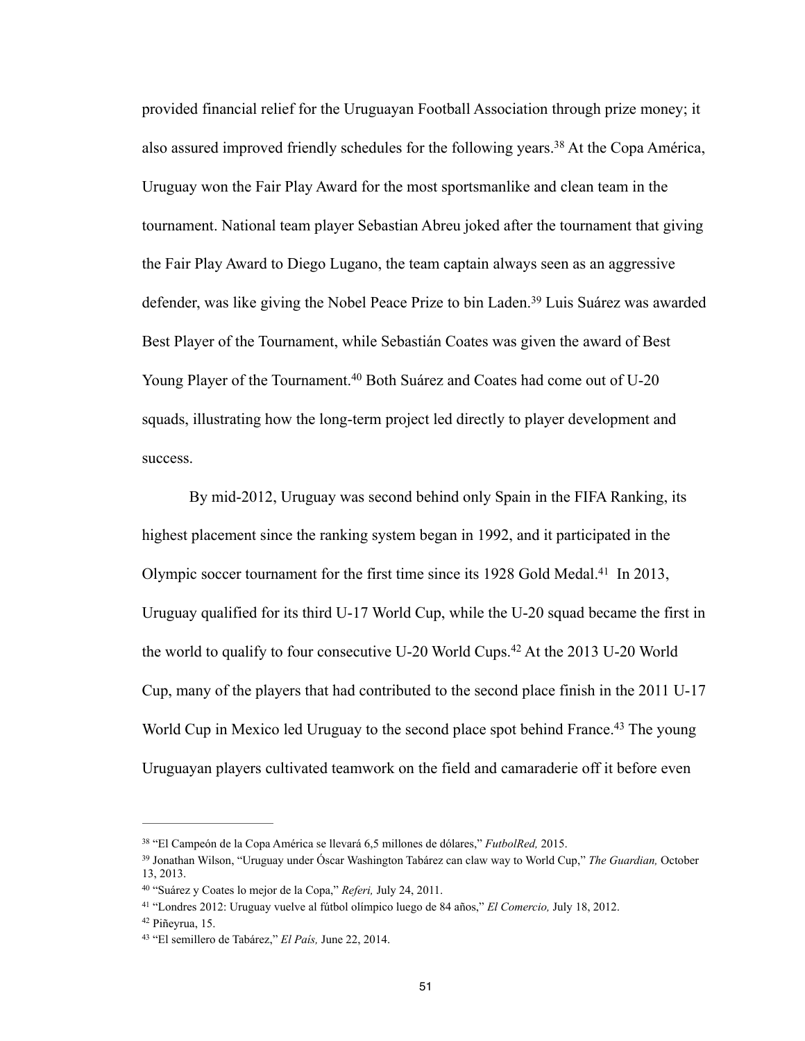provided financial relief for the Uruguayan Football Association through prize money; it also assured improved friendly schedules for the following years.[38] At the Copa América, Uruguay won the Fair Play Award for the most sportsmanlike and clean team in the tournament. National team player Sebastian Abreu joked after the tournament that giving the Fair Play Award to Diego Lugano, the team captain always seen as an aggressive defender, was like giving the Nobel Peace Prize to bin Laden.[39] Luis Suárez was awarded Best Player of the Tournament, while Sebastián Coates was given the award of Best Young Player of the Tournament.[40] Both Suárez and Coates had come out of U-20 squads, illustrating how the long-term project led directly to player development and success.

By mid-2012, Uruguay was second behind only Spain in the FIFA Ranking, its highest placement since the ranking system began in 1992, and it participated in the Olympic soccer tournament for the first time since its 1928 Gold Medal.[41] In 2013, Uruguay qualified for its third U-17 World Cup, while the U-20 squad became the first in the world to qualify to four consecutive U-20 World Cups.[42] At the 2013 U-20 World Cup, many of the players that had contributed to the second place finish in the 2011 U-17 World Cup in Mexico led Uruguay to the second place spot behind France.[43] The young Uruguayan players cultivated teamwork on the field and camaraderie off it before even

---

[38] "El Campeón de la Copa América se llevará 6,5 millones de dólares," *FutbolRed,* 2015.

[39] Jonathan Wilson, "Uruguay under Óscar Washington Tabárez can claw way to World Cup," *The Guardian,* October 13, 2013.

[40] "Suárez y Coates lo mejor de la Copa," *Referi,* July 24, 2011.

[41] "Londres 2012: Uruguay vuelve al fútbol olímpico luego de 84 años," *El Comercio,* July 18, 2012.

[42] Piñeyrua, 15.

[43] "El semillero de Tabárez," *El País,* June 22, 2014.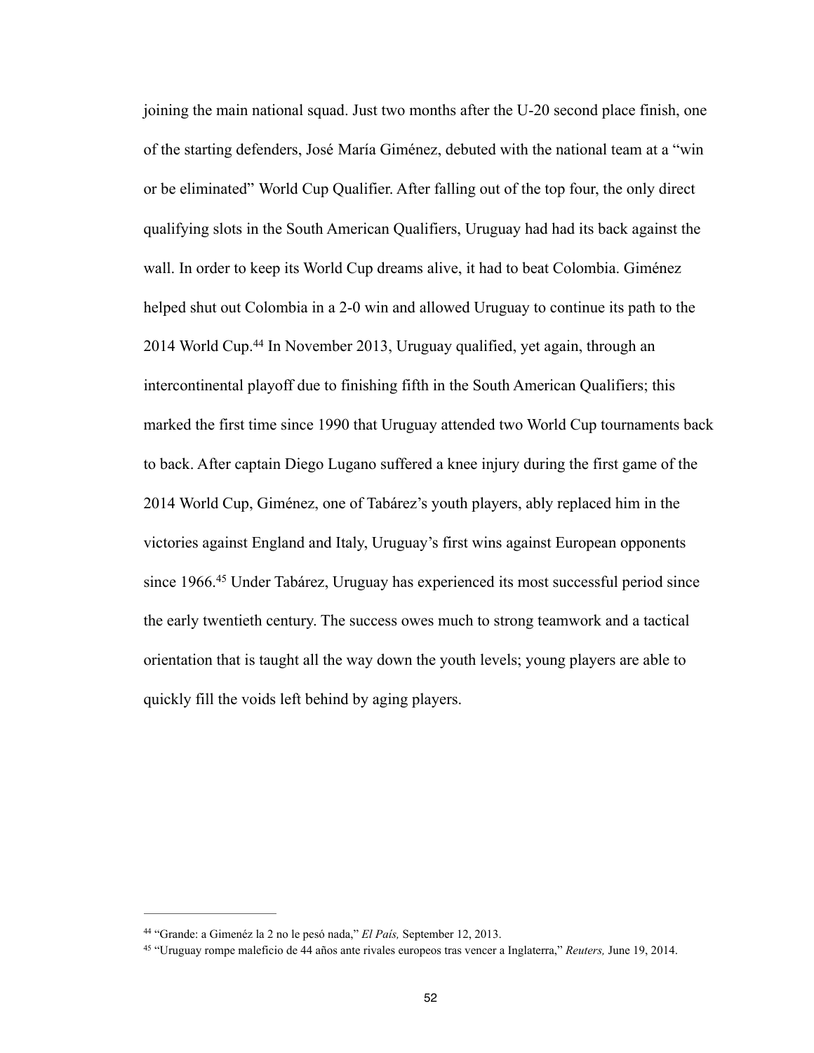joining the main national squad. Just two months after the U-20 second place finish, one of the starting defenders, José María Giménez, debuted with the national team at a "win or be eliminated" World Cup Qualifier. After falling out of the top four, the only direct qualifying slots in the South American Qualifiers, Uruguay had had its back against the wall. In order to keep its World Cup dreams alive, it had to beat Colombia. Giménez helped shut out Colombia in a 2-0 win and allowed Uruguay to continue its path to the 2014 World Cup.[44] In November 2013, Uruguay qualified, yet again, through an intercontinental playoff due to finishing fifth in the South American Qualifiers; this marked the first time since 1990 that Uruguay attended two World Cup tournaments back to back. After captain Diego Lugano suffered a knee injury during the first game of the 2014 World Cup, Giménez, one of Tabárez's youth players, ably replaced him in the victories against England and Italy, Uruguay's first wins against European opponents since 1966.[45] Under Tabárez, Uruguay has experienced its most successful period since the early twentieth century. The success owes much to strong teamwork and a tactical orientation that is taught all the way down the youth levels; young players are able to quickly fill the voids left behind by aging players.

---

[44] "Grande: a Gimenéz la 2 no le pesó nada," *El País,* September 12, 2013.

[45] "Uruguay rompe maleficio de 44 años ante rivales europeos tras vencer a Inglaterra," *Reuters,* June 19, 2014.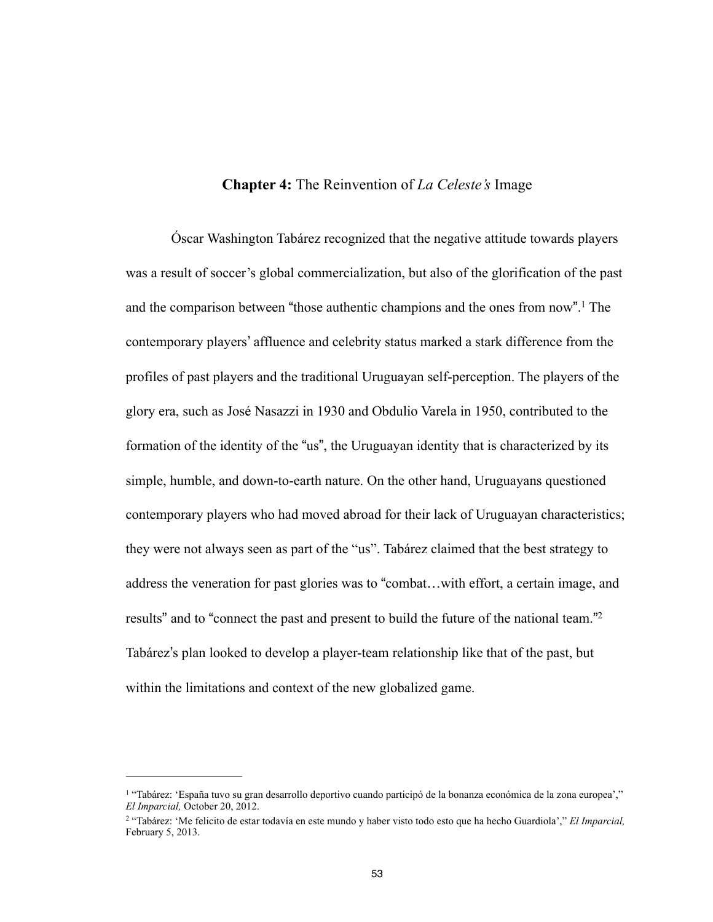## **Chapter 4:** The Reinvention of *La Celeste's* Image

Óscar Washington Tabárez recognized that the negative attitude towards players was a result of soccer's global commercialization, but also of the glorification of the past and the comparison between "those authentic champions and the ones from now".[1] The contemporary players' affluence and celebrity status marked a stark difference from the profiles of past players and the traditional Uruguayan self-perception. The players of the glory era, such as José Nasazzi in 1930 and Obdulio Varela in 1950, contributed to the formation of the identity of the "us", the Uruguayan identity that is characterized by its simple, humble, and down-to-earth nature. On the other hand, Uruguayans questioned contemporary players who had moved abroad for their lack of Uruguayan characteristics; they were not always seen as part of the "us". Tabárez claimed that the best strategy to address the veneration for past glories was to "combat…with effort, a certain image, and results" and to "connect the past and present to build the future of the national team."[2] Tabárez's plan looked to develop a player-team relationship like that of the past, but within the limitations and context of the new globalized game.

---

[1] "Tabárez: 'España tuvo su gran desarrollo deportivo cuando participó de la bonanza económica de la zona europea'," *El Imparcial,* October 20, 2012.

[2] "Tabárez: 'Me felicito de estar todavía en este mundo y haber visto todo esto que ha hecho Guardiola'," *El Imparcial,* February 5, 2013.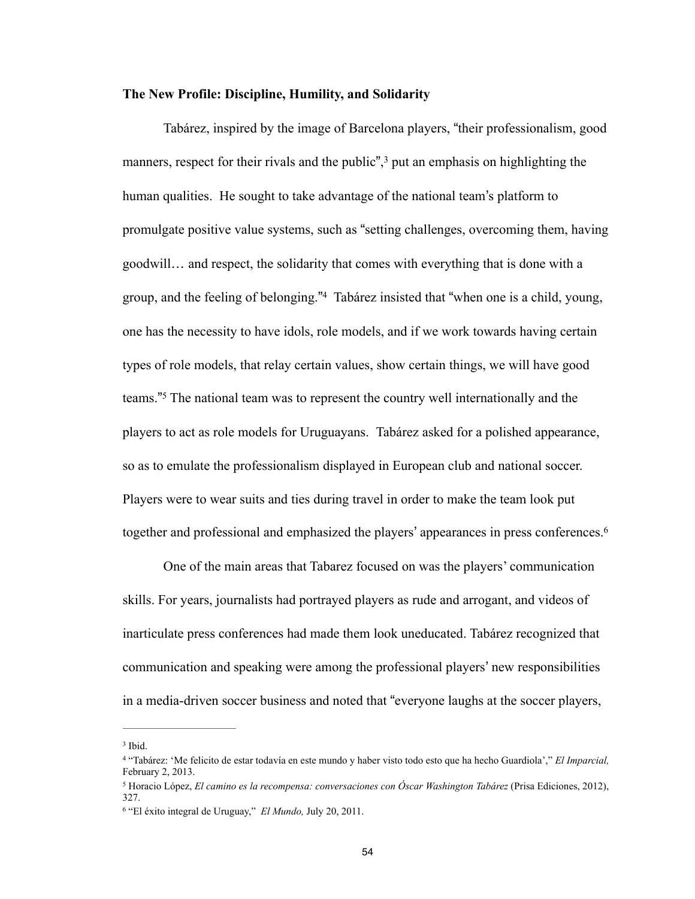**The New Profile: Discipline, Humility, and Solidarity**

Tabárez, inspired by the image of Barcelona players, "their professionalism, good manners, respect for their rivals and the public",[3] put an emphasis on highlighting the human qualities. He sought to take advantage of the national team's platform to promulgate positive value systems, such as "setting challenges, overcoming them, having goodwill… and respect, the solidarity that comes with everything that is done with a group, and the feeling of belonging."[4] Tabárez insisted that "when one is a child, young, one has the necessity to have idols, role models, and if we work towards having certain types of role models, that relay certain values, show certain things, we will have good teams."[5] The national team was to represent the country well internationally and the players to act as role models for Uruguayans. Tabárez asked for a polished appearance, so as to emulate the professionalism displayed in European club and national soccer. Players were to wear suits and ties during travel in order to make the team look put together and professional and emphasized the players' appearances in press conferences.[6]

One of the main areas that Tabarez focused on was the players' communication skills. For years, journalists had portrayed players as rude and arrogant, and videos of inarticulate press conferences had made them look uneducated. Tabárez recognized that communication and speaking were among the professional players' new responsibilities in a media-driven soccer business and noted that "everyone laughs at the soccer players,

---

[3] Ibid.

[4] "Tabárez: 'Me felicito de estar todavía en este mundo y haber visto todo esto que ha hecho Guardiola'," *El Imparcial,* February 2, 2013.

[5] Horacio López, *El camino es la recompensa: conversaciones con Óscar Washington Tabárez* (Prisa Ediciones, 2012), 327.

[6] "El éxito integral de Uruguay," *El Mundo,* July 20, 2011.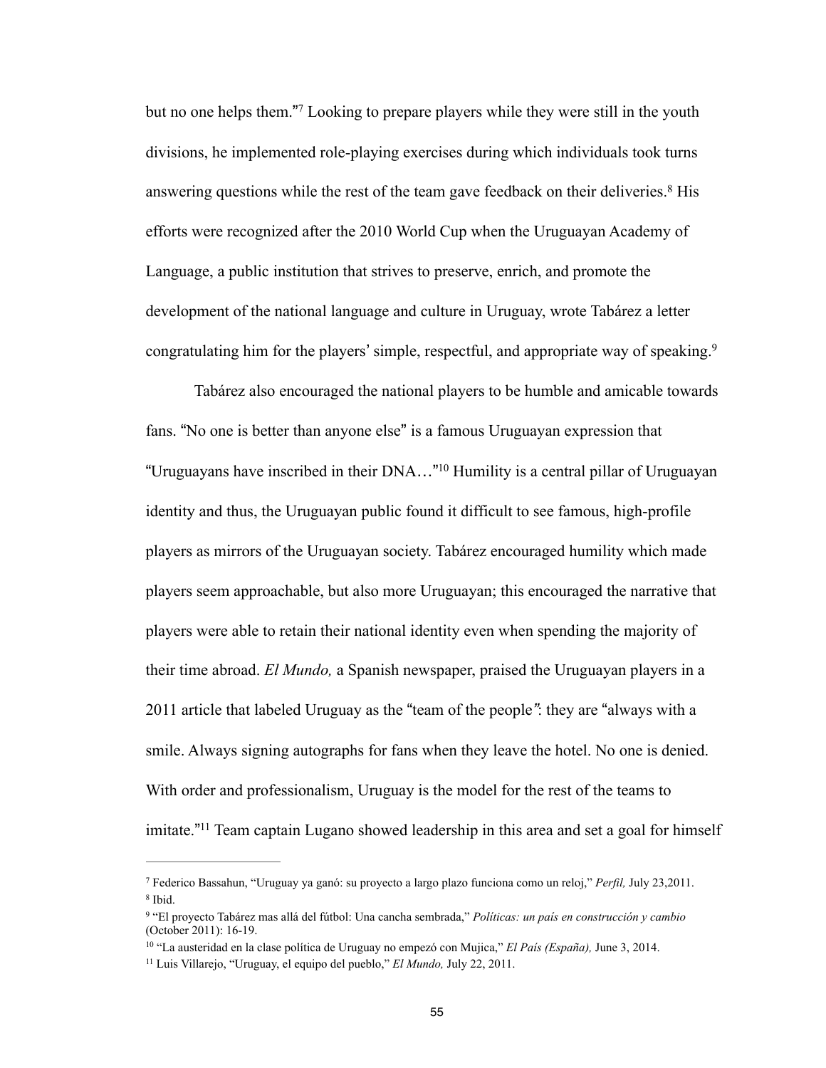but no one helps them."[7] Looking to prepare players while they were still in the youth divisions, he implemented role-playing exercises during which individuals took turns answering questions while the rest of the team gave feedback on their deliveries.[8] His efforts were recognized after the 2010 World Cup when the Uruguayan Academy of Language, a public institution that strives to preserve, enrich, and promote the development of the national language and culture in Uruguay, wrote Tabárez a letter congratulating him for the players' simple, respectful, and appropriate way of speaking.[9]

Tabárez also encouraged the national players to be humble and amicable towards fans. "No one is better than anyone else" is a famous Uruguayan expression that "Uruguayans have inscribed in their DNA…"[10] Humility is a central pillar of Uruguayan identity and thus, the Uruguayan public found it difficult to see famous, high-profile players as mirrors of the Uruguayan society. Tabárez encouraged humility which made players seem approachable, but also more Uruguayan; this encouraged the narrative that players were able to retain their national identity even when spending the majority of their time abroad. *El Mundo,* a Spanish newspaper, praised the Uruguayan players in a 2011 article that labeled Uruguay as the "team of the people": they are "always with a smile. Always signing autographs for fans when they leave the hotel. No one is denied. With order and professionalism, Uruguay is the model for the rest of the teams to imitate."[11] Team captain Lugano showed leadership in this area and set a goal for himself

---

[7] Federico Bassahun, "Uruguay ya ganó: su proyecto a largo plazo funciona como un reloj," *Perfil,* July 23,2011.

[8] Ibid.

[9] "El proyecto Tabárez mas allá del fútbol: Una cancha sembrada," *Políticas: un país en construcción y cambio* (October 2011): 16-19.

[10] "La austeridad en la clase política de Uruguay no empezó con Mujica," *El País (España),* June 3, 2014.

[11] Luis Villarejo, "Uruguay, el equipo del pueblo," *El Mundo,* July 22, 2011.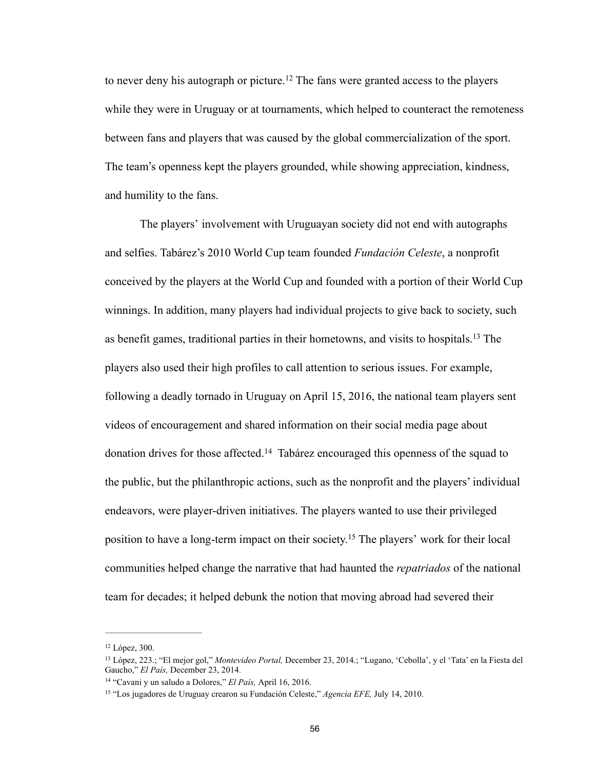to never deny his autograph or picture.[12] The fans were granted access to the players while they were in Uruguay or at tournaments, which helped to counteract the remoteness between fans and players that was caused by the global commercialization of the sport. The team's openness kept the players grounded, while showing appreciation, kindness, and humility to the fans.

The players' involvement with Uruguayan society did not end with autographs and selfies. Tabárez's 2010 World Cup team founded *Fundación Celeste*, a nonprofit conceived by the players at the World Cup and founded with a portion of their World Cup winnings. In addition, many players had individual projects to give back to society, such as benefit games, traditional parties in their hometowns, and visits to hospitals.[13] The players also used their high profiles to call attention to serious issues. For example, following a deadly tornado in Uruguay on April 15, 2016, the national team players sent videos of encouragement and shared information on their social media page about donation drives for those affected.[14] Tabárez encouraged this openness of the squad to the public, but the philanthropic actions, such as the nonprofit and the players' individual endeavors, were player-driven initiatives. The players wanted to use their privileged position to have a long-term impact on their society.[15] The players' work for their local communities helped change the narrative that had haunted the *repatriados* of the national team for decades; it helped debunk the notion that moving abroad had severed their

---

[12] López, 300.

[13] López, 223.; "El mejor gol," *Montevideo Portal,* December 23, 2014.; "Lugano, 'Cebolla', y el 'Tata' en la Fiesta del Gaucho," *El País,* December 23, 2014.

[14] "Cavani y un saludo a Dolores," *El País,* April 16, 2016.

[15] "Los jugadores de Uruguay crearon su Fundación Celeste," *Agencia EFE,* July 14, 2010.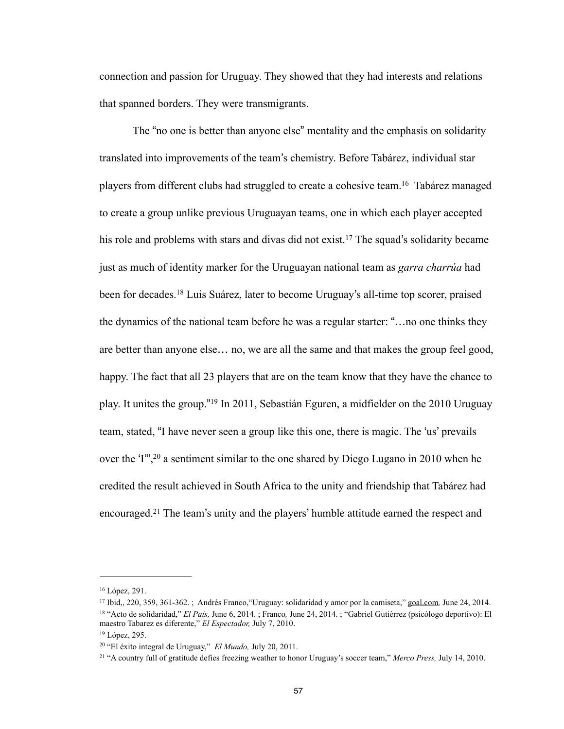connection and passion for Uruguay. They showed that they had interests and relations that spanned borders. They were transmigrants.

The "no one is better than anyone else" mentality and the emphasis on solidarity translated into improvements of the team's chemistry. Before Tabárez, individual star players from different clubs had struggled to create a cohesive team.[16] Tabárez managed to create a group unlike previous Uruguayan teams, one in which each player accepted his role and problems with stars and divas did not exist.[17] The squad's solidarity became just as much of identity marker for the Uruguayan national team as *garra charrúa* had been for decades.[18] Luis Suárez, later to become Uruguay's all-time top scorer, praised the dynamics of the national team before he was a regular starter: "…no one thinks they are better than anyone else… no, we are all the same and that makes the group feel good, happy. The fact that all 23 players that are on the team know that they have the chance to play. It unites the group."[19] In 2011, Sebastián Eguren, a midfielder on the 2010 Uruguay team, stated, "I have never seen a group like this one, there is magic. The 'us' prevails over the 'I'",[20] a sentiment similar to the one shared by Diego Lugano in 2010 when he credited the result achieved in South Africa to the unity and friendship that Tabárez had encouraged.[21] The team's unity and the players' humble attitude earned the respect and

---

[16] López, 291.

[17] Ibid,, 220, 359, 361-362. ; Andrés Franco,"Uruguay: solidaridad y amor por la camiseta," goal.com*,* June 24, 2014.

[18] "Acto de solidaridad," *El País,* June 6, 2014. ; Franco*,* June 24, 2014. ; "Gabriel Gutiérrez (psicólogo deportivo): El maestro Tabarez es diferente," *El Espectador,* July 7, 2010.

[19] López, 295.

[20] "El éxito integral de Uruguay," *El Mundo,* July 20, 2011.

[21] "A country full of gratitude defies freezing weather to honor Uruguay's soccer team," *Merco Press,* July 14, 2010.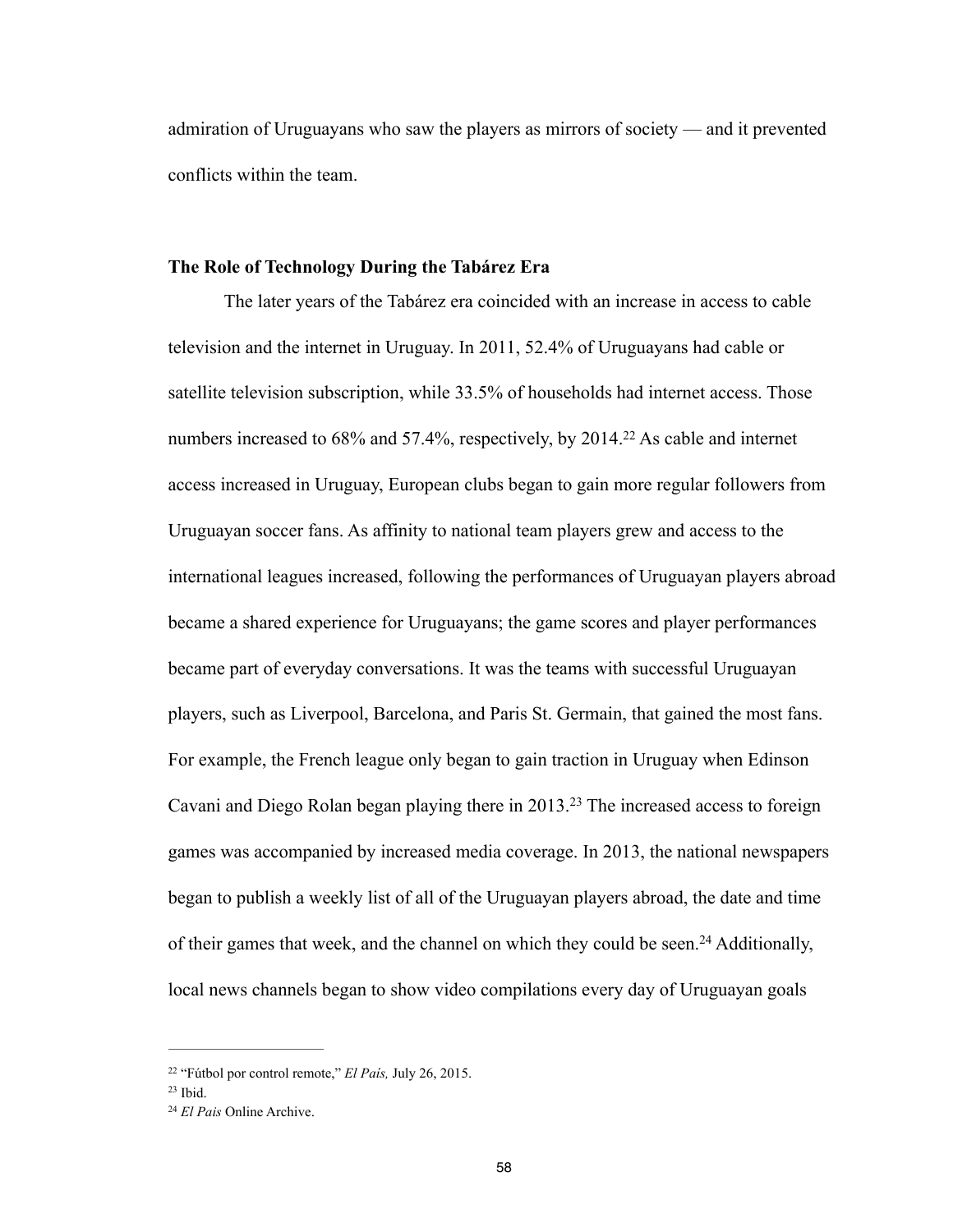admiration of Uruguayans who saw the players as mirrors of society — and it prevented conflicts within the team.

### The Role of Technology During the Tabárez Era

The later years of the Tabárez era coincided with an increase in access to cable television and the internet in Uruguay. In 2011, 52.4% of Uruguayans had cable or satellite television subscription, while 33.5% of households had internet access. Those numbers increased to 68% and 57.4%, respectively, by 2014.[22] As cable and internet access increased in Uruguay, European clubs began to gain more regular followers from Uruguayan soccer fans. As affinity to national team players grew and access to the international leagues increased, following the performances of Uruguayan players abroad became a shared experience for Uruguayans; the game scores and player performances became part of everyday conversations. It was the teams with successful Uruguayan players, such as Liverpool, Barcelona, and Paris St. Germain, that gained the most fans. For example, the French league only began to gain traction in Uruguay when Edinson Cavani and Diego Rolan began playing there in 2013.[23] The increased access to foreign games was accompanied by increased media coverage. In 2013, the national newspapers began to publish a weekly list of all of the Uruguayan players abroad, the date and time of their games that week, and the channel on which they could be seen.[24] Additionally, local news channels began to show video compilations every day of Uruguayan goals

---

[22] "Fútbol por control remote," *El País,* July 26, 2015.

[23] Ibid.

[24] *El Pais* Online Archive.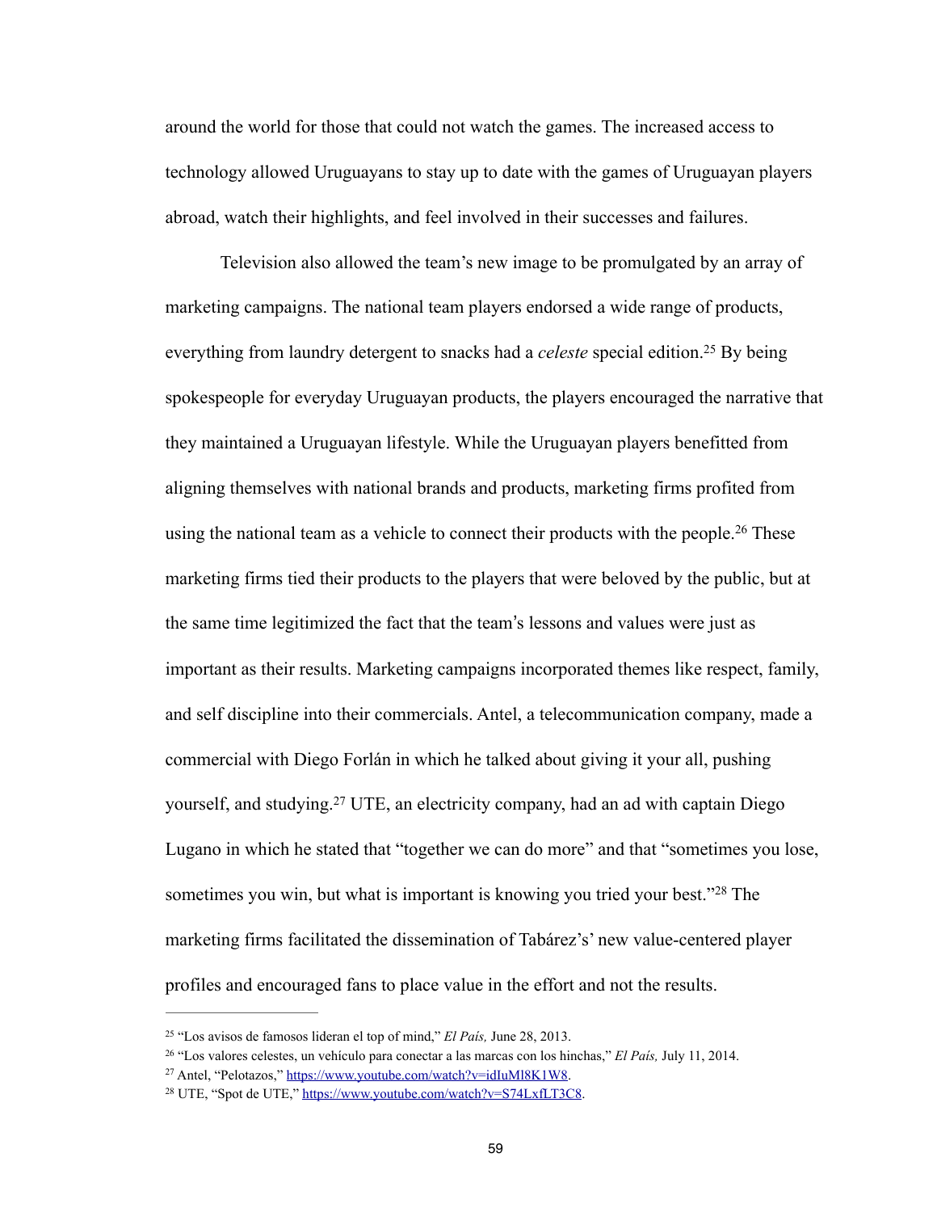around the world for those that could not watch the games. The increased access to technology allowed Uruguayans to stay up to date with the games of Uruguayan players abroad, watch their highlights, and feel involved in their successes and failures.

Television also allowed the team's new image to be promulgated by an array of marketing campaigns. The national team players endorsed a wide range of products, everything from laundry detergent to snacks had a *celeste* special edition.[25] By being spokespeople for everyday Uruguayan products, the players encouraged the narrative that they maintained a Uruguayan lifestyle. While the Uruguayan players benefitted from aligning themselves with national brands and products, marketing firms profited from using the national team as a vehicle to connect their products with the people.[26] These marketing firms tied their products to the players that were beloved by the public, but at the same time legitimized the fact that the team's lessons and values were just as important as their results. Marketing campaigns incorporated themes like respect, family, and self discipline into their commercials. Antel, a telecommunication company, made a commercial with Diego Forlán in which he talked about giving it your all, pushing yourself, and studying.[27] UTE, an electricity company, had an ad with captain Diego Lugano in which he stated that "together we can do more" and that "sometimes you lose, sometimes you win, but what is important is knowing you tried your best."[28] The marketing firms facilitated the dissemination of Tabárez's' new value-centered player profiles and encouraged fans to place value in the effort and not the results.

---

[25] "Los avisos de famosos lideran el top of mind," *El País,* June 28, 2013.

[26] "Los valores celestes, un vehículo para conectar a las marcas con los hinchas," *El País,* July 11, 2014.

[27] Antel, "Pelotazos," https://www.youtube.com/watch?v=idIuMl8K1W8.

[28] UTE, "Spot de UTE," https://www.youtube.com/watch?v=S74LxfLT3C8.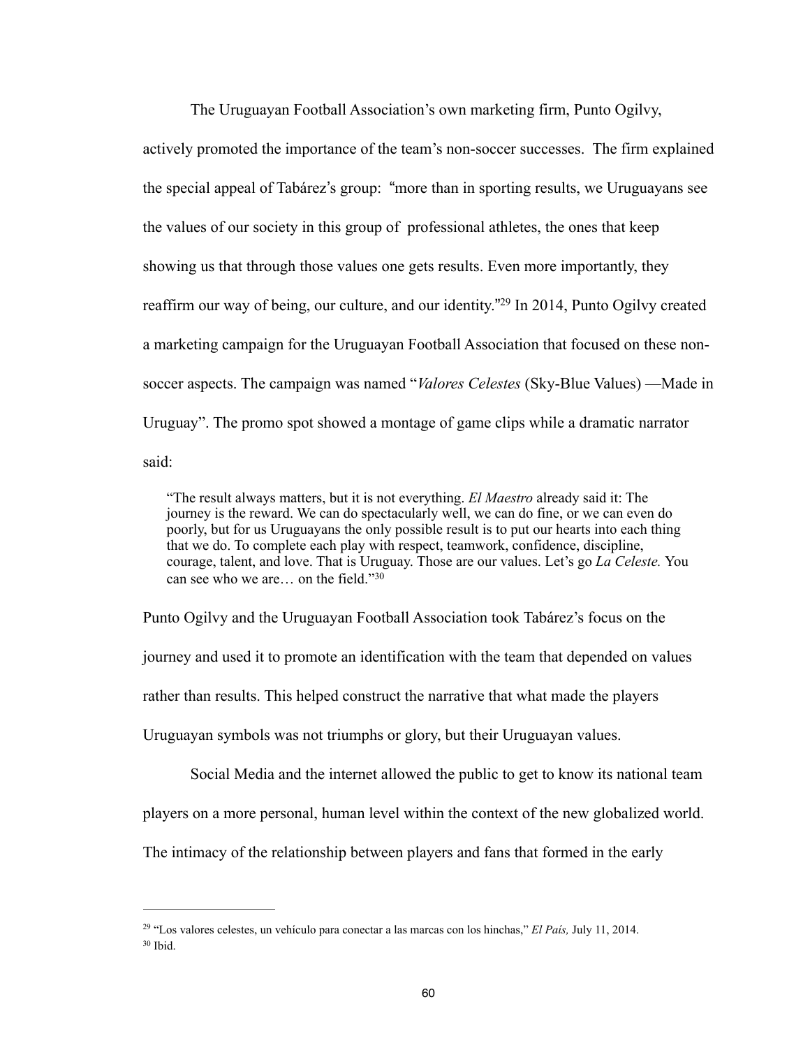The Uruguayan Football Association's own marketing firm, Punto Ogilvy, actively promoted the importance of the team's non-soccer successes. The firm explained the special appeal of Tabárez's group: "more than in sporting results, we Uruguayans see the values of our society in this group of professional athletes, the ones that keep showing us that through those values one gets results. Even more importantly, they reaffirm our way of being, our culture, and our identity."[29] In 2014, Punto Ogilvy created a marketing campaign for the Uruguayan Football Association that focused on these non-soccer aspects. The campaign was named "*Valores Celestes* (Sky-Blue Values) —Made in Uruguay". The promo spot showed a montage of game clips while a dramatic narrator said:

> "The result always matters, but it is not everything. *El Maestro* already said it: The journey is the reward. We can do spectacularly well, we can do fine, or we can even do poorly, but for us Uruguayans the only possible result is to put our hearts into each thing that we do. To complete each play with respect, teamwork, confidence, discipline, courage, talent, and love. That is Uruguay. Those are our values. Let's go *La Celeste.* You can see who we are… on the field."[30]

Punto Ogilvy and the Uruguayan Football Association took Tabárez's focus on the journey and used it to promote an identification with the team that depended on values rather than results. This helped construct the narrative that what made the players Uruguayan symbols was not triumphs or glory, but their Uruguayan values.

Social Media and the internet allowed the public to get to know its national team players on a more personal, human level within the context of the new globalized world. The intimacy of the relationship between players and fans that formed in the early

---

[29] "Los valores celestes, un vehículo para conectar a las marcas con los hinchas," *El País,* July 11, 2014.

[30] Ibid.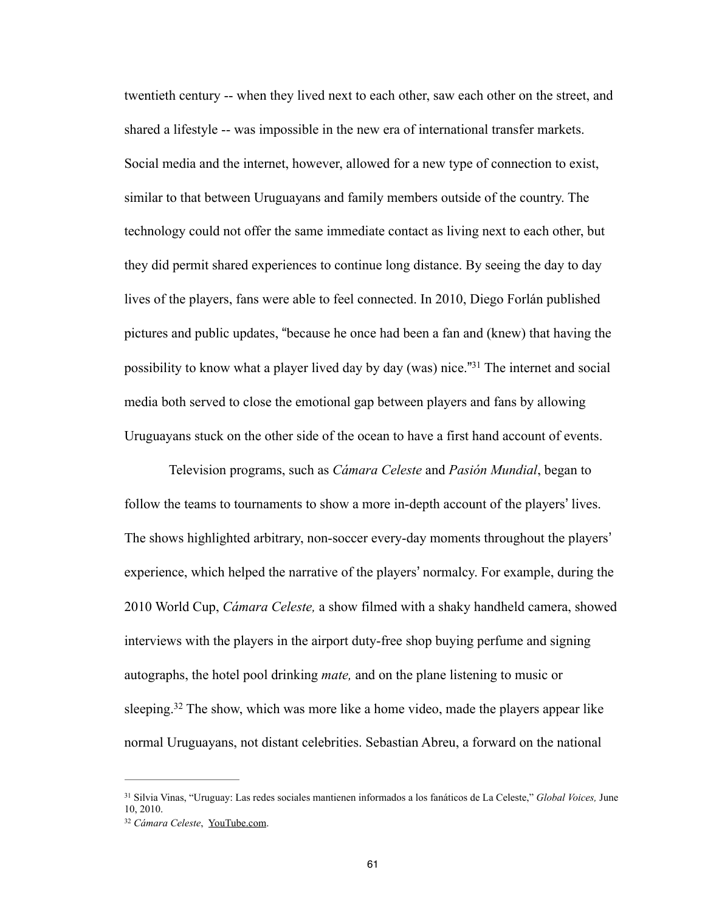twentieth century -- when they lived next to each other, saw each other on the street, and shared a lifestyle -- was impossible in the new era of international transfer markets. Social media and the internet, however, allowed for a new type of connection to exist, similar to that between Uruguayans and family members outside of the country. The technology could not offer the same immediate contact as living next to each other, but they did permit shared experiences to continue long distance. By seeing the day to day lives of the players, fans were able to feel connected. In 2010, Diego Forlán published pictures and public updates, "because he once had been a fan and (knew) that having the possibility to know what a player lived day by day (was) nice."[31] The internet and social media both served to close the emotional gap between players and fans by allowing Uruguayans stuck on the other side of the ocean to have a first hand account of events.

Television programs, such as *Cámara Celeste* and *Pasión Mundial*, began to follow the teams to tournaments to show a more in-depth account of the players' lives. The shows highlighted arbitrary, non-soccer every-day moments throughout the players' experience, which helped the narrative of the players' normalcy. For example, during the 2010 World Cup, *Cámara Celeste,* a show filmed with a shaky handheld camera, showed interviews with the players in the airport duty-free shop buying perfume and signing autographs, the hotel pool drinking *mate,* and on the plane listening to music or sleeping.[32] The show, which was more like a home video, made the players appear like normal Uruguayans, not distant celebrities. Sebastian Abreu, a forward on the national

---

[31] Silvia Vinas, "Uruguay: Las redes sociales mantienen informados a los fanáticos de La Celeste," *Global Voices,* June 10, 2010.

[32] *Cámara Celeste*, YouTube.com.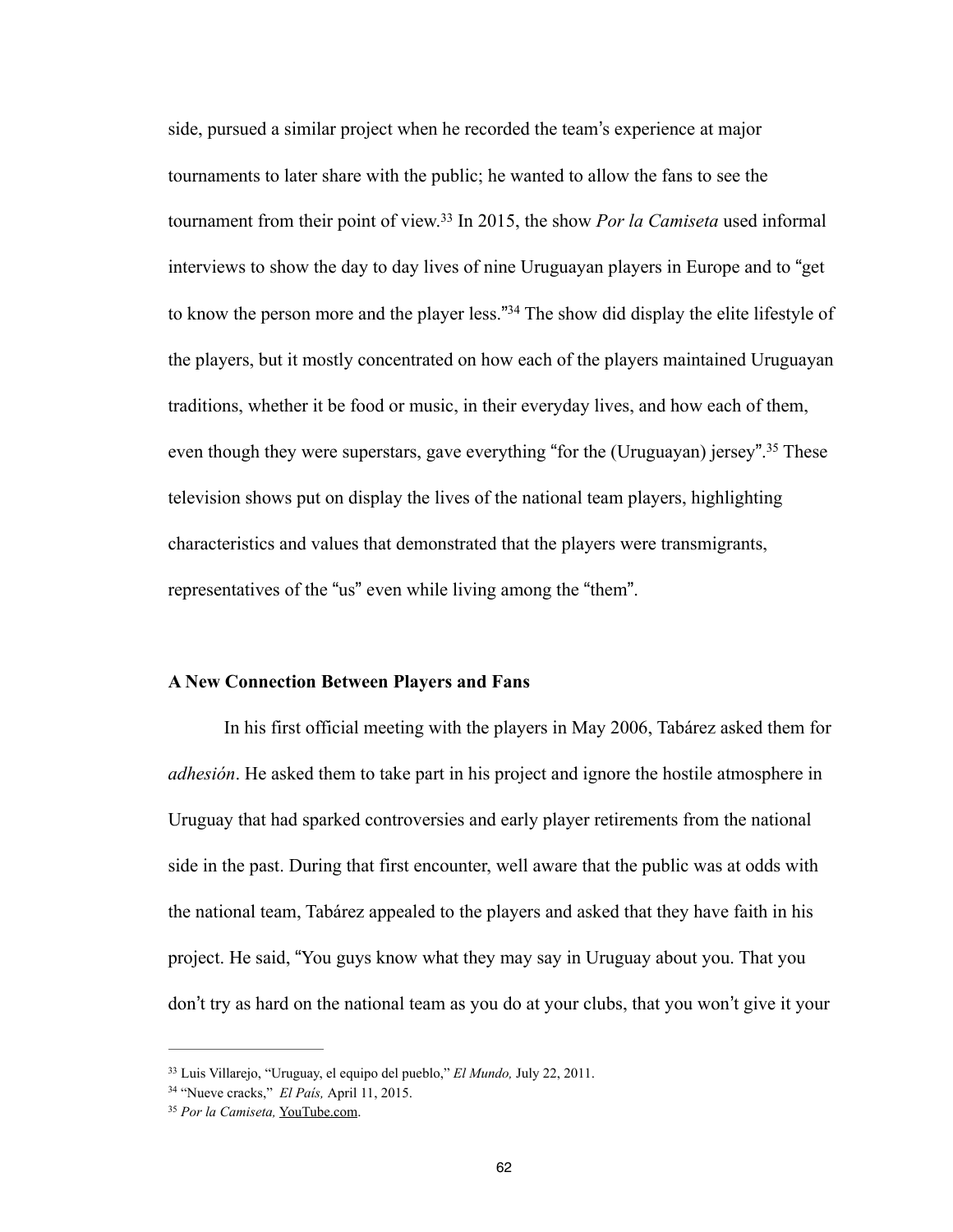side, pursued a similar project when he recorded the team's experience at major tournaments to later share with the public; he wanted to allow the fans to see the tournament from their point of view.[33] In 2015, the show *Por la Camiseta* used informal interviews to show the day to day lives of nine Uruguayan players in Europe and to "get to know the person more and the player less."[34] The show did display the elite lifestyle of the players, but it mostly concentrated on how each of the players maintained Uruguayan traditions, whether it be food or music, in their everyday lives, and how each of them, even though they were superstars, gave everything "for the (Uruguayan) jersey".[35] These television shows put on display the lives of the national team players, highlighting characteristics and values that demonstrated that the players were transmigrants, representatives of the "us" even while living among the "them".

**A New Connection Between Players and Fans**

In his first official meeting with the players in May 2006, Tabárez asked them for *adhesión*. He asked them to take part in his project and ignore the hostile atmosphere in Uruguay that had sparked controversies and early player retirements from the national side in the past. During that first encounter, well aware that the public was at odds with the national team, Tabárez appealed to the players and asked that they have faith in his project. He said, "You guys know what they may say in Uruguay about you. That you don't try as hard on the national team as you do at your clubs, that you won't give it your

---

[33] Luis Villarejo, "Uruguay, el equipo del pueblo," *El Mundo,* July 22, 2011.

[34] "Nueve cracks," *El País,* April 11, 2015.

[35] *Por la Camiseta,* YouTube.com.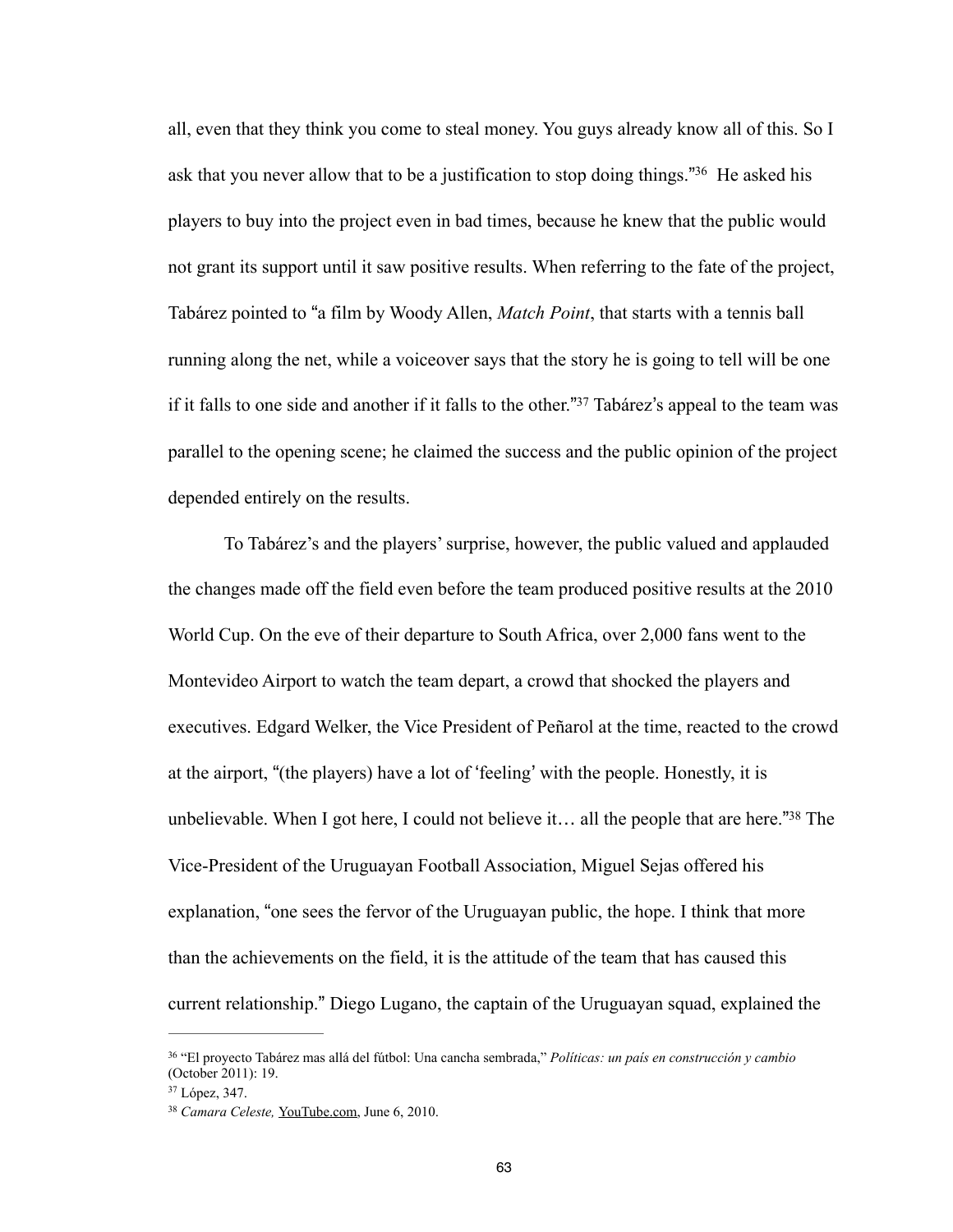all, even that they think you come to steal money. You guys already know all of this. So I ask that you never allow that to be a justification to stop doing things."[36] He asked his players to buy into the project even in bad times, because he knew that the public would not grant its support until it saw positive results. When referring to the fate of the project, Tabárez pointed to "a film by Woody Allen, *Match Point*, that starts with a tennis ball running along the net, while a voiceover says that the story he is going to tell will be one if it falls to one side and another if it falls to the other."[37] Tabárez's appeal to the team was parallel to the opening scene; he claimed the success and the public opinion of the project depended entirely on the results.

To Tabárez's and the players' surprise, however, the public valued and applauded the changes made off the field even before the team produced positive results at the 2010 World Cup. On the eve of their departure to South Africa, over 2,000 fans went to the Montevideo Airport to watch the team depart, a crowd that shocked the players and executives. Edgard Welker, the Vice President of Peñarol at the time, reacted to the crowd at the airport, "(the players) have a lot of 'feeling' with the people. Honestly, it is unbelievable. When I got here, I could not believe it… all the people that are here."[38] The Vice-President of the Uruguayan Football Association, Miguel Sejas offered his explanation, "one sees the fervor of the Uruguayan public, the hope. I think that more than the achievements on the field, it is the attitude of the team that has caused this current relationship." Diego Lugano, the captain of the Uruguayan squad, explained the

---

[36] "El proyecto Tabárez mas allá del fútbol: Una cancha sembrada," *Políticas: un país en construcción y cambio* (October 2011): 19.

[37] López, 347.

[38] *Camara Celeste,* YouTube.com, June 6, 2010.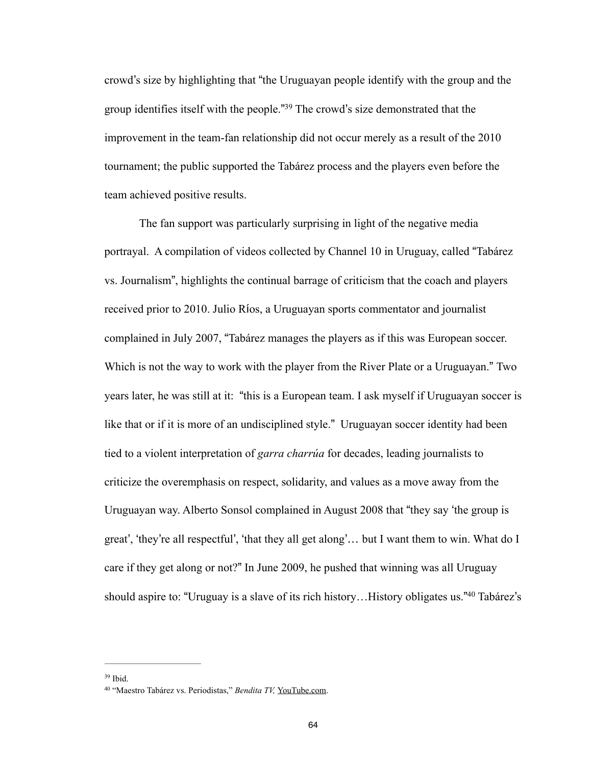crowd's size by highlighting that "the Uruguayan people identify with the group and the group identifies itself with the people."[39] The crowd's size demonstrated that the improvement in the team-fan relationship did not occur merely as a result of the 2010 tournament; the public supported the Tabárez process and the players even before the team achieved positive results.

The fan support was particularly surprising in light of the negative media portrayal. A compilation of videos collected by Channel 10 in Uruguay, called "Tabárez vs. Journalism", highlights the continual barrage of criticism that the coach and players received prior to 2010. Julio Ríos, a Uruguayan sports commentator and journalist complained in July 2007, "Tabárez manages the players as if this was European soccer. Which is not the way to work with the player from the River Plate or a Uruguayan." Two years later, he was still at it: "this is a European team. I ask myself if Uruguayan soccer is like that or if it is more of an undisciplined style." Uruguayan soccer identity had been tied to a violent interpretation of *garra charrúa* for decades, leading journalists to criticize the overemphasis on respect, solidarity, and values as a move away from the Uruguayan way. Alberto Sonsol complained in August 2008 that "they say 'the group is great', 'they're all respectful', 'that they all get along'… but I want them to win. What do I care if they get along or not?" In June 2009, he pushed that winning was all Uruguay should aspire to: "Uruguay is a slave of its rich history…History obligates us."[40] Tabárez's

---

[39] Ibid.

[40] "Maestro Tabárez vs. Periodistas," *Bendita TV,* YouTube.com.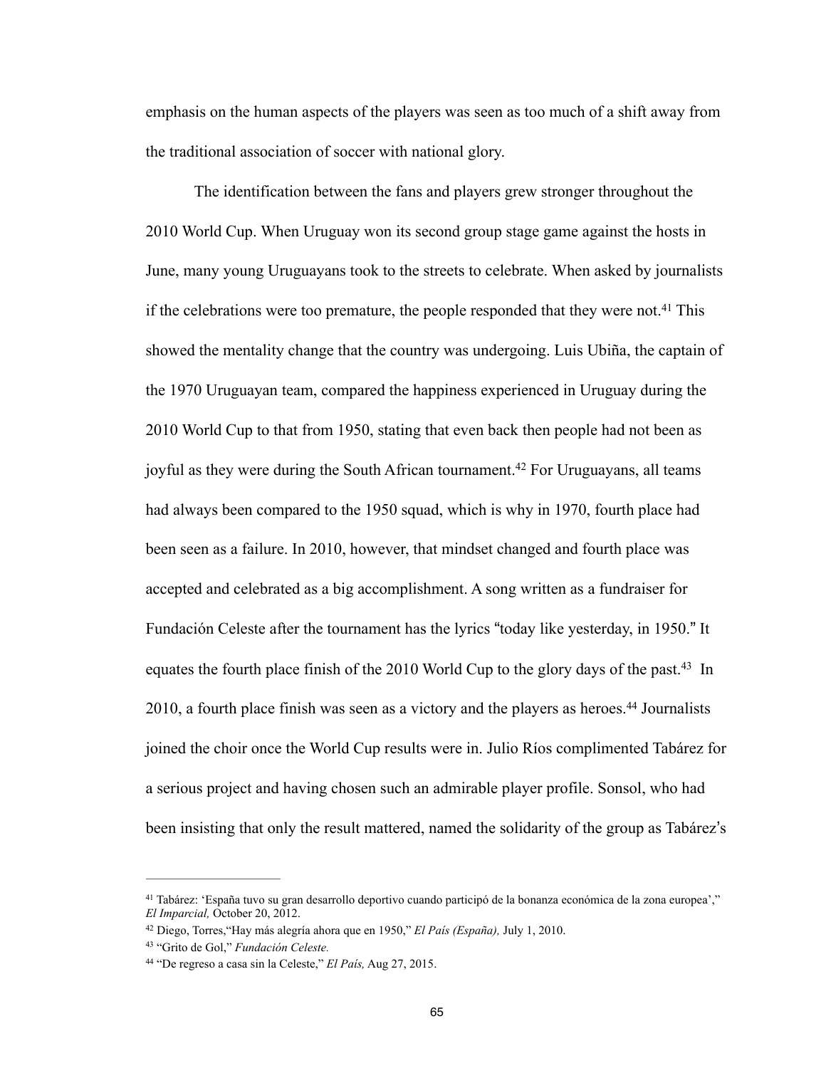emphasis on the human aspects of the players was seen as too much of a shift away from the traditional association of soccer with national glory.

The identification between the fans and players grew stronger throughout the 2010 World Cup. When Uruguay won its second group stage game against the hosts in June, many young Uruguayans took to the streets to celebrate. When asked by journalists if the celebrations were too premature, the people responded that they were not.[41] This showed the mentality change that the country was undergoing. Luis Ubiña, the captain of the 1970 Uruguayan team, compared the happiness experienced in Uruguay during the 2010 World Cup to that from 1950, stating that even back then people had not been as joyful as they were during the South African tournament.[42] For Uruguayans, all teams had always been compared to the 1950 squad, which is why in 1970, fourth place had been seen as a failure. In 2010, however, that mindset changed and fourth place was accepted and celebrated as a big accomplishment. A song written as a fundraiser for Fundación Celeste after the tournament has the lyrics "today like yesterday, in 1950." It equates the fourth place finish of the 2010 World Cup to the glory days of the past.[43] In 2010, a fourth place finish was seen as a victory and the players as heroes.[44] Journalists joined the choir once the World Cup results were in. Julio Ríos complimented Tabárez for a serious project and having chosen such an admirable player profile. Sonsol, who had been insisting that only the result mattered, named the solidarity of the group as Tabárez's

---

[41] Tabárez: 'España tuvo su gran desarrollo deportivo cuando participó de la bonanza económica de la zona europea'," *El Imparcial,* October 20, 2012.

[42] Diego, Torres,"Hay más alegría ahora que en 1950," *El País (España),* July 1, 2010.

[43] "Grito de Gol," *Fundación Celeste.*

[44] "De regreso a casa sin la Celeste," *El País,* Aug 27, 2015.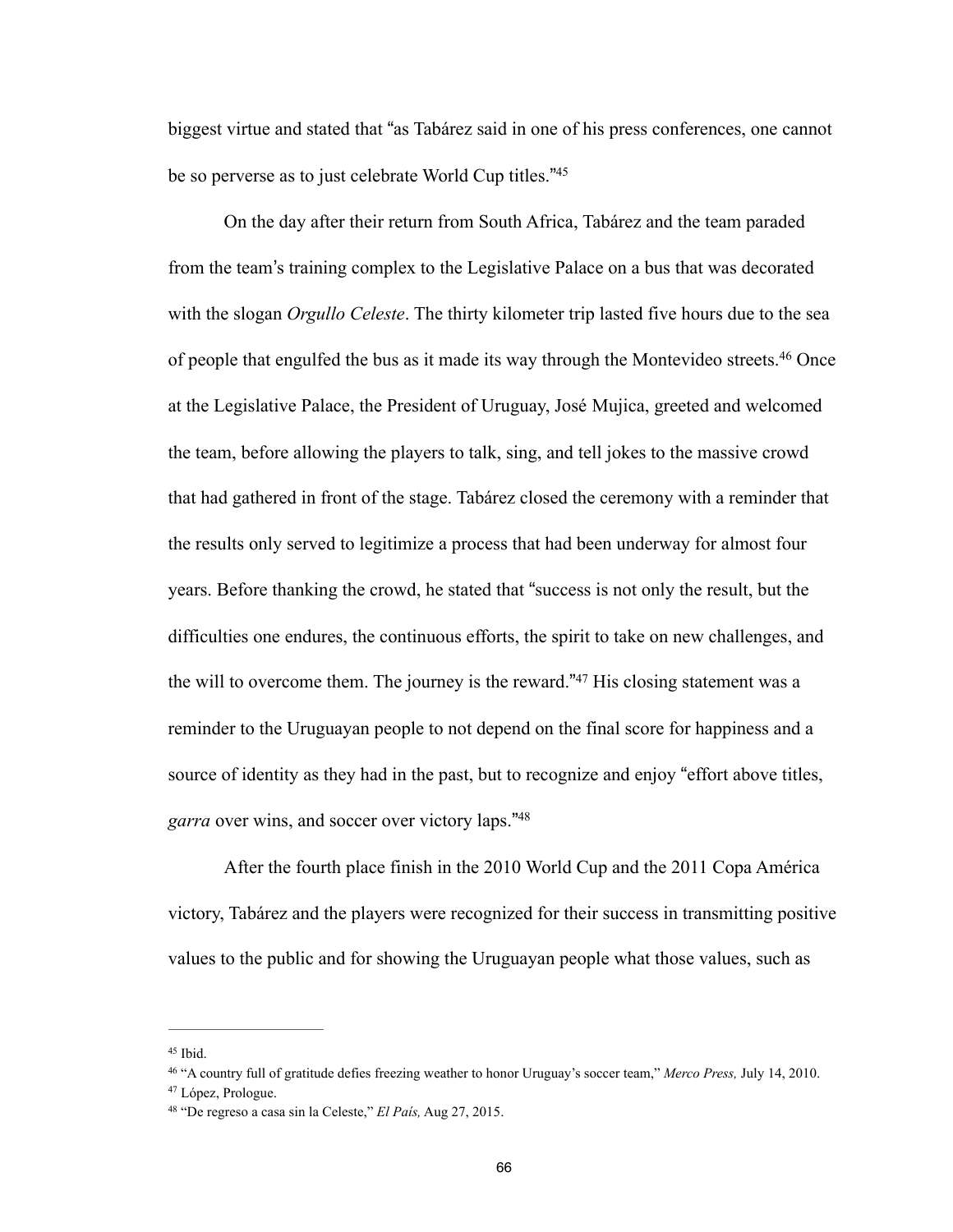biggest virtue and stated that "as Tabárez said in one of his press conferences, one cannot be so perverse as to just celebrate World Cup titles."[45]

On the day after their return from South Africa, Tabárez and the team paraded from the team's training complex to the Legislative Palace on a bus that was decorated with the slogan *Orgullo Celeste*. The thirty kilometer trip lasted five hours due to the sea of people that engulfed the bus as it made its way through the Montevideo streets.[46] Once at the Legislative Palace, the President of Uruguay, José Mujica, greeted and welcomed the team, before allowing the players to talk, sing, and tell jokes to the massive crowd that had gathered in front of the stage. Tabárez closed the ceremony with a reminder that the results only served to legitimize a process that had been underway for almost four years. Before thanking the crowd, he stated that "success is not only the result, but the difficulties one endures, the continuous efforts, the spirit to take on new challenges, and the will to overcome them. The journey is the reward."[47] His closing statement was a reminder to the Uruguayan people to not depend on the final score for happiness and a source of identity as they had in the past, but to recognize and enjoy "effort above titles, *garra* over wins, and soccer over victory laps."[48]

After the fourth place finish in the 2010 World Cup and the 2011 Copa América victory, Tabárez and the players were recognized for their success in transmitting positive values to the public and for showing the Uruguayan people what those values, such as

---

[45] Ibid.

[46] "A country full of gratitude defies freezing weather to honor Uruguay's soccer team," *Merco Press,* July 14, 2010.

[47] López, Prologue.

[48] "De regreso a casa sin la Celeste," *El País,* Aug 27, 2015.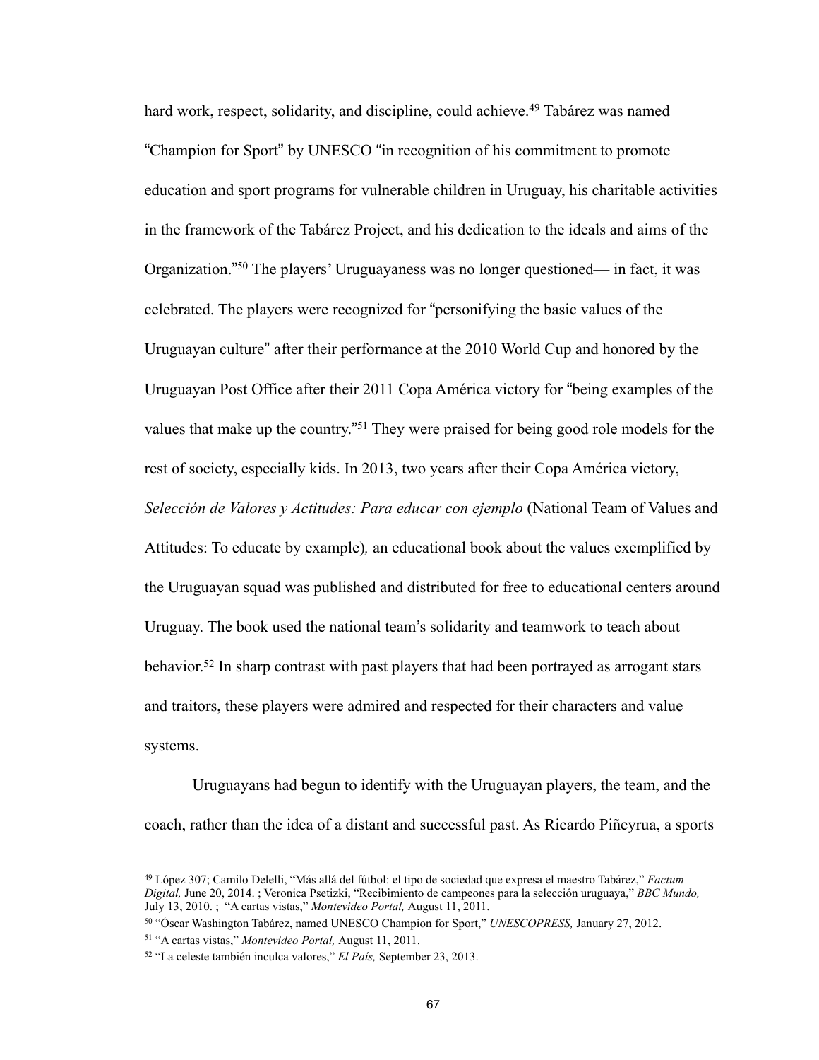hard work, respect, solidarity, and discipline, could achieve.[49] Tabárez was named "Champion for Sport" by UNESCO "in recognition of his commitment to promote education and sport programs for vulnerable children in Uruguay, his charitable activities in the framework of the Tabárez Project, and his dedication to the ideals and aims of the Organization."[50] The players' Uruguayaness was no longer questioned— in fact, it was celebrated. The players were recognized for "personifying the basic values of the Uruguayan culture" after their performance at the 2010 World Cup and honored by the Uruguayan Post Office after their 2011 Copa América victory for "being examples of the values that make up the country."[51] They were praised for being good role models for the rest of society, especially kids. In 2013, two years after their Copa América victory, *Selección de Valores y Actitudes: Para educar con ejemplo* (National Team of Values and Attitudes: To educate by example), an educational book about the values exemplified by the Uruguayan squad was published and distributed for free to educational centers around Uruguay. The book used the national team's solidarity and teamwork to teach about behavior.[52] In sharp contrast with past players that had been portrayed as arrogant stars and traitors, these players were admired and respected for their characters and value systems.

Uruguayans had begun to identify with the Uruguayan players, the team, and the coach, rather than the idea of a distant and successful past. As Ricardo Piñeyrua, a sports

---

[49] López 307; Camilo Delelli, "Más allá del fútbol: el tipo de sociedad que expresa el maestro Tabárez," *Factum Digital,* June 20, 2014. ; Veronica Psetizki, "Recibimiento de campeones para la selección uruguaya," *BBC Mundo,* July 13, 2010. ; "A cartas vistas," *Montevideo Portal,* August 11, 2011.

[50] "Óscar Washington Tabárez, named UNESCO Champion for Sport," *UNESCOPRESS,* January 27, 2012.

[51] "A cartas vistas," *Montevideo Portal,* August 11, 2011.

[52] "La celeste también inculca valores," *El País,* September 23, 2013.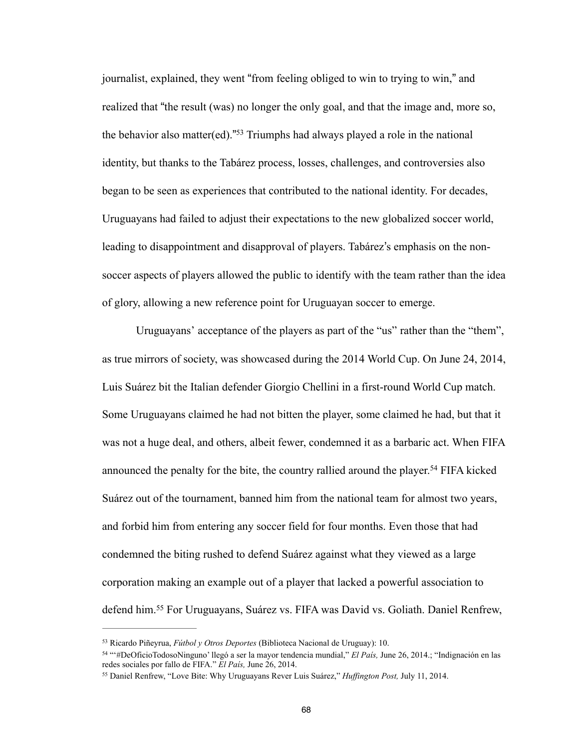journalist, explained, they went "from feeling obliged to win to trying to win," and realized that "the result (was) no longer the only goal, and that the image and, more so, the behavior also matter(ed)."[53] Triumphs had always played a role in the national identity, but thanks to the Tabárez process, losses, challenges, and controversies also began to be seen as experiences that contributed to the national identity. For decades, Uruguayans had failed to adjust their expectations to the new globalized soccer world, leading to disappointment and disapproval of players. Tabárez's emphasis on the non-soccer aspects of players allowed the public to identify with the team rather than the idea of glory, allowing a new reference point for Uruguayan soccer to emerge.

Uruguayans' acceptance of the players as part of the "us" rather than the "them", as true mirrors of society, was showcased during the 2014 World Cup. On June 24, 2014, Luis Suárez bit the Italian defender Giorgio Chellini in a first-round World Cup match. Some Uruguayans claimed he had not bitten the player, some claimed he had, but that it was not a huge deal, and others, albeit fewer, condemned it as a barbaric act. When FIFA announced the penalty for the bite, the country rallied around the player.[54] FIFA kicked Suárez out of the tournament, banned him from the national team for almost two years, and forbid him from entering any soccer field for four months. Even those that had condemned the biting rushed to defend Suárez against what they viewed as a large corporation making an example out of a player that lacked a powerful association to defend him.[55] For Uruguayans, Suárez vs. FIFA was David vs. Goliath. Daniel Renfrew,

---

[53] Ricardo Piñeyrua, *Fútbol y Otros Deportes* (Biblioteca Nacional de Uruguay): 10.

[54] "'#DeOficioTodosoNinguno' llegó a ser la mayor tendencia mundial," *El País,* June 26, 2014.; "Indignación en las redes sociales por fallo de FIFA." *El País,* June 26, 2014.

[55] Daniel Renfrew, "Love Bite: Why Uruguayans Rever Luis Suárez," *Huffington Post,* July 11, 2014.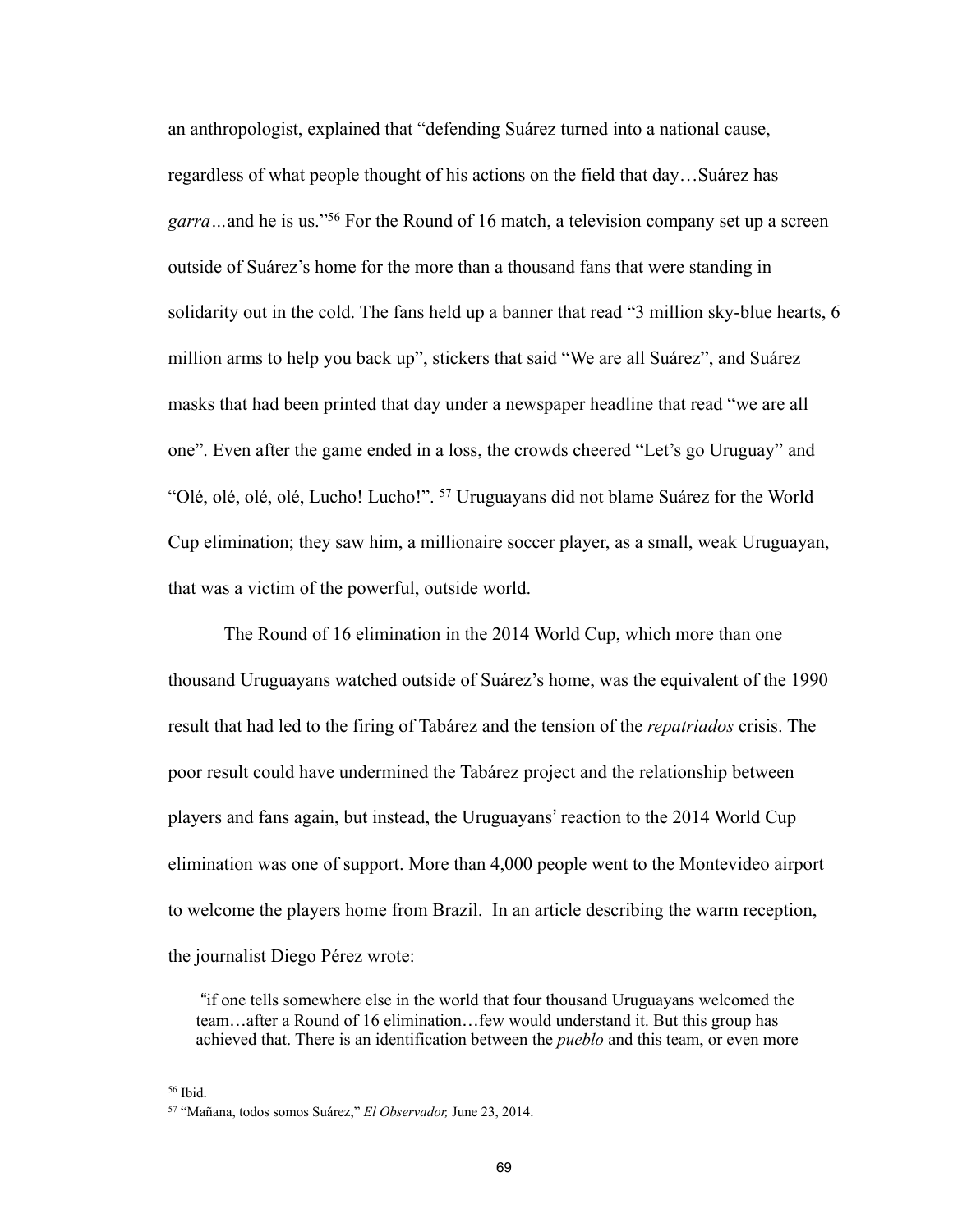an anthropologist, explained that "defending Suárez turned into a national cause, regardless of what people thought of his actions on the field that day…Suárez has *garra…*and he is us."[56] For the Round of 16 match, a television company set up a screen outside of Suárez's home for the more than a thousand fans that were standing in solidarity out in the cold. The fans held up a banner that read "3 million sky-blue hearts, 6 million arms to help you back up", stickers that said "We are all Suárez", and Suárez masks that had been printed that day under a newspaper headline that read "we are all one". Even after the game ended in a loss, the crowds cheered "Let's go Uruguay" and "Olé, olé, olé, olé, Lucho! Lucho!". [57] Uruguayans did not blame Suárez for the World Cup elimination; they saw him, a millionaire soccer player, as a small, weak Uruguayan, that was a victim of the powerful, outside world.

The Round of 16 elimination in the 2014 World Cup, which more than one thousand Uruguayans watched outside of Suárez's home, was the equivalent of the 1990 result that had led to the firing of Tabárez and the tension of the *repatriados* crisis. The poor result could have undermined the Tabárez project and the relationship between players and fans again, but instead, the Uruguayans' reaction to the 2014 World Cup elimination was one of support. More than 4,000 people went to the Montevideo airport to welcome the players home from Brazil. In an article describing the warm reception, the journalist Diego Pérez wrote:

> "if one tells somewhere else in the world that four thousand Uruguayans welcomed the team…after a Round of 16 elimination…few would understand it. But this group has achieved that. There is an identification between the *pueblo* and this team, or even more

---

[56] Ibid.

[57] "Mañana, todos somos Suárez," *El Observador,* June 23, 2014.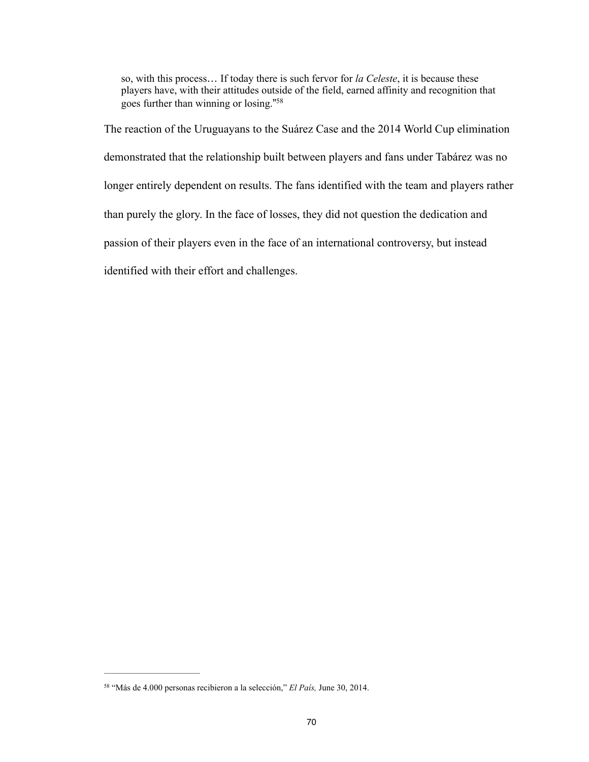> so, with this process… If today there is such fervor for *la Celeste*, it is because these players have, with their attitudes outside of the field, earned affinity and recognition that goes further than winning or losing."[58]

The reaction of the Uruguayans to the Suárez Case and the 2014 World Cup elimination demonstrated that the relationship built between players and fans under Tabárez was no longer entirely dependent on results. The fans identified with the team and players rather than purely the glory. In the face of losses, they did not question the dedication and passion of their players even in the face of an international controversy, but instead identified with their effort and challenges.

---

[58] "Más de 4.000 personas recibieron a la selección," *El País,* June 30, 2014.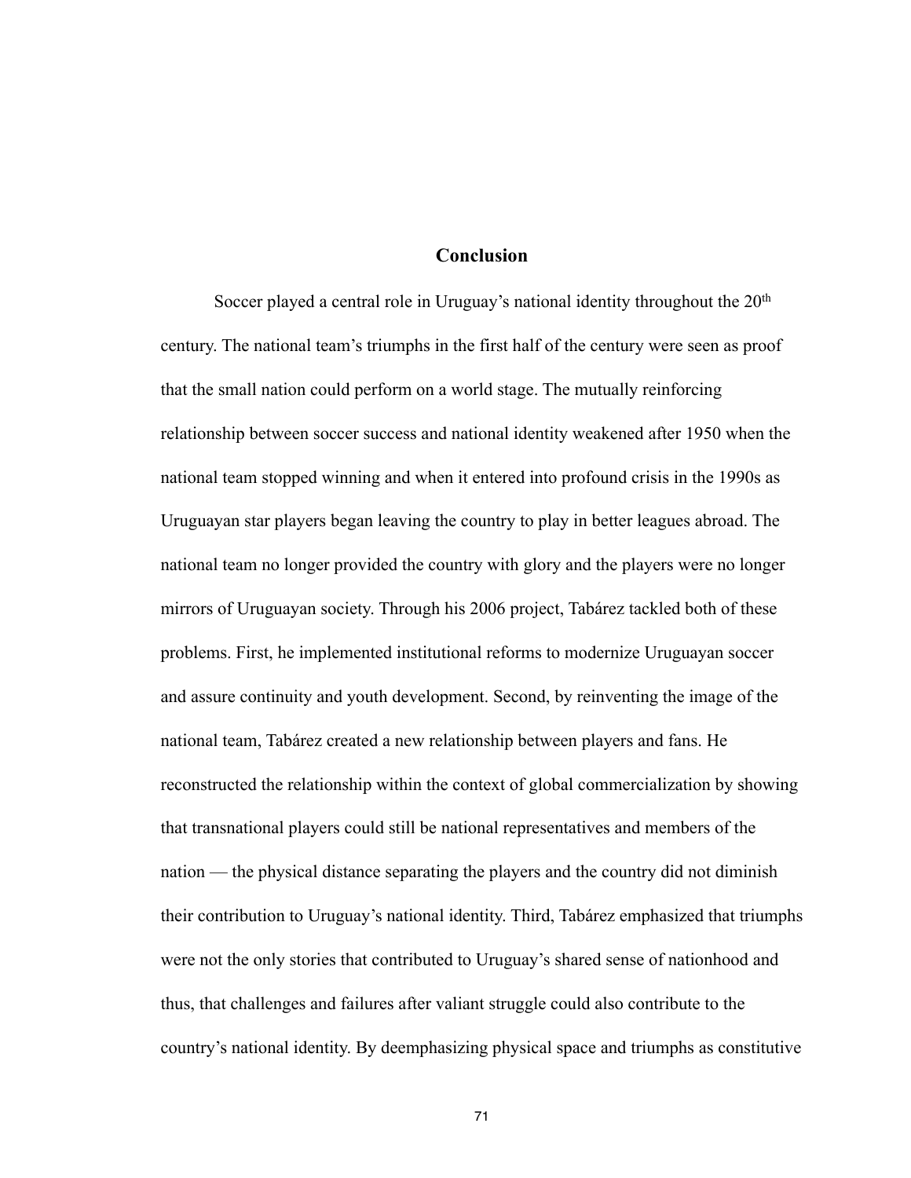# Conclusion

Soccer played a central role in Uruguay's national identity throughout the 20th century. The national team's triumphs in the first half of the century were seen as proof that the small nation could perform on a world stage. The mutually reinforcing relationship between soccer success and national identity weakened after 1950 when the national team stopped winning and when it entered into profound crisis in the 1990s as Uruguayan star players began leaving the country to play in better leagues abroad. The national team no longer provided the country with glory and the players were no longer mirrors of Uruguayan society. Through his 2006 project, Tabárez tackled both of these problems. First, he implemented institutional reforms to modernize Uruguayan soccer and assure continuity and youth development. Second, by reinventing the image of the national team, Tabárez created a new relationship between players and fans. He reconstructed the relationship within the context of global commercialization by showing that transnational players could still be national representatives and members of the nation — the physical distance separating the players and the country did not diminish their contribution to Uruguay's national identity. Third, Tabárez emphasized that triumphs were not the only stories that contributed to Uruguay's shared sense of nationhood and thus, that challenges and failures after valiant struggle could also contribute to the country's national identity. By deemphasizing physical space and triumphs as constitutive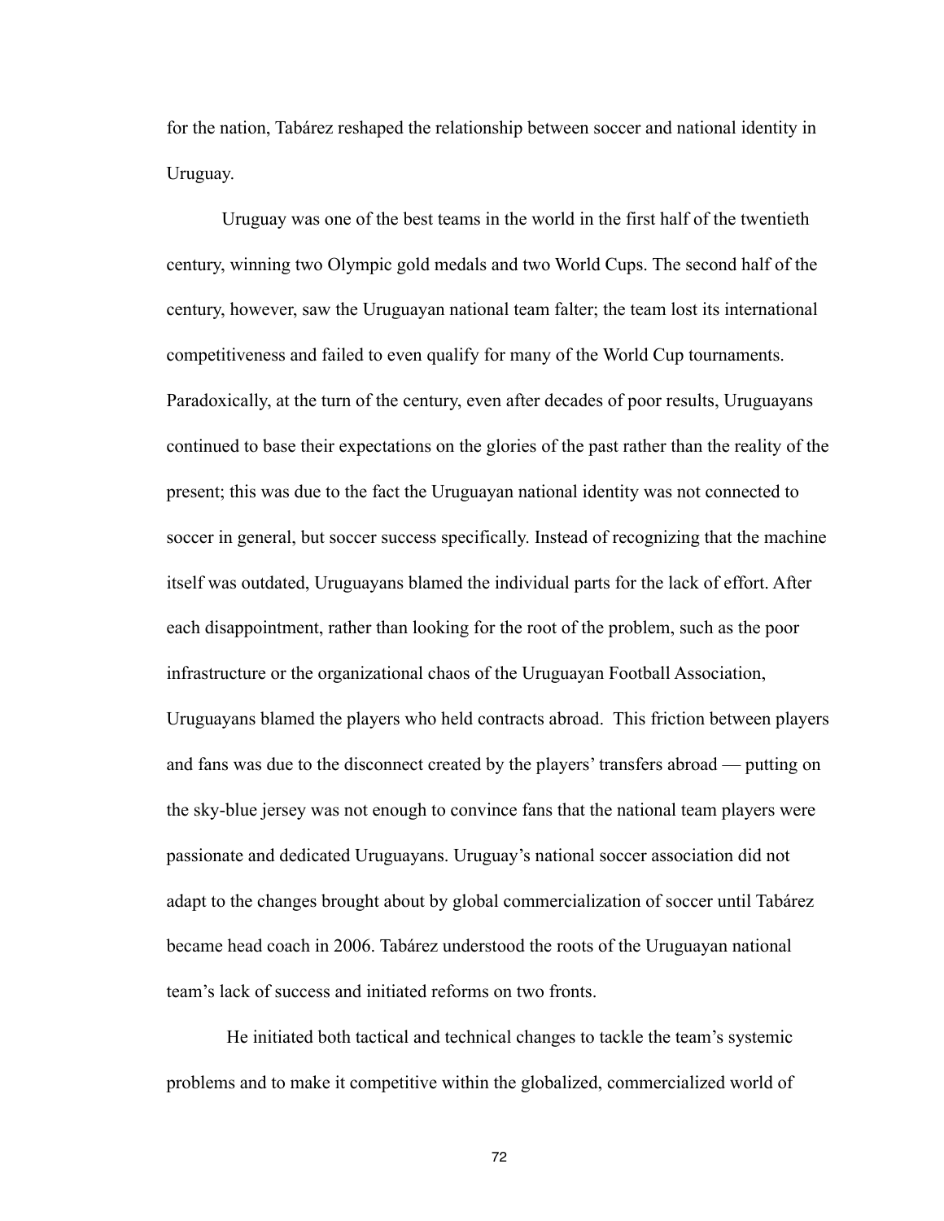for the nation, Tabárez reshaped the relationship between soccer and national identity in Uruguay.

Uruguay was one of the best teams in the world in the first half of the twentieth century, winning two Olympic gold medals and two World Cups. The second half of the century, however, saw the Uruguayan national team falter; the team lost its international competitiveness and failed to even qualify for many of the World Cup tournaments. Paradoxically, at the turn of the century, even after decades of poor results, Uruguayans continued to base their expectations on the glories of the past rather than the reality of the present; this was due to the fact the Uruguayan national identity was not connected to soccer in general, but soccer success specifically. Instead of recognizing that the machine itself was outdated, Uruguayans blamed the individual parts for the lack of effort. After each disappointment, rather than looking for the root of the problem, such as the poor infrastructure or the organizational chaos of the Uruguayan Football Association, Uruguayans blamed the players who held contracts abroad. This friction between players and fans was due to the disconnect created by the players' transfers abroad — putting on the sky-blue jersey was not enough to convince fans that the national team players were passionate and dedicated Uruguayans. Uruguay's national soccer association did not adapt to the changes brought about by global commercialization of soccer until Tabárez became head coach in 2006. Tabárez understood the roots of the Uruguayan national team's lack of success and initiated reforms on two fronts.

He initiated both tactical and technical changes to tackle the team's systemic problems and to make it competitive within the globalized, commercialized world of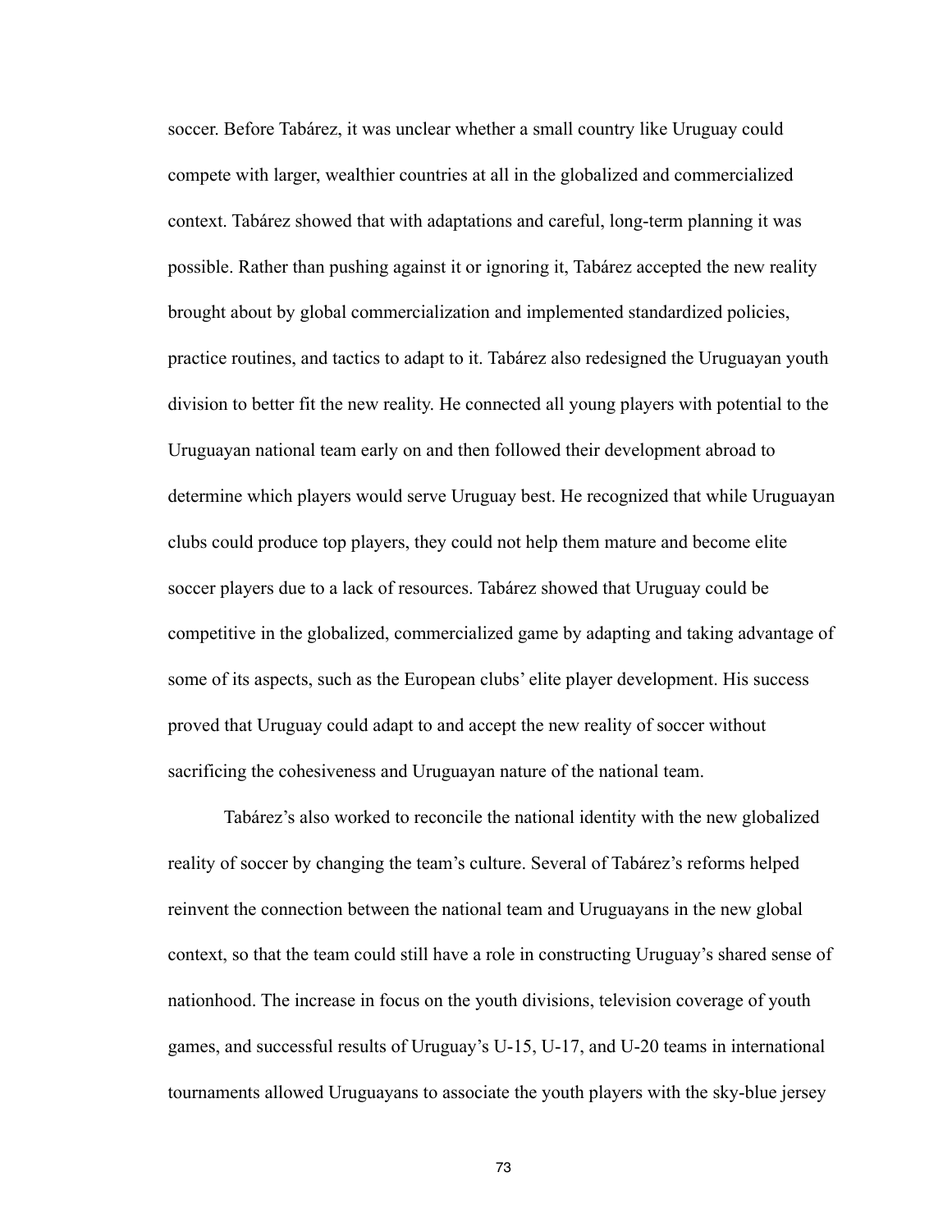soccer. Before Tabárez, it was unclear whether a small country like Uruguay could compete with larger, wealthier countries at all in the globalized and commercialized context. Tabárez showed that with adaptations and careful, long-term planning it was possible. Rather than pushing against it or ignoring it, Tabárez accepted the new reality brought about by global commercialization and implemented standardized policies, practice routines, and tactics to adapt to it. Tabárez also redesigned the Uruguayan youth division to better fit the new reality. He connected all young players with potential to the Uruguayan national team early on and then followed their development abroad to determine which players would serve Uruguay best. He recognized that while Uruguayan clubs could produce top players, they could not help them mature and become elite soccer players due to a lack of resources. Tabárez showed that Uruguay could be competitive in the globalized, commercialized game by adapting and taking advantage of some of its aspects, such as the European clubs' elite player development. His success proved that Uruguay could adapt to and accept the new reality of soccer without sacrificing the cohesiveness and Uruguayan nature of the national team.

Tabárez's also worked to reconcile the national identity with the new globalized reality of soccer by changing the team's culture. Several of Tabárez's reforms helped reinvent the connection between the national team and Uruguayans in the new global context, so that the team could still have a role in constructing Uruguay's shared sense of nationhood. The increase in focus on the youth divisions, television coverage of youth games, and successful results of Uruguay's U-15, U-17, and U-20 teams in international tournaments allowed Uruguayans to associate the youth players with the sky-blue jersey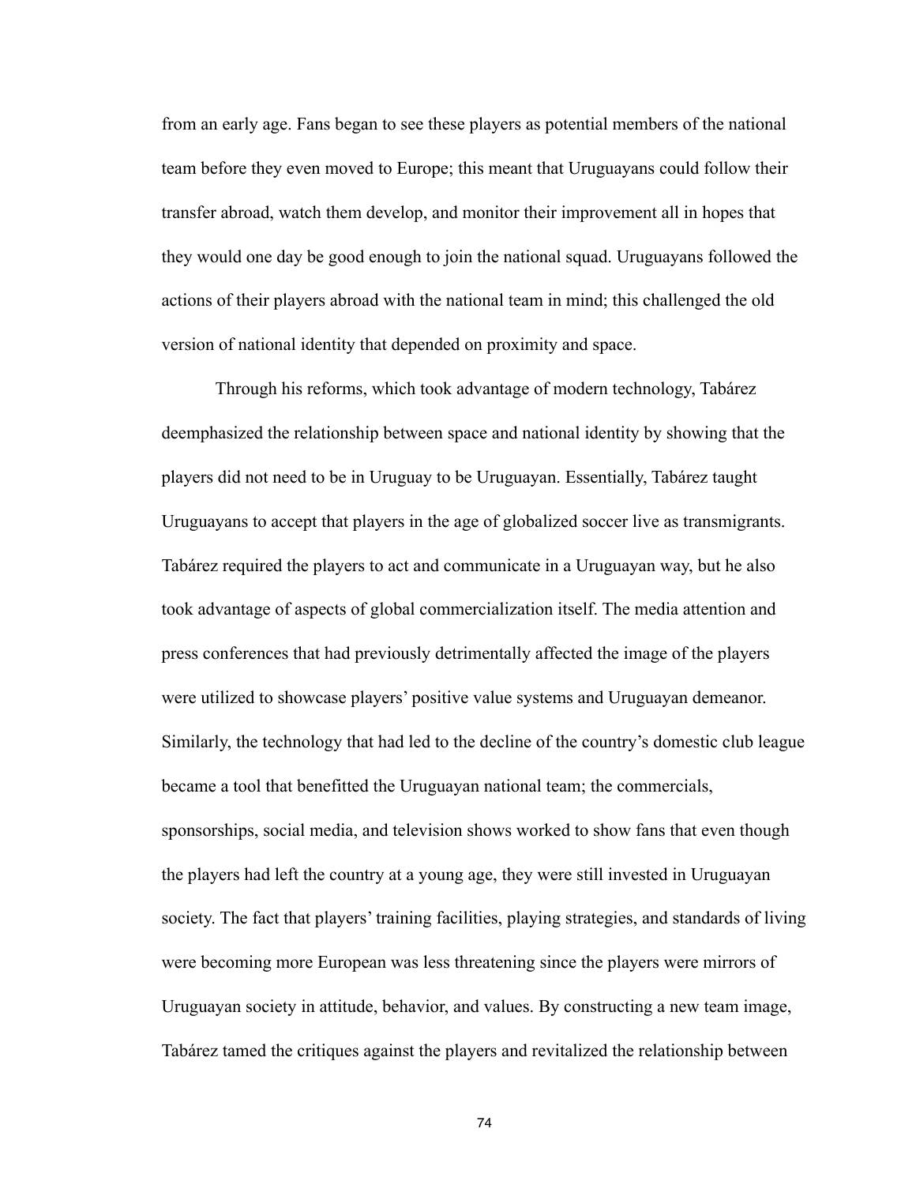from an early age. Fans began to see these players as potential members of the national team before they even moved to Europe; this meant that Uruguayans could follow their transfer abroad, watch them develop, and monitor their improvement all in hopes that they would one day be good enough to join the national squad. Uruguayans followed the actions of their players abroad with the national team in mind; this challenged the old version of national identity that depended on proximity and space.

Through his reforms, which took advantage of modern technology, Tabárez deemphasized the relationship between space and national identity by showing that the players did not need to be in Uruguay to be Uruguayan. Essentially, Tabárez taught Uruguayans to accept that players in the age of globalized soccer live as transmigrants. Tabárez required the players to act and communicate in a Uruguayan way, but he also took advantage of aspects of global commercialization itself. The media attention and press conferences that had previously detrimentally affected the image of the players were utilized to showcase players' positive value systems and Uruguayan demeanor. Similarly, the technology that had led to the decline of the country's domestic club league became a tool that benefitted the Uruguayan national team; the commercials, sponsorships, social media, and television shows worked to show fans that even though the players had left the country at a young age, they were still invested in Uruguayan society. The fact that players' training facilities, playing strategies, and standards of living were becoming more European was less threatening since the players were mirrors of Uruguayan society in attitude, behavior, and values. By constructing a new team image, Tabárez tamed the critiques against the players and revitalized the relationship between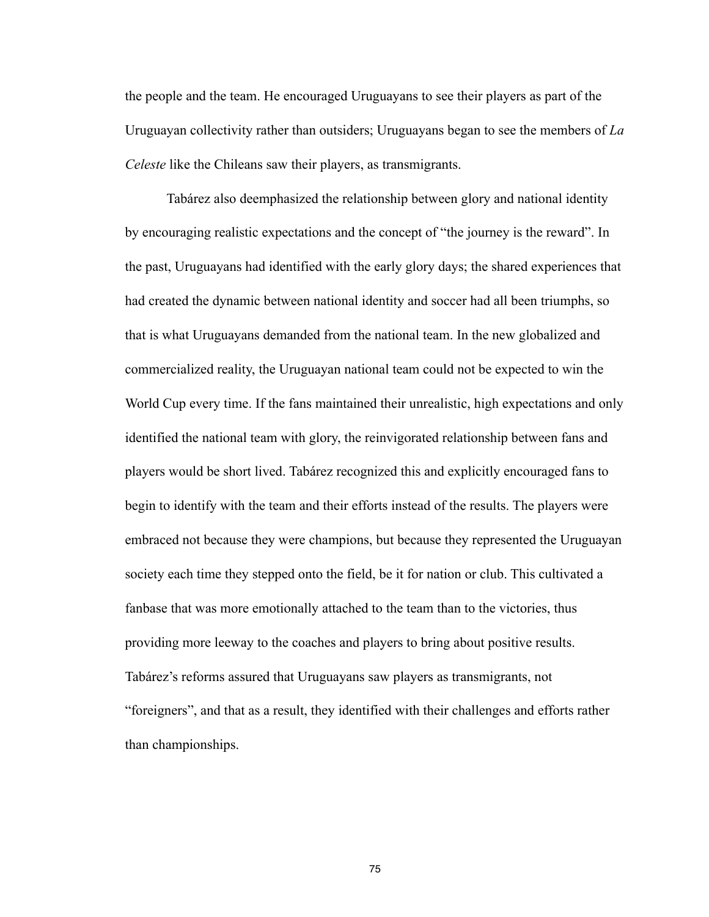the people and the team. He encouraged Uruguayans to see their players as part of the Uruguayan collectivity rather than outsiders; Uruguayans began to see the members of *La Celeste* like the Chileans saw their players, as transmigrants.

Tabárez also deemphasized the relationship between glory and national identity by encouraging realistic expectations and the concept of "the journey is the reward". In the past, Uruguayans had identified with the early glory days; the shared experiences that had created the dynamic between national identity and soccer had all been triumphs, so that is what Uruguayans demanded from the national team. In the new globalized and commercialized reality, the Uruguayan national team could not be expected to win the World Cup every time. If the fans maintained their unrealistic, high expectations and only identified the national team with glory, the reinvigorated relationship between fans and players would be short lived. Tabárez recognized this and explicitly encouraged fans to begin to identify with the team and their efforts instead of the results. The players were embraced not because they were champions, but because they represented the Uruguayan society each time they stepped onto the field, be it for nation or club. This cultivated a fanbase that was more emotionally attached to the team than to the victories, thus providing more leeway to the coaches and players to bring about positive results. Tabárez's reforms assured that Uruguayans saw players as transmigrants, not "foreigners", and that as a result, they identified with their challenges and efforts rather than championships.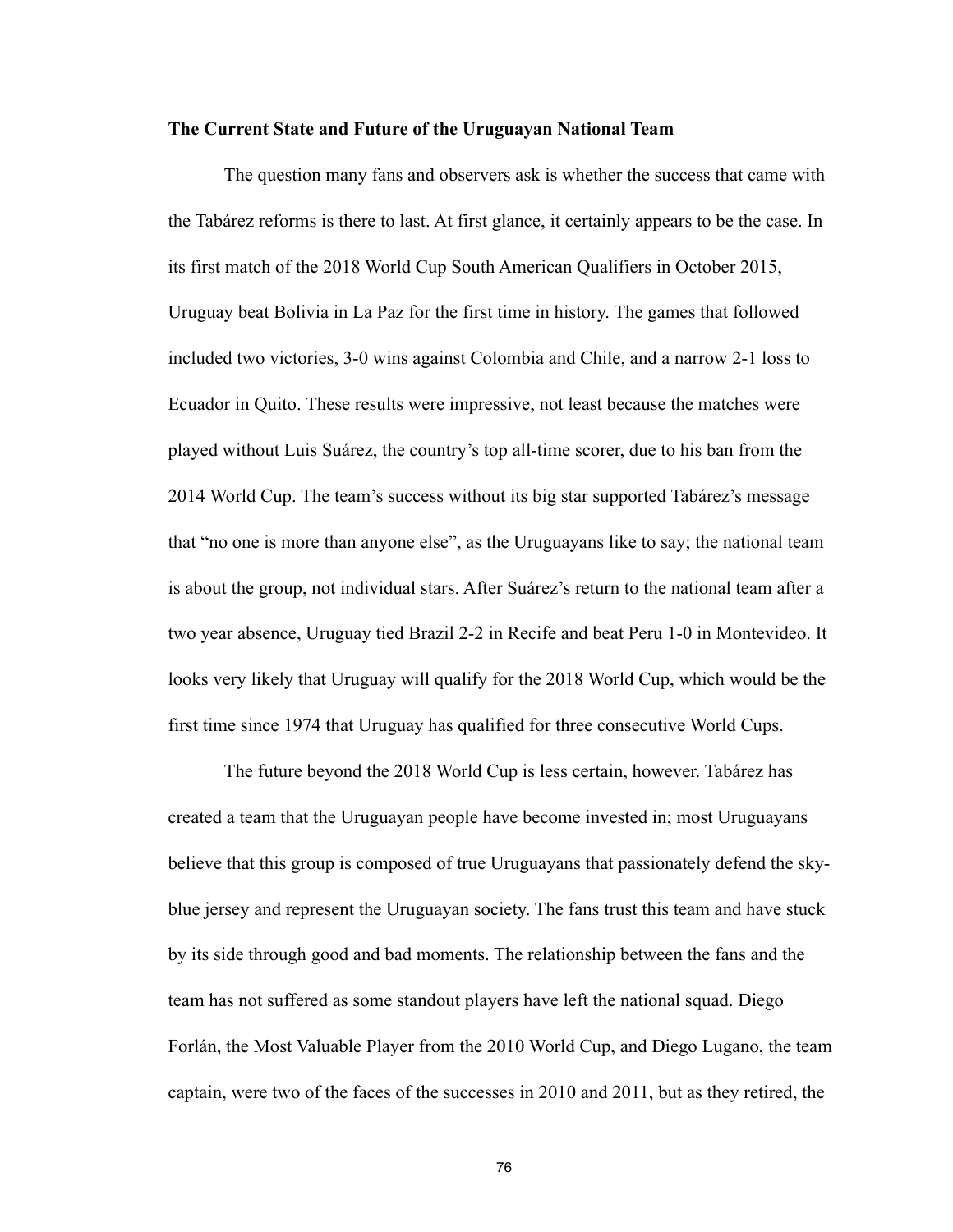**The Current State and Future of the Uruguayan National Team**

The question many fans and observers ask is whether the success that came with the Tabárez reforms is there to last. At first glance, it certainly appears to be the case. In its first match of the 2018 World Cup South American Qualifiers in October 2015, Uruguay beat Bolivia in La Paz for the first time in history. The games that followed included two victories, 3-0 wins against Colombia and Chile, and a narrow 2-1 loss to Ecuador in Quito. These results were impressive, not least because the matches were played without Luis Suárez, the country's top all-time scorer, due to his ban from the 2014 World Cup. The team's success without its big star supported Tabárez's message that "no one is more than anyone else", as the Uruguayans like to say; the national team is about the group, not individual stars. After Suárez's return to the national team after a two year absence, Uruguay tied Brazil 2-2 in Recife and beat Peru 1-0 in Montevideo. It looks very likely that Uruguay will qualify for the 2018 World Cup, which would be the first time since 1974 that Uruguay has qualified for three consecutive World Cups.

The future beyond the 2018 World Cup is less certain, however. Tabárez has created a team that the Uruguayan people have become invested in; most Uruguayans believe that this group is composed of true Uruguayans that passionately defend the sky-blue jersey and represent the Uruguayan society. The fans trust this team and have stuck by its side through good and bad moments. The relationship between the fans and the team has not suffered as some standout players have left the national squad. Diego Forlán, the Most Valuable Player from the 2010 World Cup, and Diego Lugano, the team captain, were two of the faces of the successes in 2010 and 2011, but as they retired, the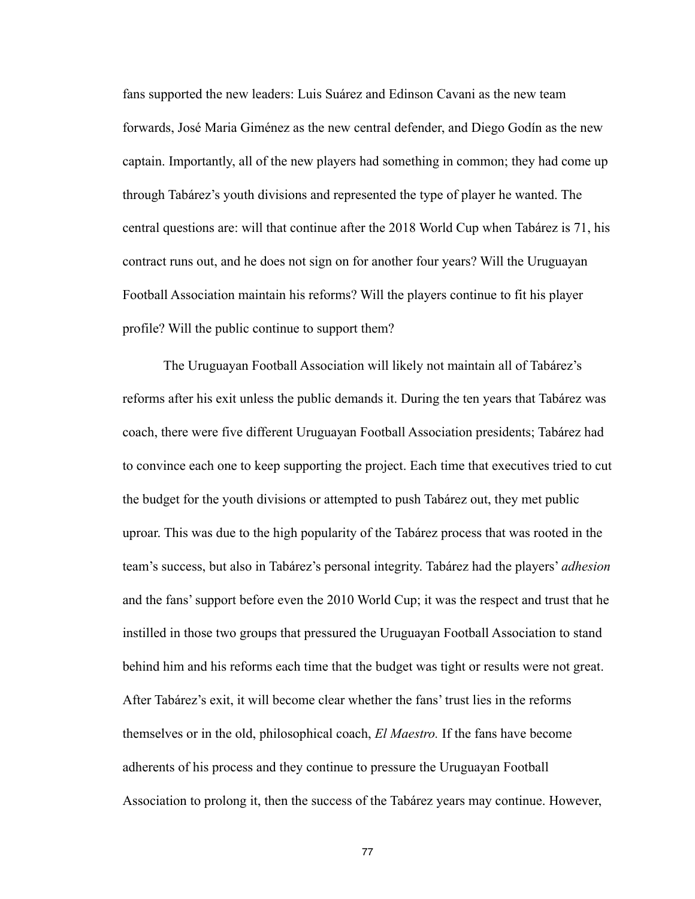fans supported the new leaders: Luis Suárez and Edinson Cavani as the new team forwards, José Maria Giménez as the new central defender, and Diego Godín as the new captain. Importantly, all of the new players had something in common; they had come up through Tabárez's youth divisions and represented the type of player he wanted. The central questions are: will that continue after the 2018 World Cup when Tabárez is 71, his contract runs out, and he does not sign on for another four years? Will the Uruguayan Football Association maintain his reforms? Will the players continue to fit his player profile? Will the public continue to support them?

The Uruguayan Football Association will likely not maintain all of Tabárez's reforms after his exit unless the public demands it. During the ten years that Tabárez was coach, there were five different Uruguayan Football Association presidents; Tabárez had to convince each one to keep supporting the project. Each time that executives tried to cut the budget for the youth divisions or attempted to push Tabárez out, they met public uproar. This was due to the high popularity of the Tabárez process that was rooted in the team's success, but also in Tabárez's personal integrity. Tabárez had the players' *adhesion* and the fans' support before even the 2010 World Cup; it was the respect and trust that he instilled in those two groups that pressured the Uruguayan Football Association to stand behind him and his reforms each time that the budget was tight or results were not great. After Tabárez's exit, it will become clear whether the fans' trust lies in the reforms themselves or in the old, philosophical coach, *El Maestro.* If the fans have become adherents of his process and they continue to pressure the Uruguayan Football Association to prolong it, then the success of the Tabárez years may continue. However,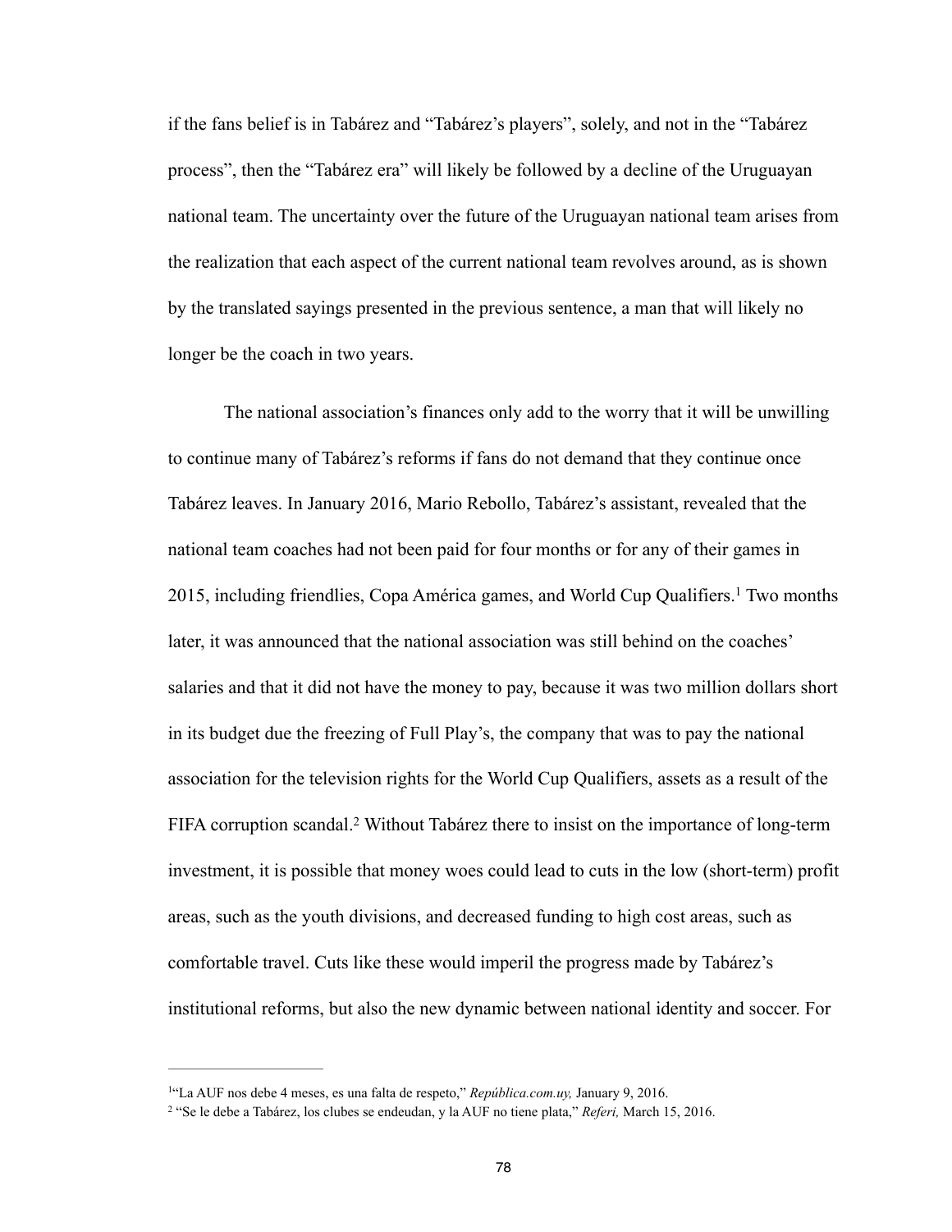if the fans belief is in Tabárez and "Tabárez's players", solely, and not in the "Tabárez process", then the "Tabárez era" will likely be followed by a decline of the Uruguayan national team. The uncertainty over the future of the Uruguayan national team arises from the realization that each aspect of the current national team revolves around, as is shown by the translated sayings presented in the previous sentence, a man that will likely no longer be the coach in two years.

The national association's finances only add to the worry that it will be unwilling to continue many of Tabárez's reforms if fans do not demand that they continue once Tabárez leaves. In January 2016, Mario Rebollo, Tabárez's assistant, revealed that the national team coaches had not been paid for four months or for any of their games in 2015, including friendlies, Copa América games, and World Cup Qualifiers.[1] Two months later, it was announced that the national association was still behind on the coaches' salaries and that it did not have the money to pay, because it was two million dollars short in its budget due the freezing of Full Play's, the company that was to pay the national association for the television rights for the World Cup Qualifiers, assets as a result of the FIFA corruption scandal.[2] Without Tabárez there to insist on the importance of long-term investment, it is possible that money woes could lead to cuts in the low (short-term) profit areas, such as the youth divisions, and decreased funding to high cost areas, such as comfortable travel. Cuts like these would imperil the progress made by Tabárez's institutional reforms, but also the new dynamic between national identity and soccer. For

---

[1] "La AUF nos debe 4 meses, es una falta de respeto," *República.com.uy,* January 9, 2016.

[2] "Se le debe a Tabárez, los clubes se endeudan, y la AUF no tiene plata," *Referi,* March 15, 2016.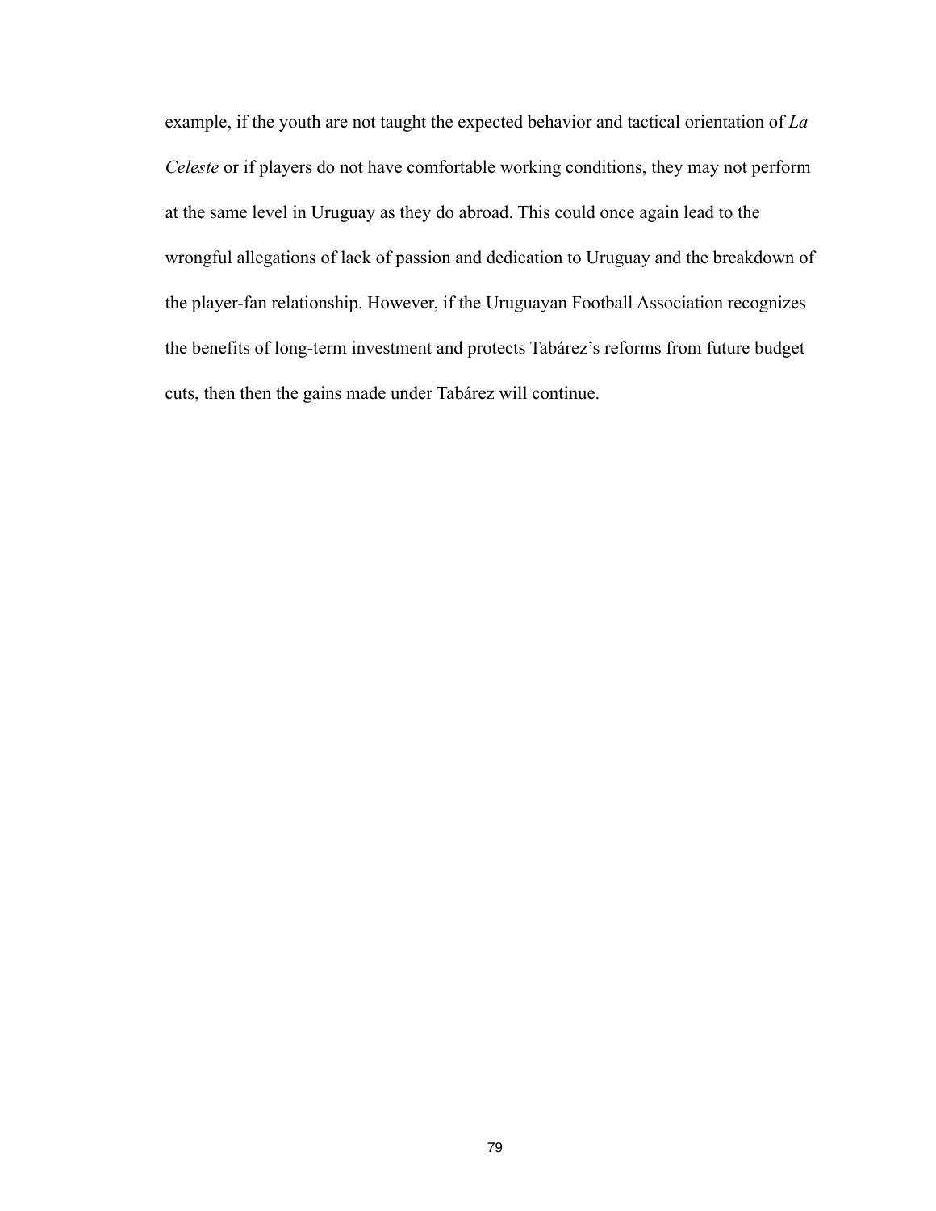example, if the youth are not taught the expected behavior and tactical orientation of *La Celeste* or if players do not have comfortable working conditions, they may not perform at the same level in Uruguay as they do abroad. This could once again lead to the wrongful allegations of lack of passion and dedication to Uruguay and the breakdown of the player-fan relationship. However, if the Uruguayan Football Association recognizes the benefits of long-term investment and protects Tabárez's reforms from future budget cuts, then then the gains made under Tabárez will continue.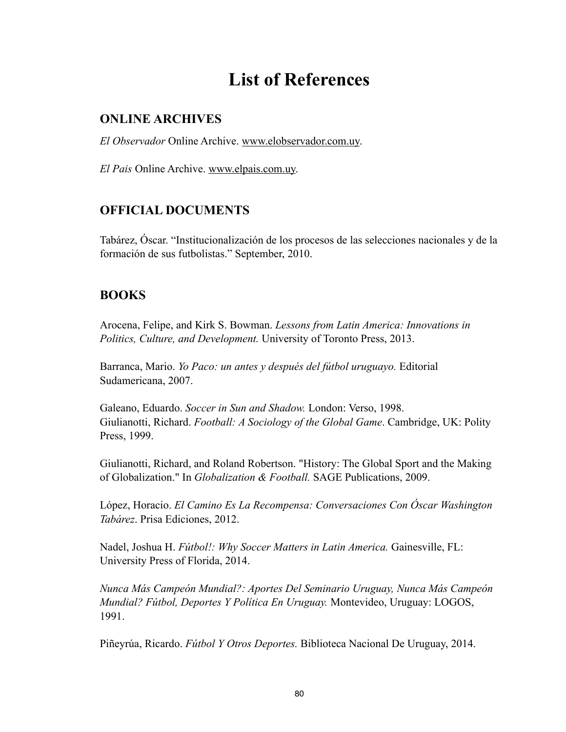# List of References

## ONLINE ARCHIVES

*El Observador* Online Archive. www.elobservador.com.uy.

*El Pais* Online Archive. www.elpais.com.uy.

## OFFICIAL DOCUMENTS

Tabárez, Óscar. "Institucionalización de los procesos de las selecciones nacionales y de la formación de sus futbolistas." September, 2010.

## BOOKS

Arocena, Felipe, and Kirk S. Bowman. *Lessons from Latin America: Innovations in Politics, Culture, and Development.* University of Toronto Press, 2013.

Barranca, Mario. *Yo Paco: un antes y después del fútbol uruguayo.* Editorial Sudamericana, 2007.

Galeano, Eduardo. *Soccer in Sun and Shadow.* London: Verso, 1998.
Giulianotti, Richard. *Football: A Sociology of the Global Game*. Cambridge, UK: Polity Press, 1999.

Giulianotti, Richard, and Roland Robertson. "History: The Global Sport and the Making of Globalization." In *Globalization & Football.* SAGE Publications, 2009.

López, Horacio. *El Camino Es La Recompensa: Conversaciones Con Óscar Washington Tabárez*. Prisa Ediciones, 2012.

Nadel, Joshua H. *Fútbol!: Why Soccer Matters in Latin America.* Gainesville, FL: University Press of Florida, 2014.

*Nunca Más Campeón Mundial?: Aportes Del Seminario Uruguay, Nunca Más Campeón Mundial? Fútbol, Deportes Y Política En Uruguay.* Montevideo, Uruguay: LOGOS, 1991.

Piñeyrúa, Ricardo. *Fútbol Y Otros Deportes.* Biblioteca Nacional De Uruguay, 2014.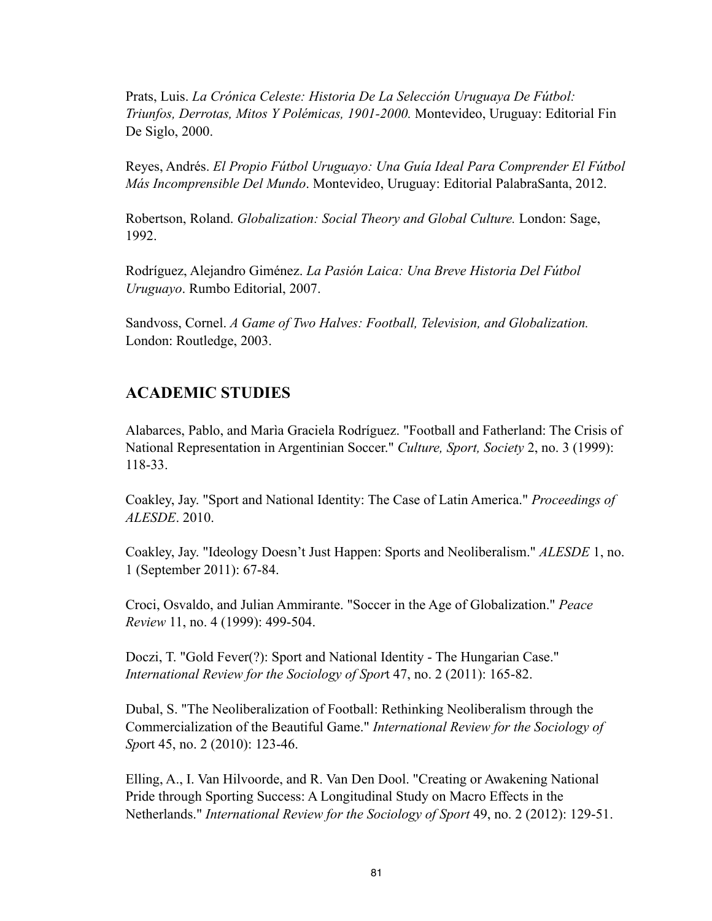Prats, Luis. *La Crónica Celeste: Historia De La Selección Uruguaya De Fútbol: Triunfos, Derrotas, Mitos Y Polémicas, 1901-2000.* Montevideo, Uruguay: Editorial Fin De Siglo, 2000.

Reyes, Andrés. *El Propio Fútbol Uruguayo: Una Guía Ideal Para Comprender El Fútbol Más Incomprensible Del Mundo*. Montevideo, Uruguay: Editorial PalabraSanta, 2012.

Robertson, Roland. *Globalization: Social Theory and Global Culture.* London: Sage, 1992.

Rodríguez, Alejandro Giménez. *La Pasión Laica: Una Breve Historia Del Fútbol Uruguayo*. Rumbo Editorial, 2007.

Sandvoss, Cornel. *A Game of Two Halves: Football, Television, and Globalization.* London: Routledge, 2003.

## ACADEMIC STUDIES

Alabarces, Pablo, and Marìa Graciela Rodríguez. "Football and Fatherland: The Crisis of National Representation in Argentinian Soccer." *Culture, Sport, Society* 2, no. 3 (1999): 118-33.

Coakley, Jay. "Sport and National Identity: The Case of Latin America." *Proceedings of ALESDE*. 2010.

Coakley, Jay. "Ideology Doesn't Just Happen: Sports and Neoliberalism." *ALESDE* 1, no. 1 (September 2011): 67-84.

Croci, Osvaldo, and Julian Ammirante. "Soccer in the Age of Globalization." *Peace Review* 11, no. 4 (1999): 499-504.

Doczi, T. "Gold Fever(?): Sport and National Identity - The Hungarian Case." *International Review for the Sociology of Spor*t 47, no. 2 (2011): 165-82.

Dubal, S. "The Neoliberalization of Football: Rethinking Neoliberalism through the Commercialization of the Beautiful Game." *International Review for the Sociology of Sp*ort 45, no. 2 (2010): 123-46.

Elling, A., I. Van Hilvoorde, and R. Van Den Dool. "Creating or Awakening National Pride through Sporting Success: A Longitudinal Study on Macro Effects in the Netherlands." *International Review for the Sociology of Sport* 49, no. 2 (2012): 129-51.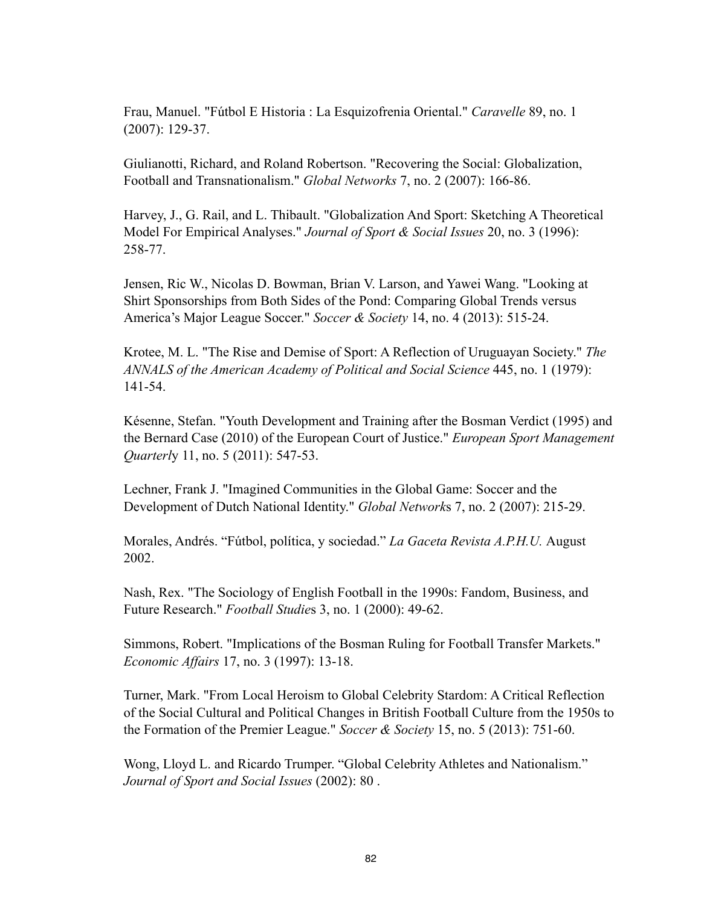Frau, Manuel. "Fútbol E Historia : La Esquizofrenia Oriental." *Caravelle* 89, no. 1 (2007): 129-37.

Giulianotti, Richard, and Roland Robertson. "Recovering the Social: Globalization, Football and Transnationalism." *Global Networks* 7, no. 2 (2007): 166-86.

Harvey, J., G. Rail, and L. Thibault. "Globalization And Sport: Sketching A Theoretical Model For Empirical Analyses." *Journal of Sport & Social Issues* 20, no. 3 (1996): 258-77.

Jensen, Ric W., Nicolas D. Bowman, Brian V. Larson, and Yawei Wang. "Looking at Shirt Sponsorships from Both Sides of the Pond: Comparing Global Trends versus America's Major League Soccer." *Soccer & Society* 14, no. 4 (2013): 515-24.

Krotee, M. L. "The Rise and Demise of Sport: A Reflection of Uruguayan Society." *The ANNALS of the American Academy of Political and Social Science* 445, no. 1 (1979): 141-54.

Késenne, Stefan. "Youth Development and Training after the Bosman Verdict (1995) and the Bernard Case (2010) of the European Court of Justice." *European Sport Management Quarterly* 11, no. 5 (2011): 547-53.

Lechner, Frank J. "Imagined Communities in the Global Game: Soccer and the Development of Dutch National Identity." *Global Networks* 7, no. 2 (2007): 215-29.

Morales, Andrés. "Fútbol, política, y sociedad." *La Gaceta Revista A.P.H.U.* August 2002.

Nash, Rex. "The Sociology of English Football in the 1990s: Fandom, Business, and Future Research." *Football Studies* 3, no. 1 (2000): 49-62.

Simmons, Robert. "Implications of the Bosman Ruling for Football Transfer Markets." *Economic Affairs* 17, no. 3 (1997): 13-18.

Turner, Mark. "From Local Heroism to Global Celebrity Stardom: A Critical Reflection of the Social Cultural and Political Changes in British Football Culture from the 1950s to the Formation of the Premier League." *Soccer & Society* 15, no. 5 (2013): 751-60.

Wong, Lloyd L. and Ricardo Trumper. "Global Celebrity Athletes and Nationalism." *Journal of Sport and Social Issues* (2002): 80 .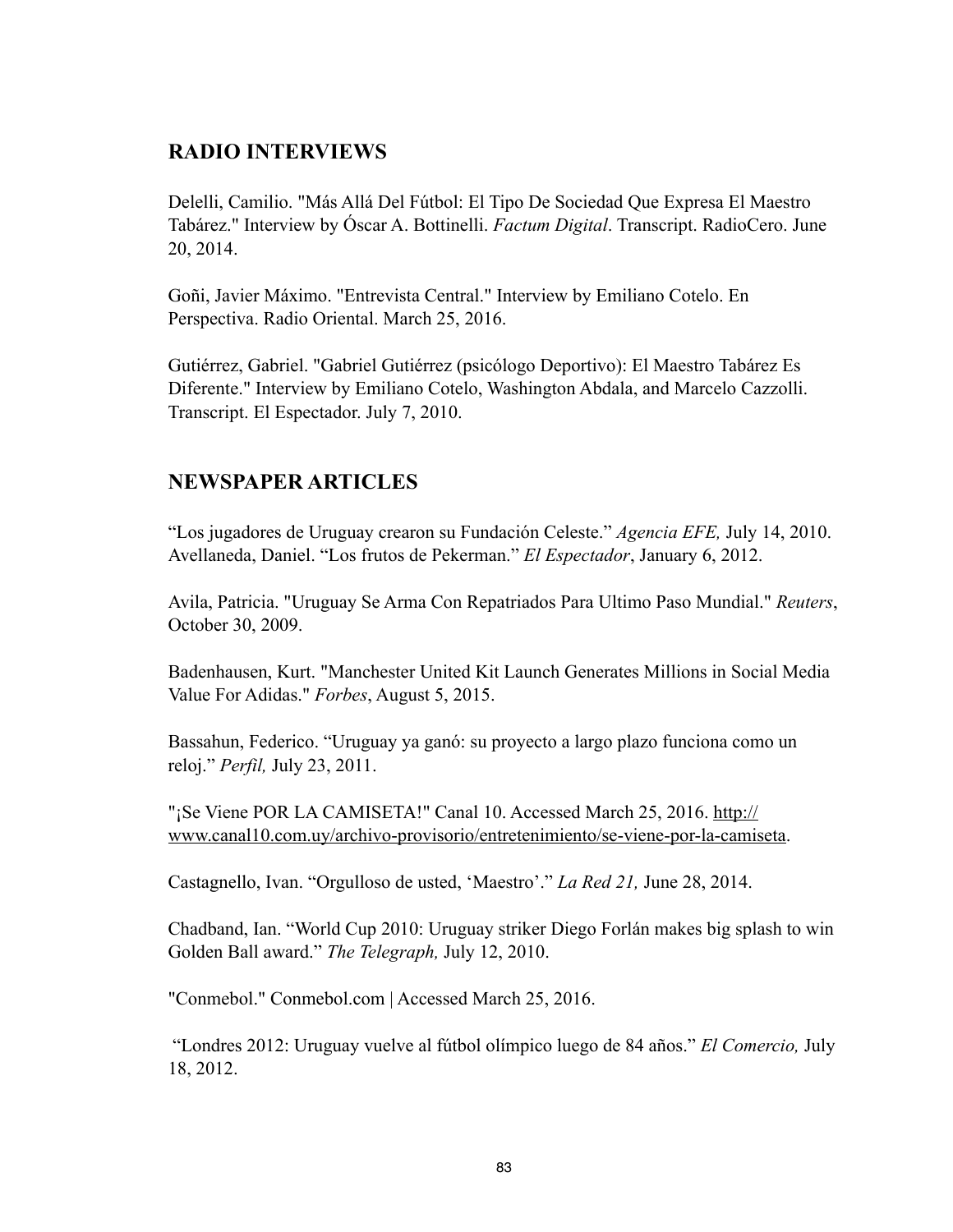## RADIO INTERVIEWS

Delelli, Camilio. "Más Allá Del Fútbol: El Tipo De Sociedad Que Expresa El Maestro Tabárez." Interview by Óscar A. Bottinelli. *Factum Digital*. Transcript. RadioCero. June 20, 2014.

Goñi, Javier Máximo. "Entrevista Central." Interview by Emiliano Cotelo. En Perspectiva. Radio Oriental. March 25, 2016.

Gutiérrez, Gabriel. "Gabriel Gutiérrez (psicólogo Deportivo): El Maestro Tabárez Es Diferente." Interview by Emiliano Cotelo, Washington Abdala, and Marcelo Cazzolli. Transcript. El Espectador. July 7, 2010.

## NEWSPAPER ARTICLES

"Los jugadores de Uruguay crearon su Fundación Celeste." *Agencia EFE,* July 14, 2010.
Avellaneda, Daniel. "Los frutos de Pekerman." *El Espectador*, January 6, 2012.

Avila, Patricia. "Uruguay Se Arma Con Repatriados Para Ultimo Paso Mundial." *Reuters*, October 30, 2009.

Badenhausen, Kurt. "Manchester United Kit Launch Generates Millions in Social Media Value For Adidas." *Forbes*, August 5, 2015.

Bassahun, Federico. "Uruguay ya ganó: su proyecto a largo plazo funciona como un reloj." *Perfil,* July 23, 2011.

"¡Se Viene POR LA CAMISETA!" Canal 10. Accessed March 25, 2016. http://www.canal10.com.uy/archivo-provisorio/entretenimiento/se-viene-por-la-camiseta.

Castagnello, Ivan. "Orgulloso de usted, 'Maestro'." *La Red 21,* June 28, 2014.

Chadband, Ian. "World Cup 2010: Uruguay striker Diego Forlán makes big splash to win Golden Ball award." *The Telegraph,* July 12, 2010.

"Conmebol." Conmebol.com | Accessed March 25, 2016.

"Londres 2012: Uruguay vuelve al fútbol olímpico luego de 84 años." *El Comercio,* July 18, 2012.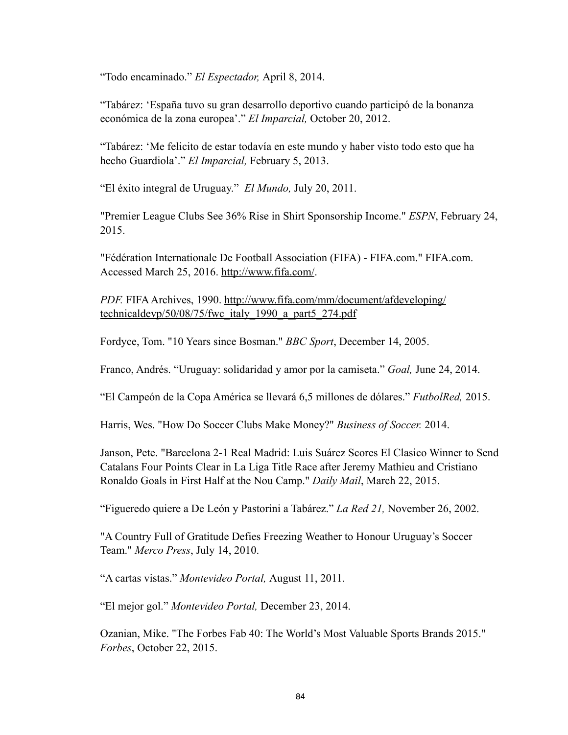“Todo encaminado.” *El Espectador,* April 8, 2014.

“Tabárez: ‘España tuvo su gran desarrollo deportivo cuando participó de la bonanza económica de la zona europea’.” *El Imparcial,* October 20, 2012.

“Tabárez: ‘Me felicito de estar todavía en este mundo y haber visto todo esto que ha hecho Guardiola’.” *El Imparcial,* February 5, 2013.

“El éxito integral de Uruguay.” *El Mundo,* July 20, 2011.

"Premier League Clubs See 36% Rise in Shirt Sponsorship Income." *ESPN*, February 24, 2015.

"Fédération Internationale De Football Association (FIFA) - FIFA.com." FIFA.com. Accessed March 25, 2016. http://www.fifa.com/.

*PDF.* FIFA Archives, 1990. http://www.fifa.com/mm/document/afdeveloping/technicaldevp/50/08/75/fwc_italy_1990_a_part5_274.pdf

Fordyce, Tom. "10 Years since Bosman." *BBC Sport*, December 14, 2005.

Franco, Andrés. “Uruguay: solidaridad y amor por la camiseta.” *Goal,* June 24, 2014.

“El Campeón de la Copa América se llevará 6,5 millones de dólares.” *FutbolRed,* 2015.

Harris, Wes. "How Do Soccer Clubs Make Money?" *Business of Soccer.* 2014.

Janson, Pete. "Barcelona 2-1 Real Madrid: Luis Suárez Scores El Clasico Winner to Send Catalans Four Points Clear in La Liga Title Race after Jeremy Mathieu and Cristiano Ronaldo Goals in First Half at the Nou Camp." *Daily Mail*, March 22, 2015.

“Figueredo quiere a De León y Pastorini a Tabárez.” *La Red 21,* November 26, 2002.

"A Country Full of Gratitude Defies Freezing Weather to Honour Uruguay’s Soccer Team." *Merco Press*, July 14, 2010.

“A cartas vistas.” *Montevideo Portal,* August 11, 2011.

“El mejor gol.” *Montevideo Portal,* December 23, 2014.

Ozanian, Mike. "The Forbes Fab 40: The World’s Most Valuable Sports Brands 2015." *Forbes*, October 22, 2015.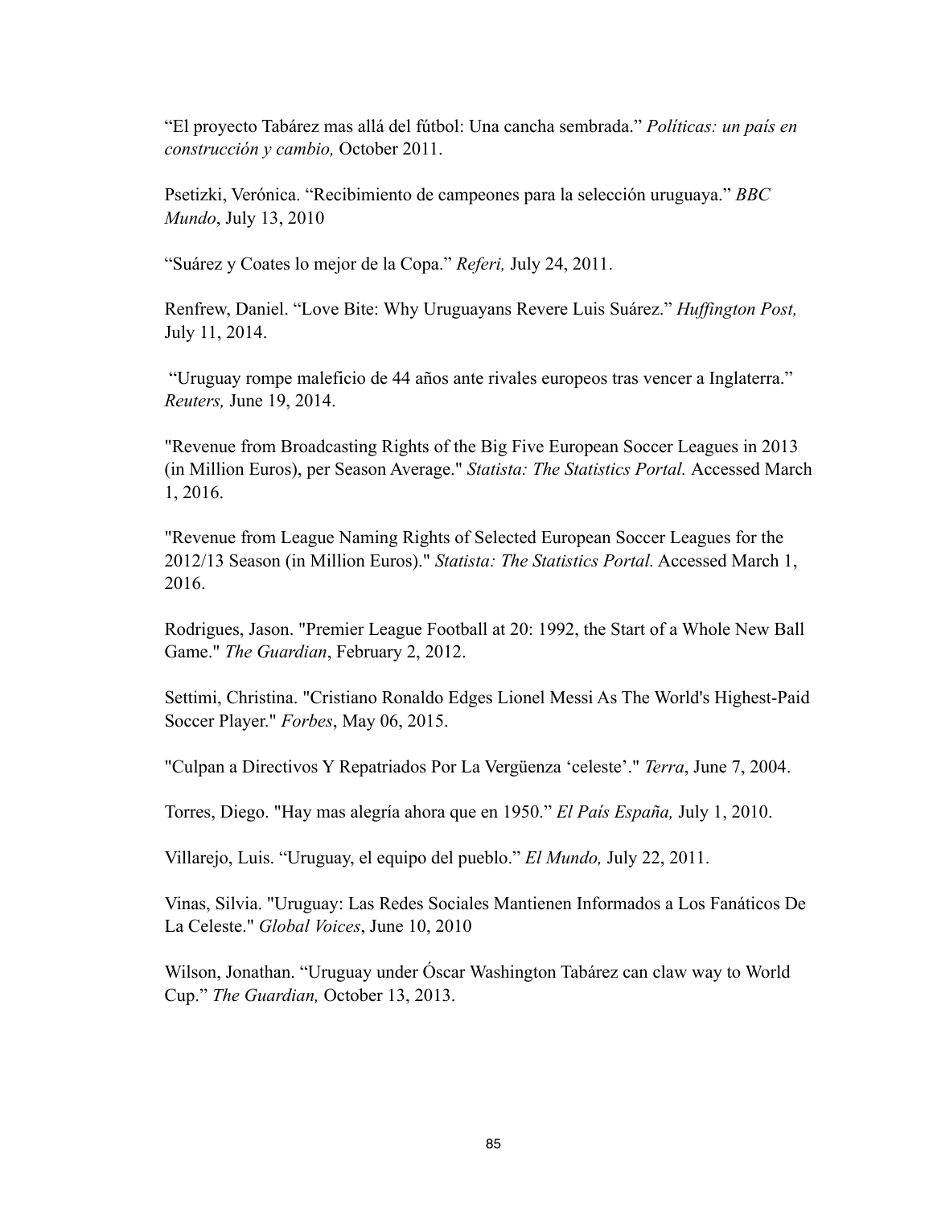"El proyecto Tabárez mas allá del fútbol: Una cancha sembrada." *Políticas: un país en construcción y cambio,* October 2011.

Psetizki, Verónica. "Recibimiento de campeones para la selección uruguaya." *BBC Mundo*, July 13, 2010

"Suárez y Coates lo mejor de la Copa." *Referi,* July 24, 2011.

Renfrew, Daniel. "Love Bite: Why Uruguayans Revere Luis Suárez." *Huffington Post,* July 11, 2014.

"Uruguay rompe maleficio de 44 años ante rivales europeos tras vencer a Inglaterra." *Reuters,* June 19, 2014.

"Revenue from Broadcasting Rights of the Big Five European Soccer Leagues in 2013 (in Million Euros), per Season Average." *Statista: The Statistics Portal.* Accessed March 1, 2016.

"Revenue from League Naming Rights of Selected European Soccer Leagues for the 2012/13 Season (in Million Euros)." *Statista: The Statistics Portal.* Accessed March 1, 2016.

Rodrigues, Jason. "Premier League Football at 20: 1992, the Start of a Whole New Ball Game." *The Guardian*, February 2, 2012.

Settimi, Christina. "Cristiano Ronaldo Edges Lionel Messi As The World's Highest-Paid Soccer Player." *Forbes*, May 06, 2015.

"Culpan a Directivos Y Repatriados Por La Vergüenza 'celeste'." *Terra*, June 7, 2004.

Torres, Diego. "Hay mas alegría ahora que en 1950." *El País España,* July 1, 2010.

Villarejo, Luis. "Uruguay, el equipo del pueblo." *El Mundo,* July 22, 2011.

Vinas, Silvia. "Uruguay: Las Redes Sociales Mantienen Informados a Los Fanáticos De La Celeste." *Global Voices*, June 10, 2010

Wilson, Jonathan. "Uruguay under Óscar Washington Tabárez can claw way to World Cup." *The Guardian,* October 13, 2013.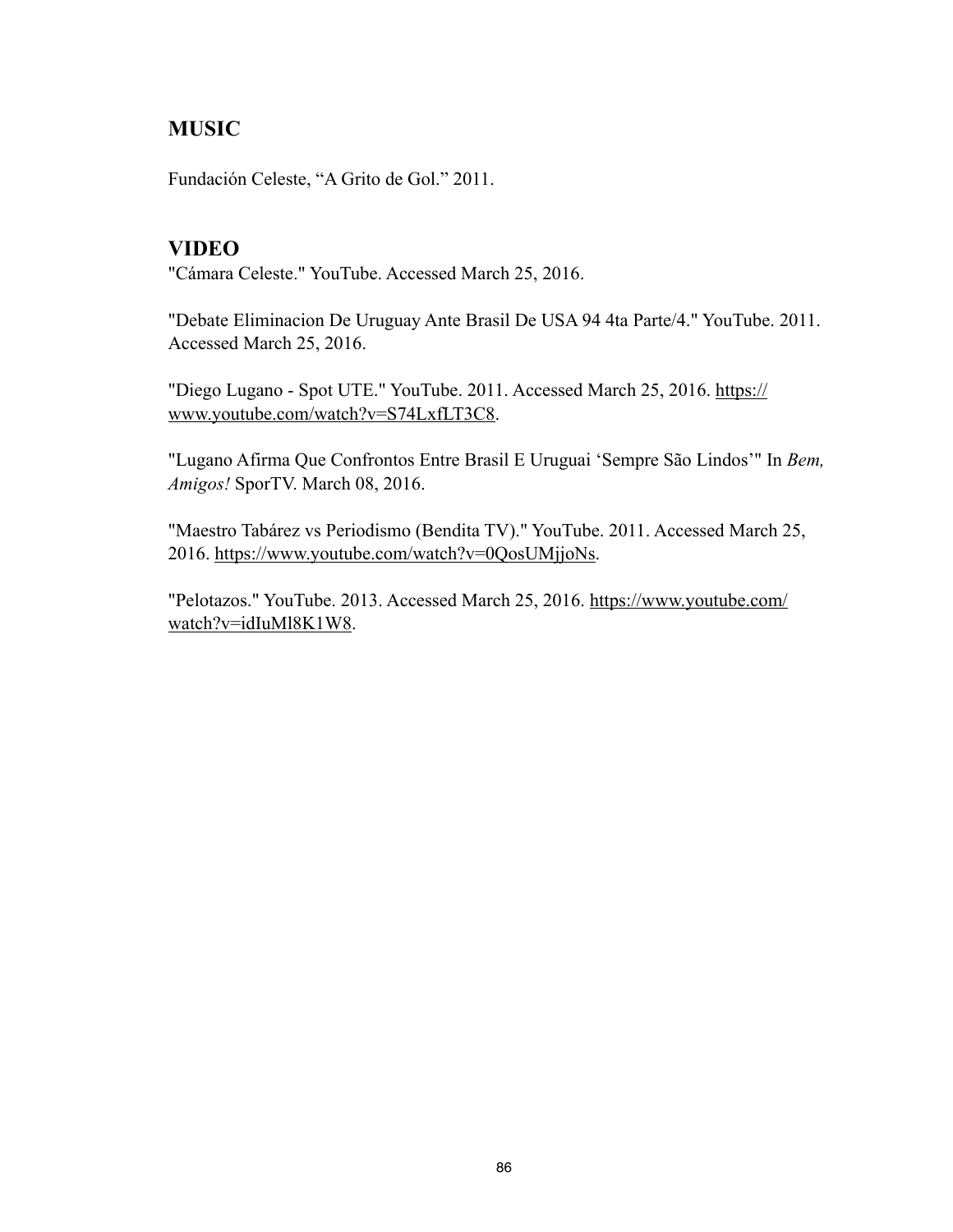## MUSIC

Fundación Celeste, "A Grito de Gol." 2011.

## VIDEO

"Cámara Celeste." YouTube. Accessed March 25, 2016.

"Debate Eliminacion De Uruguay Ante Brasil De USA 94 4ta Parte/4." YouTube. 2011. Accessed March 25, 2016.

"Diego Lugano - Spot UTE." YouTube. 2011. Accessed March 25, 2016. https://www.youtube.com/watch?v=S74LxfLT3C8.

"Lugano Afirma Que Confrontos Entre Brasil E Uruguai 'Sempre São Lindos'" In *Bem, Amigos!* SporTV. March 08, 2016.

"Maestro Tabárez vs Periodismo (Bendita TV)." YouTube. 2011. Accessed March 25, 2016. https://www.youtube.com/watch?v=0QosUMjjoNs.

"Pelotazos." YouTube. 2013. Accessed March 25, 2016. https://www.youtube.com/watch?v=idIuMl8K1W8.